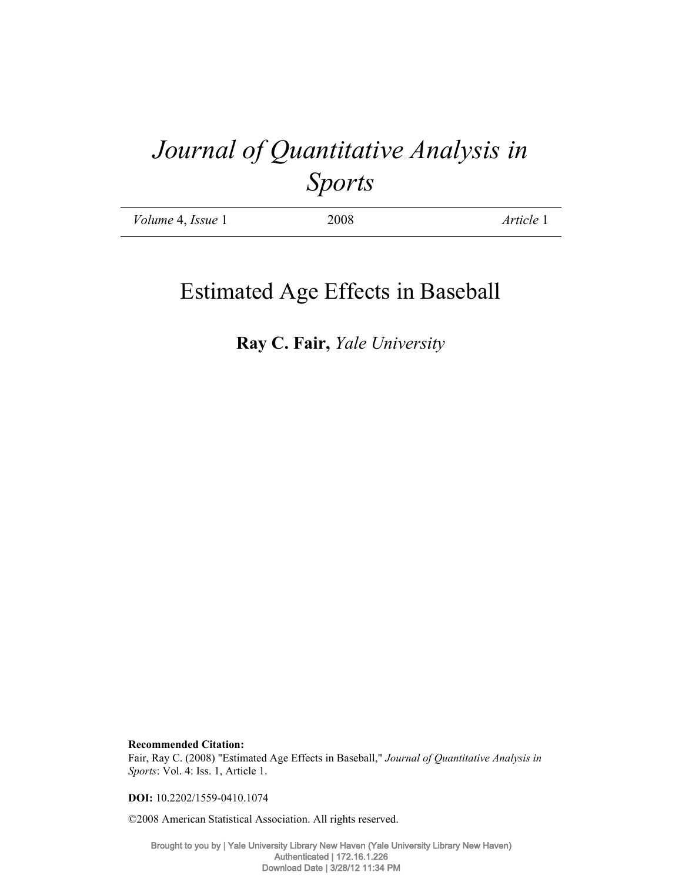# Journal of Quantitative Analysis in Sports

| *Volume* 4, *Issue* 1 | 2008 | *Article* 1 |
|---|---|---|

## Estimated Age Effects in Baseball

**Ray C. Fair,** *Yale University*

**Recommended Citation:**
Fair, Ray C. (2008) "Estimated Age Effects in Baseball," *Journal of Quantitative Analysis in Sports*: Vol. 4: Iss. 1, Article 1.

**DOI:** 10.2202/1559-0410.1074

©2008 American Statistical Association. All rights reserved.

Brought to you by | Yale University Library New Haven (Yale University Library New Haven)
Authenticated | 172.16.1.226
Download Date | 3/28/12 11:34 PM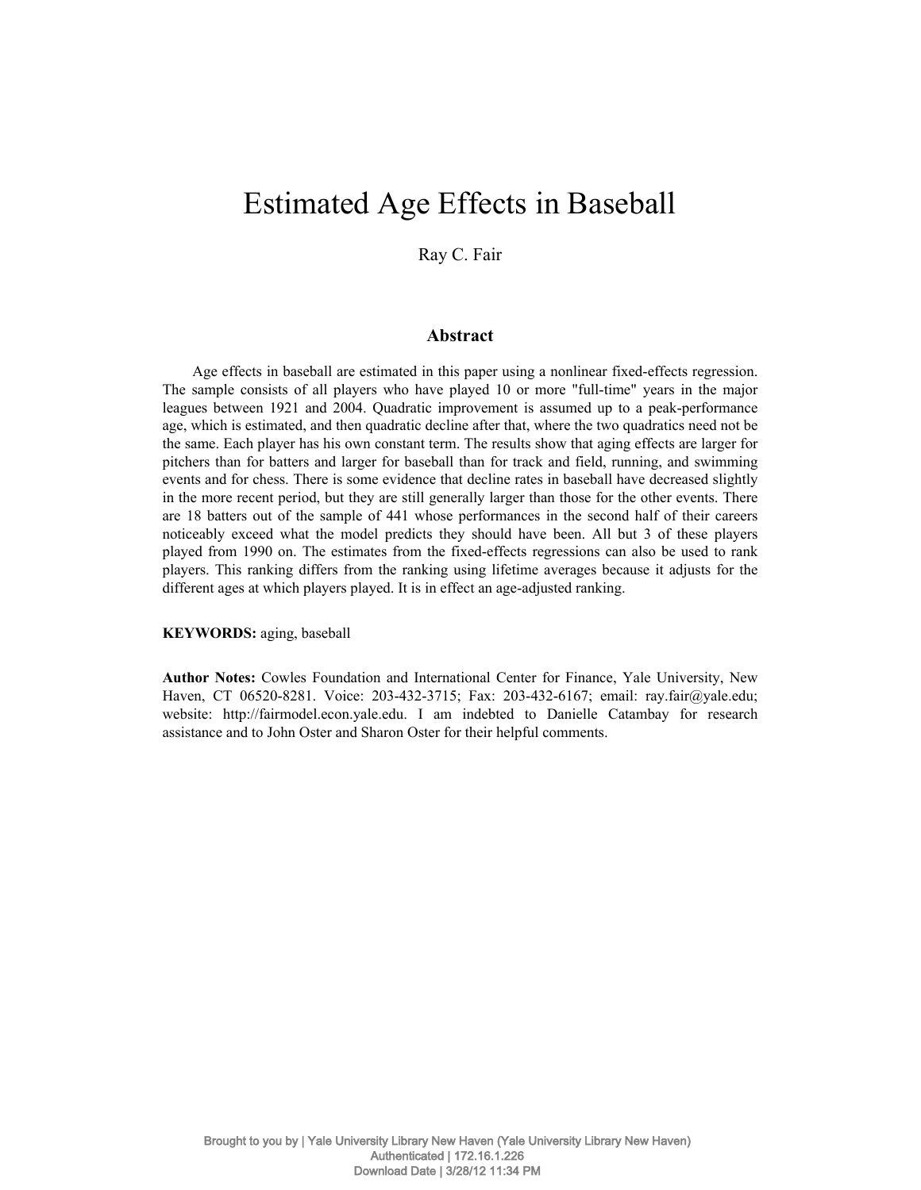# Estimated Age Effects in Baseball

Ray C. Fair

## Abstract

Age effects in baseball are estimated in this paper using a nonlinear fixed-effects regression. The sample consists of all players who have played 10 or more "full-time" years in the major leagues between 1921 and 2004. Quadratic improvement is assumed up to a peak-performance age, which is estimated, and then quadratic decline after that, where the two quadratics need not be the same. Each player has his own constant term. The results show that aging effects are larger for pitchers than for batters and larger for baseball than for track and field, running, and swimming events and for chess. There is some evidence that decline rates in baseball have decreased slightly in the more recent period, but they are still generally larger than those for the other events. There are 18 batters out of the sample of 441 whose performances in the second half of their careers noticeably exceed what the model predicts they should have been. All but 3 of these players played from 1990 on. The estimates from the fixed-effects regressions can also be used to rank players. This ranking differs from the ranking using lifetime averages because it adjusts for the different ages at which players played. It is in effect an age-adjusted ranking.

**KEYWORDS:** aging, baseball

**Author Notes:** Cowles Foundation and International Center for Finance, Yale University, New Haven, CT 06520-8281. Voice: 203-432-3715; Fax: 203-432-6167; email: ray.fair@yale.edu; website: http://fairmodel.econ.yale.edu. I am indebted to Danielle Catambay for research assistance and to John Oster and Sharon Oster for their helpful comments.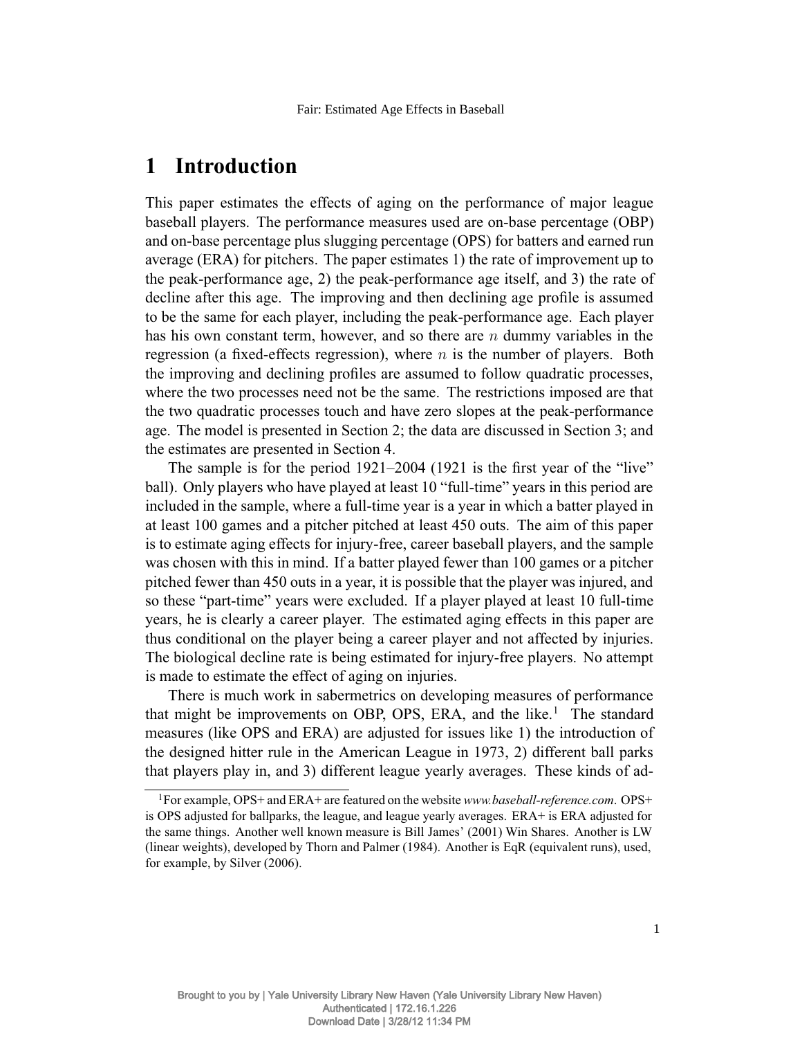# 1 Introduction

This paper estimates the effects of aging on the performance of major league baseball players. The performance measures used are on-base percentage (OBP) and on-base percentage plus slugging percentage (OPS) for batters and earned run average (ERA) for pitchers. The paper estimates 1) the rate of improvement up to the peak-performance age, 2) the peak-performance age itself, and 3) the rate of decline after this age. The improving and then declining age profile is assumed to be the same for each player, including the peak-performance age. Each player has his own constant term, however, and so there are $n$ dummy variables in the regression (a fixed-effects regression), where $n$ is the number of players. Both the improving and declining profiles are assumed to follow quadratic processes, where the two processes need not be the same. The restrictions imposed are that the two quadratic processes touch and have zero slopes at the peak-performance age. The model is presented in Section 2; the data are discussed in Section 3; and the estimates are presented in Section 4.

The sample is for the period 1921–2004 (1921 is the first year of the "live" ball). Only players who have played at least 10 "full-time" years in this period are included in the sample, where a full-time year is a year in which a batter played in at least 100 games and a pitcher pitched at least 450 outs. The aim of this paper is to estimate aging effects for injury-free, career baseball players, and the sample was chosen with this in mind. If a batter played fewer than 100 games or a pitcher pitched fewer than 450 outs in a year, it is possible that the player was injured, and so these "part-time" years were excluded. If a player played at least 10 full-time years, he is clearly a career player. The estimated aging effects in this paper are thus conditional on the player being a career player and not affected by injuries. The biological decline rate is being estimated for injury-free players. No attempt is made to estimate the effect of aging on injuries.

There is much work in sabermetrics on developing measures of performance that might be improvements on OBP, OPS, ERA, and the like.[1] The standard measures (like OPS and ERA) are adjusted for issues like 1) the introduction of the designed hitter rule in the American League in 1973, 2) different ball parks that players play in, and 3) different league yearly averages. These kinds of ad-

[1] For example, OPS+ and ERA+ are featured on the website *www.baseball-reference.com*. OPS+ is OPS adjusted for ballparks, the league, and league yearly averages. ERA+ is ERA adjusted for the same things. Another well known measure is Bill James' (2001) Win Shares. Another is LW (linear weights), developed by Thorn and Palmer (1984). Another is EqR (equivalent runs), used, for example, by Silver (2006).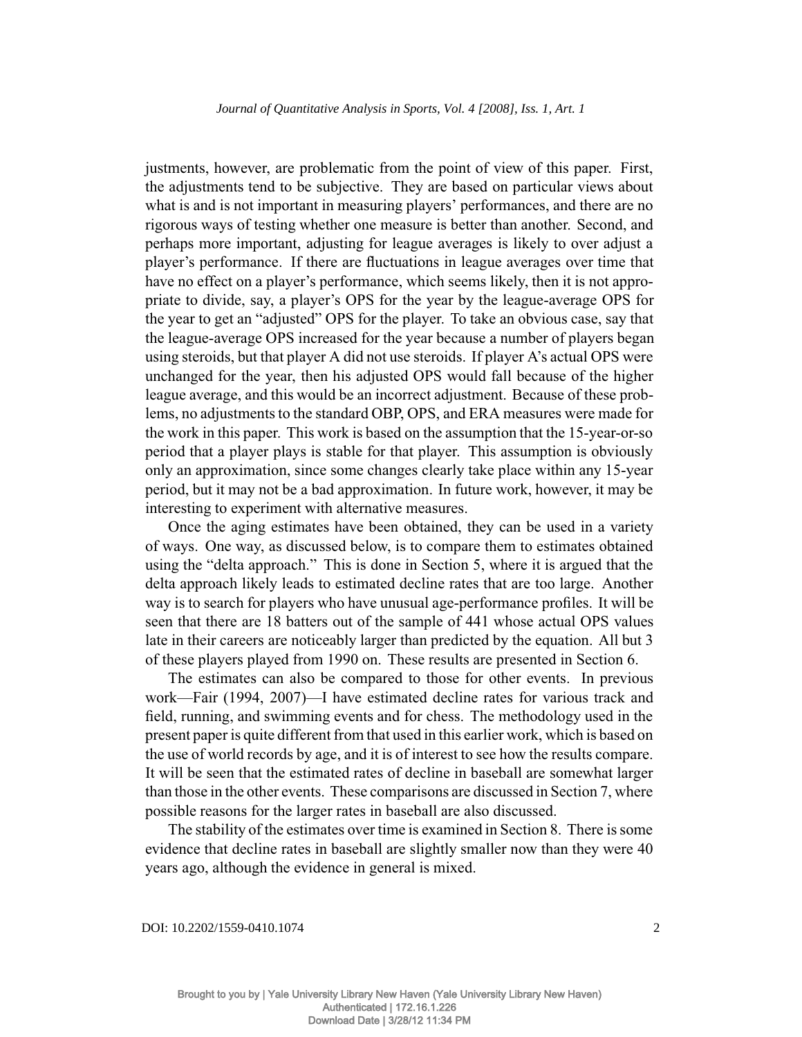justments, however, are problematic from the point of view of this paper. First, the adjustments tend to be subjective. They are based on particular views about what is and is not important in measuring players' performances, and there are no rigorous ways of testing whether one measure is better than another. Second, and perhaps more important, adjusting for league averages is likely to over adjust a player's performance. If there are fluctuations in league averages over time that have no effect on a player's performance, which seems likely, then it is not appropriate to divide, say, a player's OPS for the year by the league-average OPS for the year to get an "adjusted" OPS for the player. To take an obvious case, say that the league-average OPS increased for the year because a number of players began using steroids, but that player A did not use steroids. If player A's actual OPS were unchanged for the year, then his adjusted OPS would fall because of the higher league average, and this would be an incorrect adjustment. Because of these problems, no adjustments to the standard OBP, OPS, and ERA measures were made for the work in this paper. This work is based on the assumption that the 15-year-or-so period that a player plays is stable for that player. This assumption is obviously only an approximation, since some changes clearly take place within any 15-year period, but it may not be a bad approximation. In future work, however, it may be interesting to experiment with alternative measures.

Once the aging estimates have been obtained, they can be used in a variety of ways. One way, as discussed below, is to compare them to estimates obtained using the "delta approach." This is done in Section 5, where it is argued that the delta approach likely leads to estimated decline rates that are too large. Another way is to search for players who have unusual age-performance profiles. It will be seen that there are 18 batters out of the sample of 441 whose actual OPS values late in their careers are noticeably larger than predicted by the equation. All but 3 of these players played from 1990 on. These results are presented in Section 6.

The estimates can also be compared to those for other events. In previous work—Fair (1994, 2007)—I have estimated decline rates for various track and field, running, and swimming events and for chess. The methodology used in the present paper is quite different from that used in this earlier work, which is based on the use of world records by age, and it is of interest to see how the results compare. It will be seen that the estimated rates of decline in baseball are somewhat larger than those in the other events. These comparisons are discussed in Section 7, where possible reasons for the larger rates in baseball are also discussed.

The stability of the estimates over time is examined in Section 8. There is some evidence that decline rates in baseball are slightly smaller now than they were 40 years ago, although the evidence in general is mixed.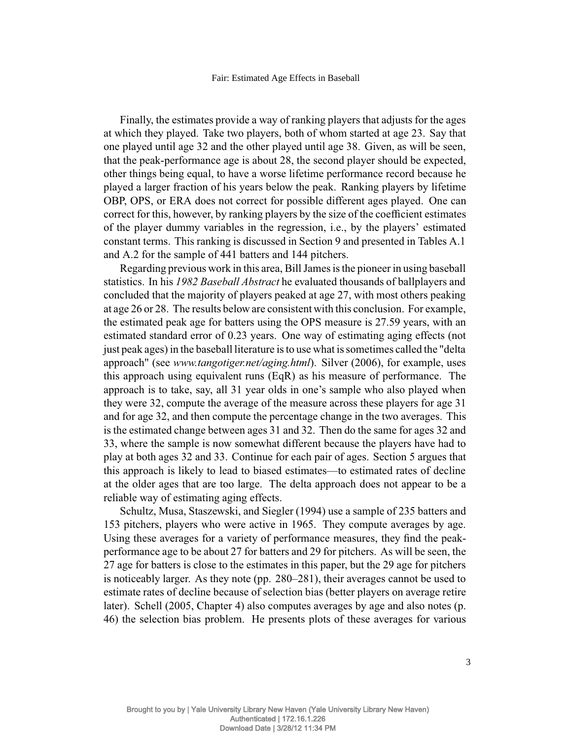Finally, the estimates provide a way of ranking players that adjusts for the ages at which they played. Take two players, both of whom started at age 23. Say that one played until age 32 and the other played until age 38. Given, as will be seen, that the peak-performance age is about 28, the second player should be expected, other things being equal, to have a worse lifetime performance record because he played a larger fraction of his years below the peak. Ranking players by lifetime OBP, OPS, or ERA does not correct for possible different ages played. One can correct for this, however, by ranking players by the size of the coefficient estimates of the player dummy variables in the regression, i.e., by the players' estimated constant terms. This ranking is discussed in Section 9 and presented in Tables A.1 and A.2 for the sample of 441 batters and 144 pitchers.

Regarding previous work in this area, Bill James is the pioneer in using baseball statistics. In his *1982 Baseball Abstract* he evaluated thousands of ballplayers and concluded that the majority of players peaked at age 27, with most others peaking at age 26 or 28. The results below are consistent with this conclusion. For example, the estimated peak age for batters using the OPS measure is 27.59 years, with an estimated standard error of 0.23 years. One way of estimating aging effects (not just peak ages) in the baseball literature is to use what is sometimes called the "delta approach" (see *www.tangotiger.net/aging.html*). Silver (2006), for example, uses this approach using equivalent runs (EqR) as his measure of performance. The approach is to take, say, all 31 year olds in one's sample who also played when they were 32, compute the average of the measure across these players for age 31 and for age 32, and then compute the percentage change in the two averages. This is the estimated change between ages 31 and 32. Then do the same for ages 32 and 33, where the sample is now somewhat different because the players have had to play at both ages 32 and 33. Continue for each pair of ages. Section 5 argues that this approach is likely to lead to biased estimates—to estimated rates of decline at the older ages that are too large. The delta approach does not appear to be a reliable way of estimating aging effects.

Schultz, Musa, Staszewski, and Siegler (1994) use a sample of 235 batters and 153 pitchers, players who were active in 1965. They compute averages by age. Using these averages for a variety of performance measures, they find the peak-performance age to be about 27 for batters and 29 for pitchers. As will be seen, the 27 age for batters is close to the estimates in this paper, but the 29 age for pitchers is noticeably larger. As they note (pp. 280–281), their averages cannot be used to estimate rates of decline because of selection bias (better players on average retire later). Schell (2005, Chapter 4) also computes averages by age and also notes (p. 46) the selection bias problem. He presents plots of these averages for various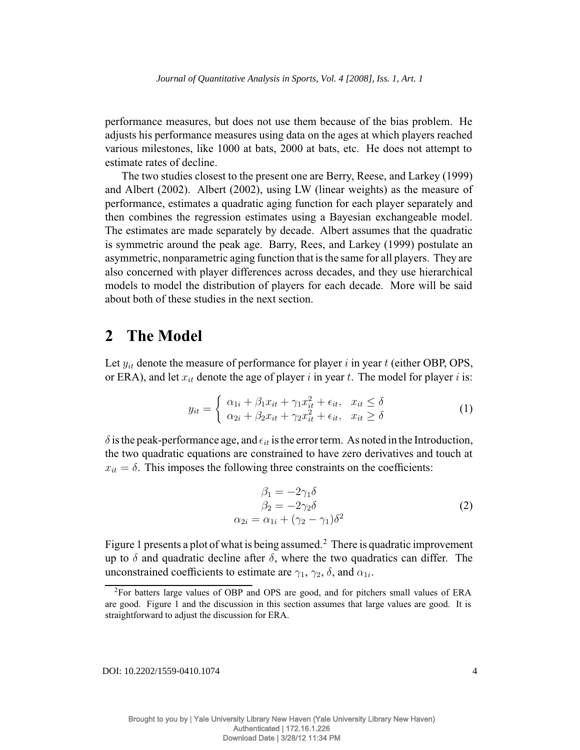performance measures, but does not use them because of the bias problem. He adjusts his performance measures using data on the ages at which players reached various milestones, like 1000 at bats, 2000 at bats, etc. He does not attempt to estimate rates of decline.

The two studies closest to the present one are Berry, Reese, and Larkey (1999) and Albert (2002). Albert (2002), using LW (linear weights) as the measure of performance, estimates a quadratic aging function for each player separately and then combines the regression estimates using a Bayesian exchangeable model. The estimates are made separately by decade. Albert assumes that the quadratic is symmetric around the peak age. Barry, Rees, and Larkey (1999) postulate an asymmetric, nonparametric aging function that is the same for all players. They are also concerned with player differences across decades, and they use hierarchical models to model the distribution of players for each decade. More will be said about both of these studies in the next section.

## 2 The Model

Let $y_{it}$ denote the measure of performance for player $i$ in year $t$ (either OBP, OPS, or ERA), and let $x_{it}$ denote the age of player $i$ in year $t$. The model for player $i$ is:

$$y_{it} = \begin{cases} \alpha_{1i} + \beta_1 x_{it} + \gamma_1 x_{it}^2 + \epsilon_{it}, & x_{it} \leq \delta \\ \alpha_{2i} + \beta_2 x_{it} + \gamma_2 x_{it}^2 + \epsilon_{it}, & x_{it} \geq \delta \end{cases} \tag{1}$$

$\delta$ is the peak-performance age, and $\epsilon_{it}$ is the error term. As noted in the Introduction, the two quadratic equations are constrained to have zero derivatives and touch at $x_{it} = \delta$. This imposes the following three constraints on the coefficients:

$$\begin{aligned} \beta_1 &= -2\gamma_1\delta \\ \beta_2 &= -2\gamma_2\delta \\ \alpha_{2i} &= \alpha_{1i} + (\gamma_2 - \gamma_1)\delta^2 \end{aligned} \tag{2}$$

Figure 1 presents a plot of what is being assumed.[2] There is quadratic improvement up to $\delta$ and quadratic decline after $\delta$, where the two quadratics can differ. The unconstrained coefficients to estimate are $\gamma_1$, $\gamma_2$, $\delta$, and $\alpha_{1i}$.

[2] For batters large values of OBP and OPS are good, and for pitchers small values of ERA are good. Figure 1 and the discussion in this section assumes that large values are good. It is straightforward to adjust the discussion for ERA.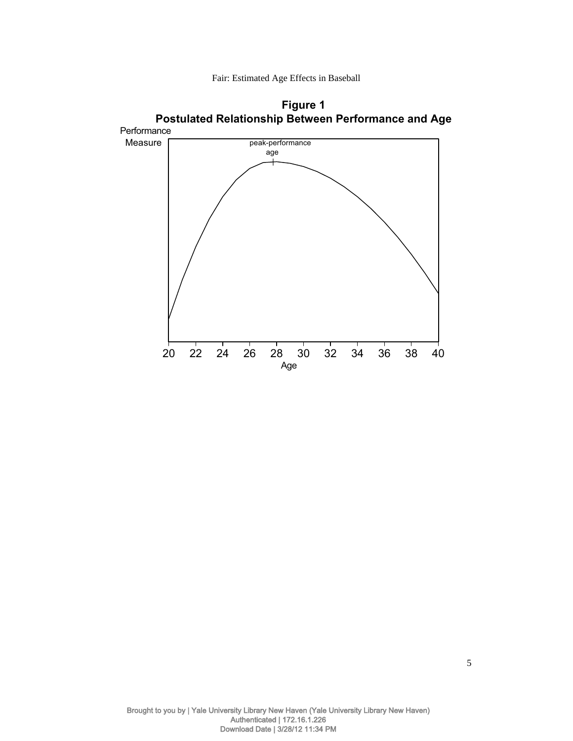**Figure 1**
**Postulated Relationship Between Performance and Age**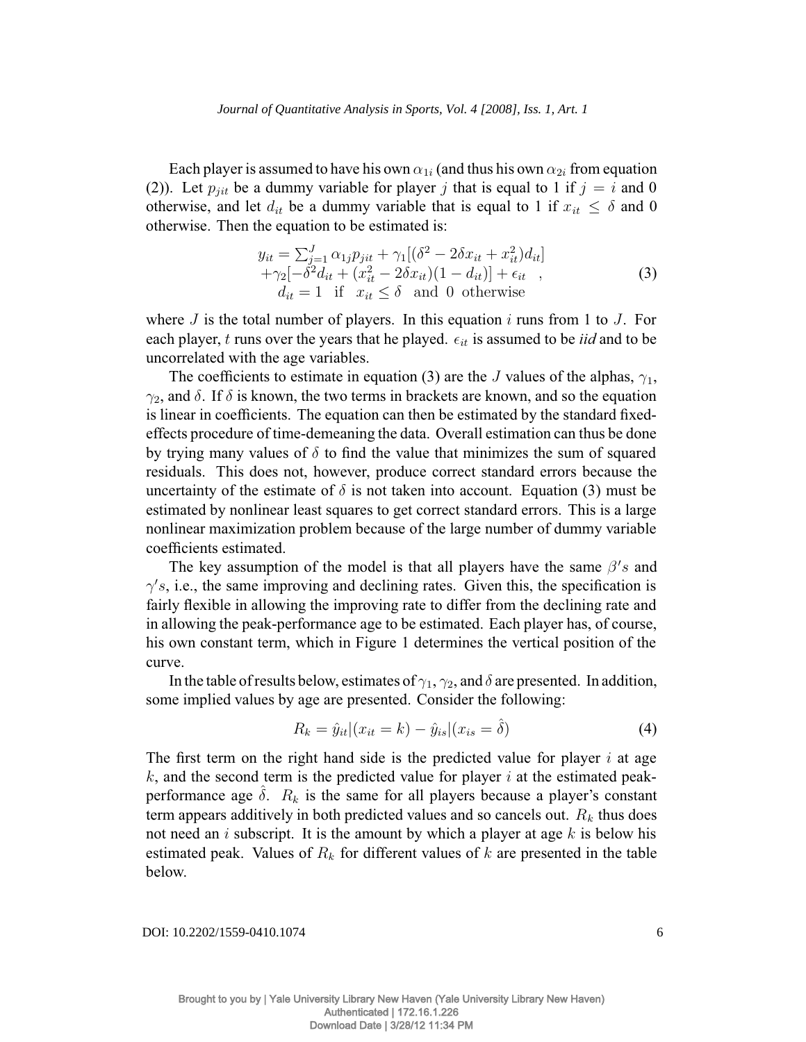Each player is assumed to have his own $\alpha_{1i}$ (and thus his own $\alpha_{2i}$ from equation (2)). Let $p_{jit}$ be a dummy variable for player $j$ that is equal to 1 if $j = i$ and 0 otherwise, and let $d_{it}$ be a dummy variable that is equal to 1 if $x_{it} \leq \delta$ and 0 otherwise. Then the equation to be estimated is:

$$
\begin{array}{c}
y_{it} = \sum_{j=1}^{J} \alpha_{1j} p_{jit} + \gamma_1[(\delta^2 - 2\delta x_{it} + x_{it}^2) d_{it}] \\
+\gamma_2[-\delta^2 d_{it} + (x_{it}^2 - 2\delta x_{it})(1 - d_{it})] + \epsilon_{it} \quad , \\
d_{it} = 1 \quad \text{if} \quad x_{it} \leq \delta \quad \text{and} \quad 0 \quad \text{otherwise}
\end{array}
\tag{3}
$$

where $J$ is the total number of players. In this equation $i$ runs from 1 to $J$. For each player, $t$ runs over the years that he played. $\epsilon_{it}$ is assumed to be *iid* and to be uncorrelated with the age variables.

The coefficients to estimate in equation (3) are the $J$ values of the alphas, $\gamma_1$, $\gamma_2$, and $\delta$. If $\delta$ is known, the two terms in brackets are known, and so the equation is linear in coefficients. The equation can then be estimated by the standard fixed-effects procedure of time-demeaning the data. Overall estimation can thus be done by trying many values of $\delta$ to find the value that minimizes the sum of squared residuals. This does not, however, produce correct standard errors because the uncertainty of the estimate of $\delta$ is not taken into account. Equation (3) must be estimated by nonlinear least squares to get correct standard errors. This is a large nonlinear maximization problem because of the large number of dummy variable coefficients estimated.

The key assumption of the model is that all players have the same $\beta's$ and $\gamma's$, i.e., the same improving and declining rates. Given this, the specification is fairly flexible in allowing the improving rate to differ from the declining rate and in allowing the peak-performance age to be estimated. Each player has, of course, his own constant term, which in Figure 1 determines the vertical position of the curve.

In the table of results below, estimates of $\gamma_1$, $\gamma_2$, and $\delta$ are presented. In addition, some implied values by age are presented. Consider the following:

$$
R_k = \hat{y}_{it}|(x_{it} = k) - \hat{y}_{is}|(x_{is} = \hat{\delta}) \tag{4}
$$

The first term on the right hand side is the predicted value for player $i$ at age $k$, and the second term is the predicted value for player $i$ at the estimated peak-performance age $\hat{\delta}$. $R_k$ is the same for all players because a player's constant term appears additively in both predicted values and so cancels out. $R_k$ thus does not need an $i$ subscript. It is the amount by which a player at age $k$ is below his estimated peak. Values of $R_k$ for different values of $k$ are presented in the table below.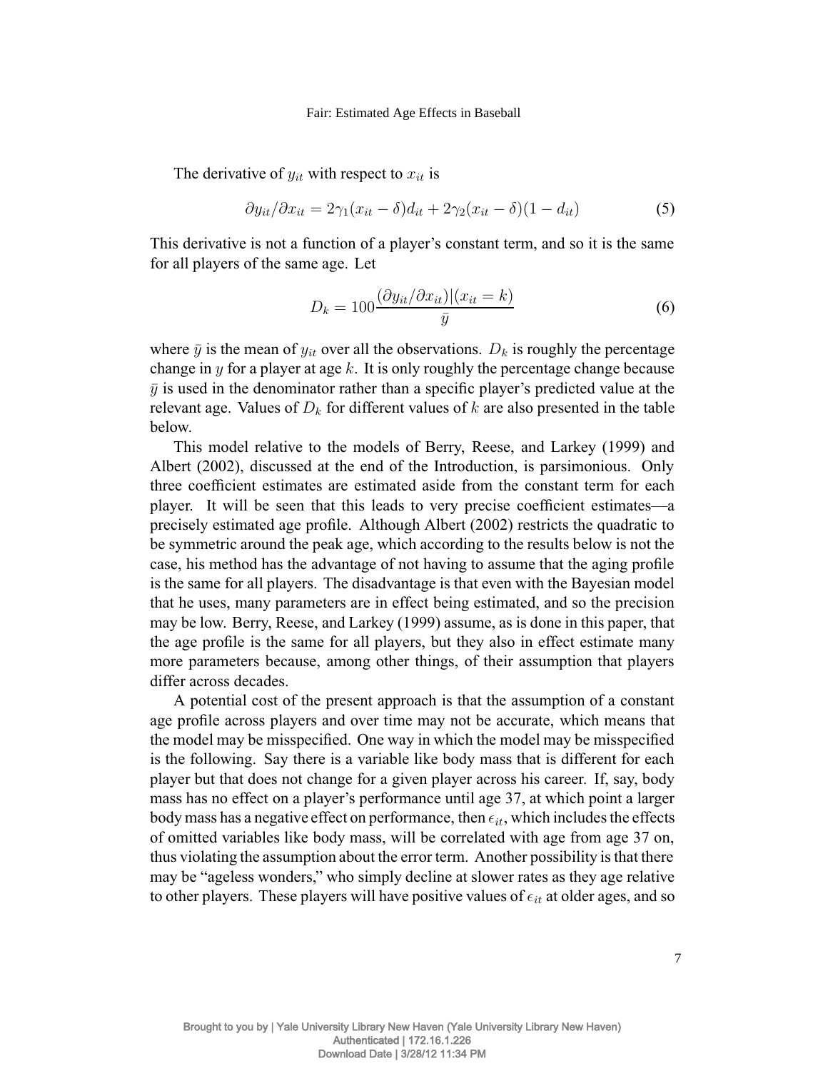The derivative of $y_{it}$ with respect to $x_{it}$ is

$$\partial y_{it}/\partial x_{it} = 2\gamma_1(x_{it} - \delta)d_{it} + 2\gamma_2(x_{it} - \delta)(1 - d_{it}) \tag{5}$$

This derivative is not a function of a player's constant term, and so it is the same for all players of the same age. Let

$$D_k = 100\frac{(\partial y_{it}/\partial x_{it})|(x_{it} = k)}{\bar{y}} \tag{6}$$

where $\bar{y}$ is the mean of $y_{it}$ over all the observations. $D_k$ is roughly the percentage change in $y$ for a player at age $k$. It is only roughly the percentage change because $\bar{y}$ is used in the denominator rather than a specific player's predicted value at the relevant age. Values of $D_k$ for different values of $k$ are also presented in the table below.

This model relative to the models of Berry, Reese, and Larkey (1999) and Albert (2002), discussed at the end of the Introduction, is parsimonious. Only three coefficient estimates are estimated aside from the constant term for each player. It will be seen that this leads to very precise coefficient estimates—a precisely estimated age profile. Although Albert (2002) restricts the quadratic to be symmetric around the peak age, which according to the results below is not the case, his method has the advantage of not having to assume that the aging profile is the same for all players. The disadvantage is that even with the Bayesian model that he uses, many parameters are in effect being estimated, and so the precision may be low. Berry, Reese, and Larkey (1999) assume, as is done in this paper, that the age profile is the same for all players, but they also in effect estimate many more parameters because, among other things, of their assumption that players differ across decades.

A potential cost of the present approach is that the assumption of a constant age profile across players and over time may not be accurate, which means that the model may be misspecified. One way in which the model may be misspecified is the following. Say there is a variable like body mass that is different for each player but that does not change for a given player across his career. If, say, body mass has no effect on a player's performance until age 37, at which point a larger body mass has a negative effect on performance, then $\epsilon_{it}$, which includes the effects of omitted variables like body mass, will be correlated with age from age 37 on, thus violating the assumption about the error term. Another possibility is that there may be "ageless wonders," who simply decline at slower rates as they age relative to other players. These players will have positive values of $\epsilon_{it}$ at older ages, and so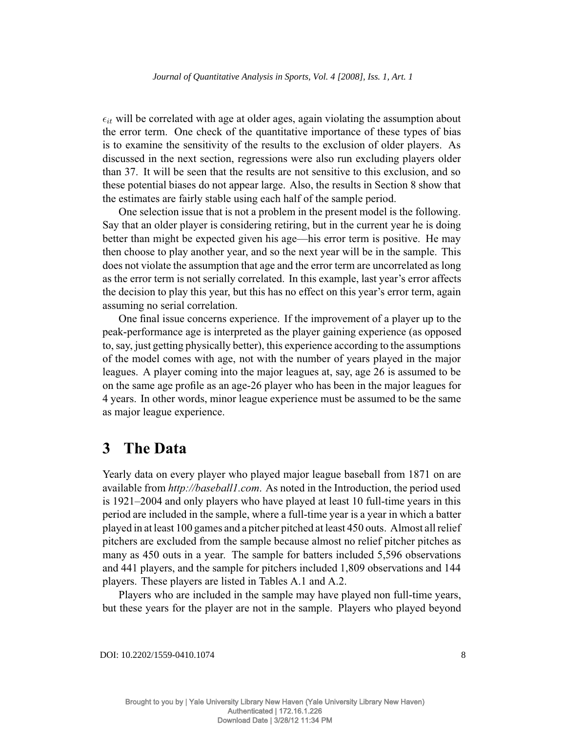$\epsilon_{it}$ will be correlated with age at older ages, again violating the assumption about the error term. One check of the quantitative importance of these types of bias is to examine the sensitivity of the results to the exclusion of older players. As discussed in the next section, regressions were also run excluding players older than 37. It will be seen that the results are not sensitive to this exclusion, and so these potential biases do not appear large. Also, the results in Section 8 show that the estimates are fairly stable using each half of the sample period.

One selection issue that is not a problem in the present model is the following. Say that an older player is considering retiring, but in the current year he is doing better than might be expected given his age—his error term is positive. He may then choose to play another year, and so the next year will be in the sample. This does not violate the assumption that age and the error term are uncorrelated as long as the error term is not serially correlated. In this example, last year's error affects the decision to play this year, but this has no effect on this year's error term, again assuming no serial correlation.

One final issue concerns experience. If the improvement of a player up to the peak-performance age is interpreted as the player gaining experience (as opposed to, say, just getting physically better), this experience according to the assumptions of the model comes with age, not with the number of years played in the major leagues. A player coming into the major leagues at, say, age 26 is assumed to be on the same age profile as an age-26 player who has been in the major leagues for 4 years. In other words, minor league experience must be assumed to be the same as major league experience.

# 3 The Data

Yearly data on every player who played major league baseball from 1871 on are available from *http://baseball1.com*. As noted in the Introduction, the period used is 1921–2004 and only players who have played at least 10 full-time years in this period are included in the sample, where a full-time year is a year in which a batter played in at least 100 games and a pitcher pitched at least 450 outs. Almost all relief pitchers are excluded from the sample because almost no relief pitcher pitches as many as 450 outs in a year. The sample for batters included 5,596 observations and 441 players, and the sample for pitchers included 1,809 observations and 144 players. These players are listed in Tables A.1 and A.2.

Players who are included in the sample may have played non full-time years, but these years for the player are not in the sample. Players who played beyond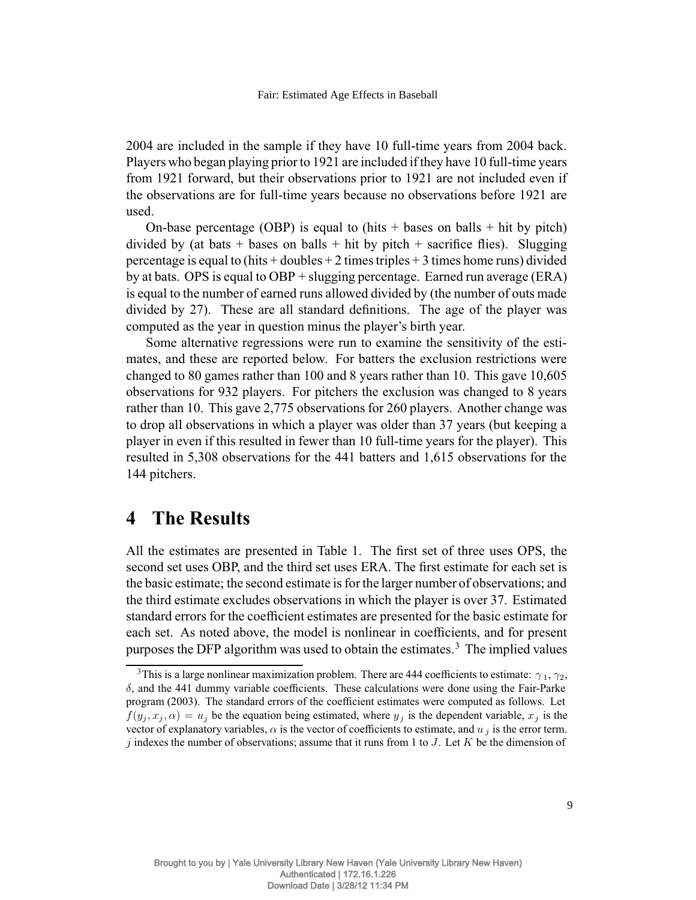2004 are included in the sample if they have 10 full-time years from 2004 back. Players who began playing prior to 1921 are included if they have 10 full-time years from 1921 forward, but their observations prior to 1921 are not included even if the observations are for full-time years because no observations before 1921 are used.

On-base percentage (OBP) is equal to (hits + bases on balls + hit by pitch) divided by (at bats + bases on balls + hit by pitch + sacrifice flies). Slugging percentage is equal to (hits + doubles + 2 times triples + 3 times home runs) divided by at bats. OPS is equal to OBP + slugging percentage. Earned run average (ERA) is equal to the number of earned runs allowed divided by (the number of outs made divided by 27). These are all standard definitions. The age of the player was computed as the year in question minus the player's birth year.

Some alternative regressions were run to examine the sensitivity of the estimates, and these are reported below. For batters the exclusion restrictions were changed to 80 games rather than 100 and 8 years rather than 10. This gave 10,605 observations for 932 players. For pitchers the exclusion was changed to 8 years rather than 10. This gave 2,775 observations for 260 players. Another change was to drop all observations in which a player was older than 37 years (but keeping a player in even if this resulted in fewer than 10 full-time years for the player). This resulted in 5,308 observations for the 441 batters and 1,615 observations for the 144 pitchers.

# 4 The Results

All the estimates are presented in Table 1. The first set of three uses OPS, the second set uses OBP, and the third set uses ERA. The first estimate for each set is the basic estimate; the second estimate is for the larger number of observations; and the third estimate excludes observations in which the player is over 37. Estimated standard errors for the coefficient estimates are presented for the basic estimate for each set. As noted above, the model is nonlinear in coefficients, and for present purposes the DFP algorithm was used to obtain the estimates.[3] The implied values

[3] This is a large nonlinear maximization problem. There are 444 coefficients to estimate: $\gamma_1, \gamma_2$, $\delta$, and the 441 dummy variable coefficients. These calculations were done using the Fair-Parke program (2003). The standard errors of the coefficient estimates were computed as follows. Let $f(y_j, x_j, \alpha) = u_j$ be the equation being estimated, where $y_j$ is the dependent variable, $x_j$ is the vector of explanatory variables, $\alpha$ is the vector of coefficients to estimate, and $u_j$ is the error term. $j$ indexes the number of observations; assume that it runs from 1 to $J$. Let $K$ be the dimension of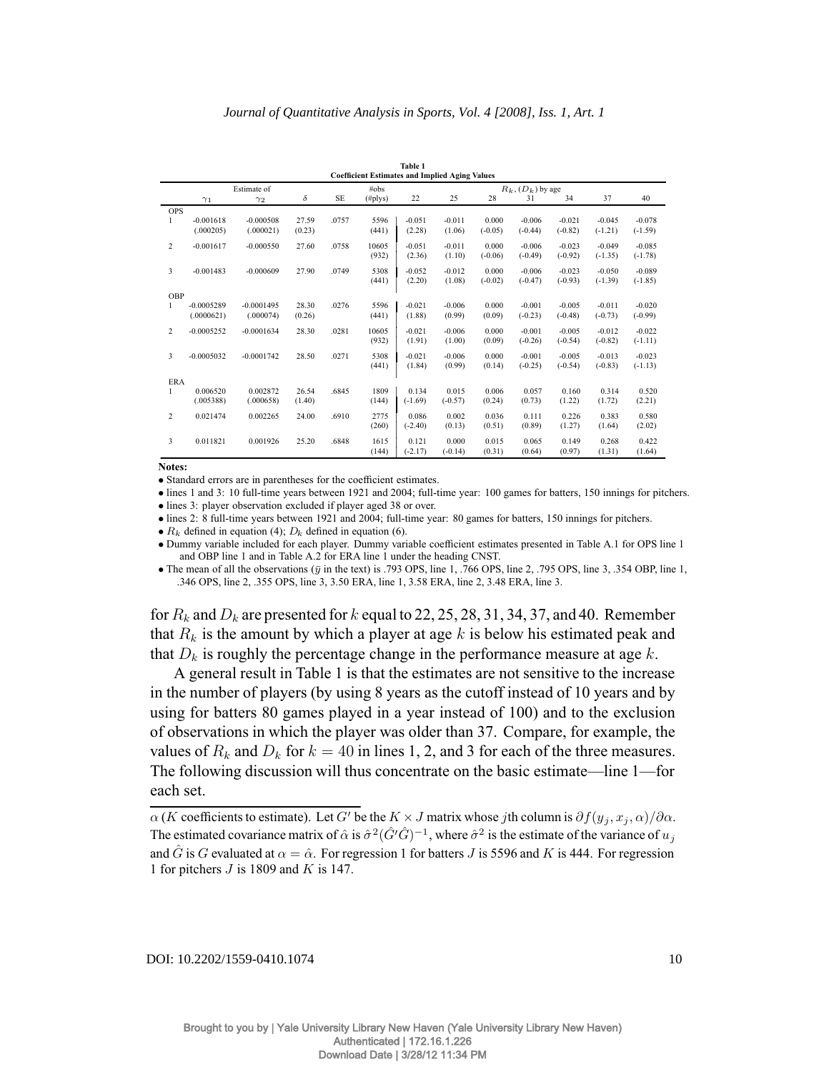**Table 1**
**Coefficient Estimates and Implied Aging Values**

| | Estimate of $\gamma_1$ | $\gamma_2$ | $\delta$ | SE | #obs (#plys) | 22 | 25 | 28 | 31 | 34 | 37 | 40 |
|---|---|---|---|---|---|---|---|---|---|---|---|---|
| | | | | | | $R_k$, ($D_k$) by age | | | | | | |
| OPS | | | | | | | | | | | | |
| 1 | -0.001618 | -0.000508 | 27.59 | .0757 | 5596 | -0.051 | -0.011 | 0.000 | -0.006 | -0.021 | -0.045 | -0.078 |
| | (.000205) | (.000021) | (0.23) | | (441) | (2.28) | (1.06) | (-0.05) | (-0.44) | (-0.82) | (-1.21) | (-1.59) |
| 2 | -0.001617 | -0.000550 | 27.60 | .0758 | 10605 | -0.051 | -0.011 | 0.000 | -0.006 | -0.023 | -0.049 | -0.085 |
| | | | | | (932) | (2.36) | (1.10) | (-0.06) | (-0.49) | (-0.92) | (-1.35) | (-1.78) |
| 3 | -0.001483 | -0.000609 | 27.90 | .0749 | 5308 | -0.052 | -0.012 | 0.000 | -0.006 | -0.023 | -0.050 | -0.089 |
| | | | | | (441) | (2.20) | (1.08) | (-0.02) | (-0.47) | (-0.93) | (-1.39) | (-1.85) |
| OBP | | | | | | | | | | | | |
| 1 | -0.0005289 | -0.0001495 | 28.30 | .0276 | 5596 | -0.021 | -0.006 | 0.000 | -0.001 | -0.005 | -0.011 | -0.020 |
| | (.0000621) | (.000074) | (0.26) | | (441) | (1.88) | (0.99) | (0.09) | (-0.23) | (-0.48) | (-0.73) | (-0.99) |
| 2 | -0.0005252 | -0.0001634 | 28.30 | .0281 | 10605 | -0.021 | -0.006 | 0.000 | -0.001 | -0.005 | -0.012 | -0.022 |
| | | | | | (932) | (1.91) | (1.00) | (0.09) | (-0.26) | (-0.54) | (-0.82) | (-1.11) |
| 3 | -0.0005032 | -0.0001742 | 28.50 | .0271 | 5308 | -0.021 | -0.006 | 0.000 | -0.001 | -0.005 | -0.013 | -0.023 |
| | | | | | (441) | (1.84) | (0.99) | (0.14) | (-0.25) | (-0.54) | (-0.83) | (-1.13) |
| ERA | | | | | | | | | | | | |
| 1 | 0.006520 | 0.002872 | 26.54 | .6845 | 1809 | 0.134 | 0.015 | 0.006 | 0.057 | 0.160 | 0.314 | 0.520 |
| | (.005388) | (.000658) | (1.40) | | (144) | (-1.69) | (-0.57) | (0.24) | (0.73) | (1.22) | (1.72) | (2.21) |
| 2 | 0.021474 | 0.002265 | 24.00 | .6910 | 2775 | 0.086 | 0.002 | 0.036 | 0.111 | 0.226 | 0.383 | 0.580 |
| | | | | | (260) | (-2.40) | (0.13) | (0.51) | (0.89) | (1.27) | (1.64) | (2.02) |
| 3 | 0.011821 | 0.001926 | 25.20 | .6848 | 1615 | 0.121 | 0.000 | 0.015 | 0.065 | 0.149 | 0.268 | 0.422 |
| | | | | | (144) | (-2.17) | (-0.14) | (0.31) | (0.64) | (0.97) | (1.31) | (1.64) |

**Notes:**

- Standard errors are in parentheses for the coefficient estimates.
- lines 1 and 3: 10 full-time years between 1921 and 2004; full-time year: 100 games for batters, 150 innings for pitchers.
- lines 3: player observation excluded if player aged 38 or over.
- lines 2: 8 full-time years between 1921 and 2004; full-time year: 80 games for batters, 150 innings for pitchers.
- $R_k$ defined in equation (4); $D_k$ defined in equation (6).
- Dummy variable included for each player. Dummy variable coefficient estimates presented in Table A.1 for OPS line 1 and OBP line 1 and in Table A.2 for ERA line 1 under the heading CNST.
- The mean of all the observations ($\bar{y}$ in the text) is .793 OPS, line 1, .766 OPS, line 2, .795 OPS, line 3, .354 OBP, line 1, .346 OPS, line 2, .355 OPS, line 3, 3.50 ERA, line 1, 3.58 ERA, line 2, 3.48 ERA, line 3.

for $R_k$ and $D_k$ are presented for $k$ equal to 22, 25, 28, 31, 34, 37, and 40. Remember that $R_k$ is the amount by which a player at age $k$ is below his estimated peak and that $D_k$ is roughly the percentage change in the performance measure at age $k$.

A general result in Table 1 is that the estimates are not sensitive to the increase in the number of players (by using 8 years as the cutoff instead of 10 years and by using for batters 80 games played in a year instead of 100) and to the exclusion of observations in which the player was older than 37. Compare, for example, the values of $R_k$ and $D_k$ for $k = 40$ in lines 1, 2, and 3 for each of the three measures. The following discussion will thus concentrate on the basic estimate—line 1—for each set.

---

$\alpha$ ($K$ coefficients to estimate). Let $G'$ be the $K \times J$ matrix whose $j$th column is $\partial f(y_j, x_j, \alpha)/\partial\alpha$. The estimated covariance matrix of $\hat{\alpha}$ is $\hat{\sigma}^2(\hat{G}'\hat{G})^{-1}$, where $\hat{\sigma}^2$ is the estimate of the variance of $u_j$ and $\hat{G}$ is $G$ evaluated at $\alpha = \hat{\alpha}$. For regression 1 for batters $J$ is 5596 and $K$ is 444. For regression 1 for pitchers $J$ is 1809 and $K$ is 147.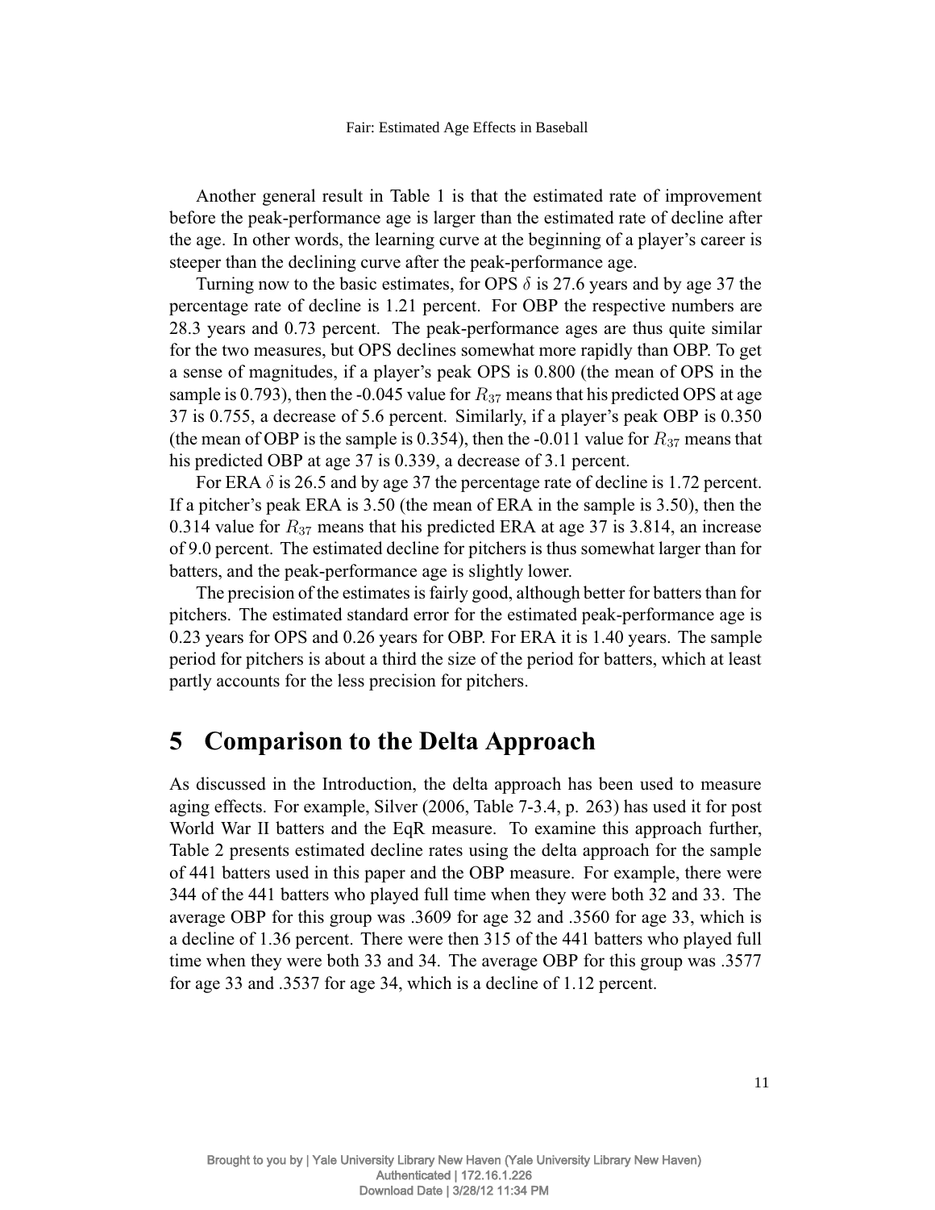Another general result in Table 1 is that the estimated rate of improvement before the peak-performance age is larger than the estimated rate of decline after the age. In other words, the learning curve at the beginning of a player's career is steeper than the declining curve after the peak-performance age.

Turning now to the basic estimates, for OPS $\delta$ is 27.6 years and by age 37 the percentage rate of decline is 1.21 percent. For OBP the respective numbers are 28.3 years and 0.73 percent. The peak-performance ages are thus quite similar for the two measures, but OPS declines somewhat more rapidly than OBP. To get a sense of magnitudes, if a player's peak OPS is 0.800 (the mean of OPS in the sample is 0.793), then the -0.045 value for $R_{37}$ means that his predicted OPS at age 37 is 0.755, a decrease of 5.6 percent. Similarly, if a player's peak OBP is 0.350 (the mean of OBP is the sample is 0.354), then the -0.011 value for $R_{37}$ means that his predicted OBP at age 37 is 0.339, a decrease of 3.1 percent.

For ERA $\delta$ is 26.5 and by age 37 the percentage rate of decline is 1.72 percent. If a pitcher's peak ERA is 3.50 (the mean of ERA in the sample is 3.50), then the 0.314 value for $R_{37}$ means that his predicted ERA at age 37 is 3.814, an increase of 9.0 percent. The estimated decline for pitchers is thus somewhat larger than for batters, and the peak-performance age is slightly lower.

The precision of the estimates is fairly good, although better for batters than for pitchers. The estimated standard error for the estimated peak-performance age is 0.23 years for OPS and 0.26 years for OBP. For ERA it is 1.40 years. The sample period for pitchers is about a third the size of the period for batters, which at least partly accounts for the less precision for pitchers.

# 5 Comparison to the Delta Approach

As discussed in the Introduction, the delta approach has been used to measure aging effects. For example, Silver (2006, Table 7-3.4, p. 263) has used it for post World War II batters and the EqR measure. To examine this approach further, Table 2 presents estimated decline rates using the delta approach for the sample of 441 batters used in this paper and the OBP measure. For example, there were 344 of the 441 batters who played full time when they were both 32 and 33. The average OBP for this group was .3609 for age 32 and .3560 for age 33, which is a decline of 1.36 percent. There were then 315 of the 441 batters who played full time when they were both 33 and 34. The average OBP for this group was .3577 for age 33 and .3537 for age 34, which is a decline of 1.12 percent.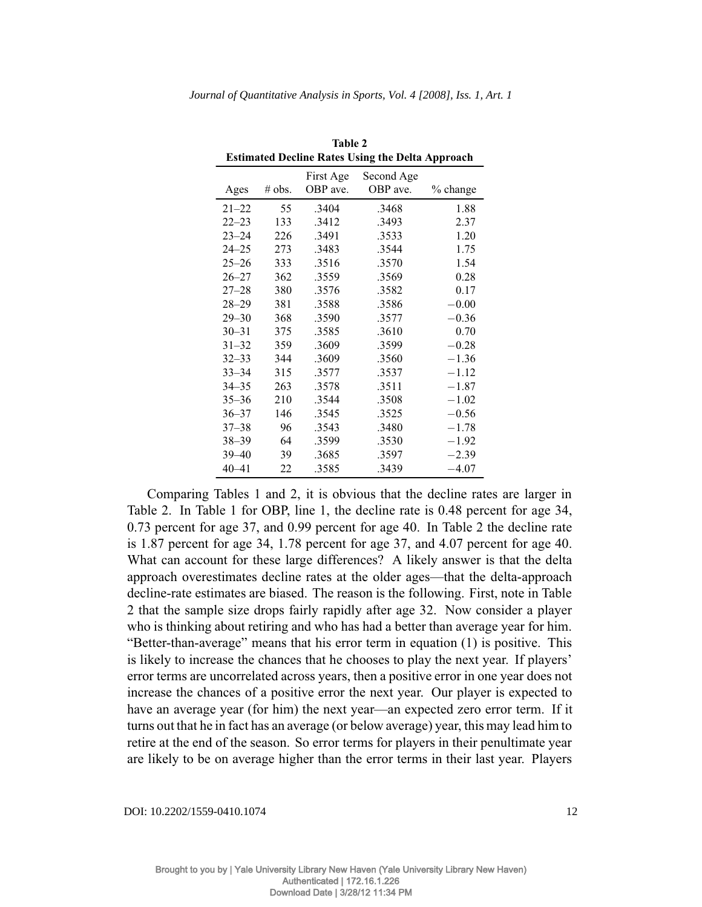**Table 2**
**Estimated Decline Rates Using the Delta Approach**

| Ages | # obs. | First Age OBP ave. | Second Age OBP ave. | % change |
|---|---|---|---|---|
| 21–22 | 55 | .3404 | .3468 | 1.88 |
| 22–23 | 133 | .3412 | .3493 | 2.37 |
| 23–24 | 226 | .3491 | .3533 | 1.20 |
| 24–25 | 273 | .3483 | .3544 | 1.75 |
| 25–26 | 333 | .3516 | .3570 | 1.54 |
| 26–27 | 362 | .3559 | .3569 | 0.28 |
| 27–28 | 380 | .3576 | .3582 | 0.17 |
| 28–29 | 381 | .3588 | .3586 | −0.00 |
| 29–30 | 368 | .3590 | .3577 | −0.36 |
| 30–31 | 375 | .3585 | .3610 | 0.70 |
| 31–32 | 359 | .3609 | .3599 | −0.28 |
| 32–33 | 344 | .3609 | .3560 | −1.36 |
| 33–34 | 315 | .3577 | .3537 | −1.12 |
| 34–35 | 263 | .3578 | .3511 | −1.87 |
| 35–36 | 210 | .3544 | .3508 | −1.02 |
| 36–37 | 146 | .3545 | .3525 | −0.56 |
| 37–38 | 96 | .3543 | .3480 | −1.78 |
| 38–39 | 64 | .3599 | .3530 | −1.92 |
| 39–40 | 39 | .3685 | .3597 | −2.39 |
| 40–41 | 22 | .3585 | .3439 | −4.07 |

Comparing Tables 1 and 2, it is obvious that the decline rates are larger in Table 2. In Table 1 for OBP, line 1, the decline rate is 0.48 percent for age 34, 0.73 percent for age 37, and 0.99 percent for age 40. In Table 2 the decline rate is 1.87 percent for age 34, 1.78 percent for age 37, and 4.07 percent for age 40. What can account for these large differences? A likely answer is that the delta approach overestimates decline rates at the older ages—that the delta-approach decline-rate estimates are biased. The reason is the following. First, note in Table 2 that the sample size drops fairly rapidly after age 32. Now consider a player who is thinking about retiring and who has had a better than average year for him. "Better-than-average" means that his error term in equation (1) is positive. This is likely to increase the chances that he chooses to play the next year. If players' error terms are uncorrelated across years, then a positive error in one year does not increase the chances of a positive error the next year. Our player is expected to have an average year (for him) the next year—an expected zero error term. If it turns out that he in fact has an average (or below average) year, this may lead him to retire at the end of the season. So error terms for players in their penultimate year are likely to be on average higher than the error terms in their last year. Players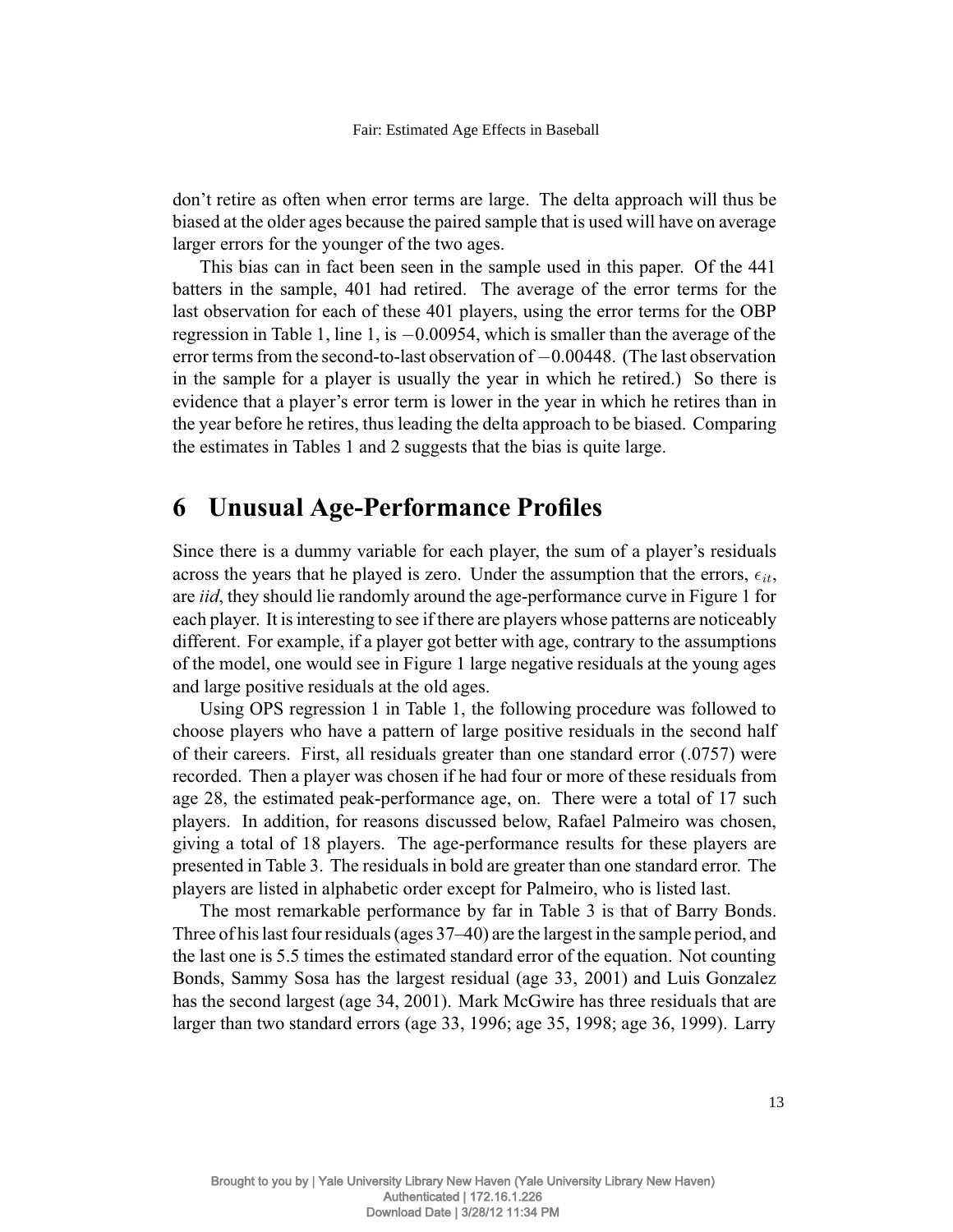don't retire as often when error terms are large. The delta approach will thus be biased at the older ages because the paired sample that is used will have on average larger errors for the younger of the two ages.

This bias can in fact been seen in the sample used in this paper. Of the 441 batters in the sample, 401 had retired. The average of the error terms for the last observation for each of these 401 players, using the error terms for the OBP regression in Table 1, line 1, is $-0.00954$, which is smaller than the average of the error terms from the second-to-last observation of $-0.00448$. (The last observation in the sample for a player is usually the year in which he retired.) So there is evidence that a player's error term is lower in the year in which he retires than in the year before he retires, thus leading the delta approach to be biased. Comparing the estimates in Tables 1 and 2 suggests that the bias is quite large.

# 6 Unusual Age-Performance Profiles

Since there is a dummy variable for each player, the sum of a player's residuals across the years that he played is zero. Under the assumption that the errors, $\epsilon_{it}$, are *iid*, they should lie randomly around the age-performance curve in Figure 1 for each player. It is interesting to see if there are players whose patterns are noticeably different. For example, if a player got better with age, contrary to the assumptions of the model, one would see in Figure 1 large negative residuals at the young ages and large positive residuals at the old ages.

Using OPS regression 1 in Table 1, the following procedure was followed to choose players who have a pattern of large positive residuals in the second half of their careers. First, all residuals greater than one standard error (.0757) were recorded. Then a player was chosen if he had four or more of these residuals from age 28, the estimated peak-performance age, on. There were a total of 17 such players. In addition, for reasons discussed below, Rafael Palmeiro was chosen, giving a total of 18 players. The age-performance results for these players are presented in Table 3. The residuals in bold are greater than one standard error. The players are listed in alphabetic order except for Palmeiro, who is listed last.

The most remarkable performance by far in Table 3 is that of Barry Bonds. Three of his last four residuals (ages 37–40) are the largest in the sample period, and the last one is 5.5 times the estimated standard error of the equation. Not counting Bonds, Sammy Sosa has the largest residual (age 33, 2001) and Luis Gonzalez has the second largest (age 34, 2001). Mark McGwire has three residuals that are larger than two standard errors (age 33, 1996; age 35, 1998; age 36, 1999). Larry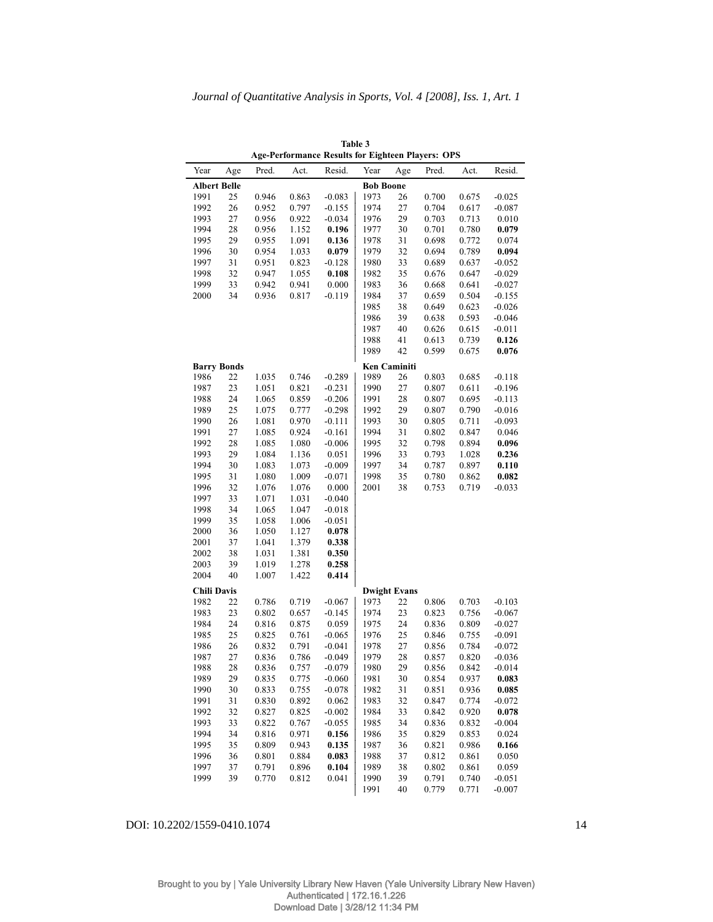**Table 3**
**Age-Performance Results for Eighteen Players: OPS**

| Year | Age | Pred. | Act. | Resid. | Year | Age | Pred. | Act. | Resid. |
|---|---|---|---|---|---|---|---|---|---|
| **Albert Belle** | | | | | **Bob Boone** | | | | |
| 1991 | 25 | 0.946 | 0.863 | -0.083 | 1973 | 26 | 0.700 | 0.675 | -0.025 |
| 1992 | 26 | 0.952 | 0.797 | -0.155 | 1974 | 27 | 0.704 | 0.617 | -0.087 |
| 1993 | 27 | 0.956 | 0.922 | -0.034 | 1976 | 29 | 0.703 | 0.713 | 0.010 |
| 1994 | 28 | 0.956 | 1.152 | **0.196** | 1977 | 30 | 0.701 | 0.780 | **0.079** |
| 1995 | 29 | 0.955 | 1.091 | **0.136** | 1978 | 31 | 0.698 | 0.772 | 0.074 |
| 1996 | 30 | 0.954 | 1.033 | **0.079** | 1979 | 32 | 0.694 | 0.789 | **0.094** |
| 1997 | 31 | 0.951 | 0.823 | -0.128 | 1980 | 33 | 0.689 | 0.637 | -0.052 |
| 1998 | 32 | 0.947 | 1.055 | **0.108** | 1982 | 35 | 0.676 | 0.647 | -0.029 |
| 1999 | 33 | 0.942 | 0.941 | 0.000 | 1983 | 36 | 0.668 | 0.641 | -0.027 |
| 2000 | 34 | 0.936 | 0.817 | -0.119 | 1984 | 37 | 0.659 | 0.504 | -0.155 |
| | | | | | 1985 | 38 | 0.649 | 0.623 | -0.026 |
| | | | | | 1986 | 39 | 0.638 | 0.593 | -0.046 |
| | | | | | 1987 | 40 | 0.626 | 0.615 | -0.011 |
| | | | | | 1988 | 41 | 0.613 | 0.739 | **0.126** |
| | | | | | 1989 | 42 | 0.599 | 0.675 | **0.076** |
| **Barry Bonds** | | | | | **Ken Caminiti** | | | | |
| 1986 | 22 | 1.035 | 0.746 | -0.289 | 1989 | 26 | 0.803 | 0.685 | -0.118 |
| 1987 | 23 | 1.051 | 0.821 | -0.231 | 1990 | 27 | 0.807 | 0.611 | -0.196 |
| 1988 | 24 | 1.065 | 0.859 | -0.206 | 1991 | 28 | 0.807 | 0.695 | -0.113 |
| 1989 | 25 | 1.075 | 0.777 | -0.298 | 1992 | 29 | 0.807 | 0.790 | -0.016 |
| 1990 | 26 | 1.081 | 0.970 | -0.111 | 1993 | 30 | 0.805 | 0.711 | -0.093 |
| 1991 | 27 | 1.085 | 0.924 | -0.161 | 1994 | 31 | 0.802 | 0.847 | 0.046 |
| 1992 | 28 | 1.085 | 1.080 | -0.006 | 1995 | 32 | 0.798 | 0.894 | **0.096** |
| 1993 | 29 | 1.084 | 1.136 | 0.051 | 1996 | 33 | 0.793 | 1.028 | **0.236** |
| 1994 | 30 | 1.083 | 1.073 | -0.009 | 1997 | 34 | 0.787 | 0.897 | **0.110** |
| 1995 | 31 | 1.080 | 1.009 | -0.071 | 1998 | 35 | 0.780 | 0.862 | **0.082** |
| 1996 | 32 | 1.076 | 1.076 | 0.000 | 2001 | 38 | 0.753 | 0.719 | -0.033 |
| 1997 | 33 | 1.071 | 1.031 | -0.040 | | | | | |
| 1998 | 34 | 1.065 | 1.047 | -0.018 | | | | | |
| 1999 | 35 | 1.058 | 1.006 | -0.051 | | | | | |
| 2000 | 36 | 1.050 | 1.127 | **0.078** | | | | | |
| 2001 | 37 | 1.041 | 1.379 | **0.338** | | | | | |
| 2002 | 38 | 1.031 | 1.381 | **0.350** | | | | | |
| 2003 | 39 | 1.019 | 1.278 | **0.258** | | | | | |
| 2004 | 40 | 1.007 | 1.422 | **0.414** | | | | | |
| **Chili Davis** | | | | | **Dwight Evans** | | | | |
| 1982 | 22 | 0.786 | 0.719 | -0.067 | 1973 | 22 | 0.806 | 0.703 | -0.103 |
| 1983 | 23 | 0.802 | 0.657 | -0.145 | 1974 | 23 | 0.823 | 0.756 | -0.067 |
| 1984 | 24 | 0.816 | 0.875 | 0.059 | 1975 | 24 | 0.836 | 0.809 | -0.027 |
| 1985 | 25 | 0.825 | 0.761 | -0.065 | 1976 | 25 | 0.846 | 0.755 | -0.091 |
| 1986 | 26 | 0.832 | 0.791 | -0.041 | 1978 | 27 | 0.856 | 0.784 | -0.072 |
| 1987 | 27 | 0.836 | 0.786 | -0.049 | 1979 | 28 | 0.857 | 0.820 | -0.036 |
| 1988 | 28 | 0.836 | 0.757 | -0.079 | 1980 | 29 | 0.856 | 0.842 | -0.014 |
| 1989 | 29 | 0.835 | 0.775 | -0.060 | 1981 | 30 | 0.854 | 0.937 | **0.083** |
| 1990 | 30 | 0.833 | 0.755 | -0.078 | 1982 | 31 | 0.851 | 0.936 | **0.085** |
| 1991 | 31 | 0.830 | 0.892 | 0.062 | 1983 | 32 | 0.847 | 0.774 | -0.072 |
| 1992 | 32 | 0.827 | 0.825 | -0.002 | 1984 | 33 | 0.842 | 0.920 | **0.078** |
| 1993 | 33 | 0.822 | 0.767 | -0.055 | 1985 | 34 | 0.836 | 0.832 | -0.004 |
| 1994 | 34 | 0.816 | 0.971 | **0.156** | 1986 | 35 | 0.829 | 0.853 | 0.024 |
| 1995 | 35 | 0.809 | 0.943 | **0.135** | 1987 | 36 | 0.821 | 0.986 | **0.166** |
| 1996 | 36 | 0.801 | 0.884 | **0.083** | 1988 | 37 | 0.812 | 0.861 | 0.050 |
| 1997 | 37 | 0.791 | 0.896 | **0.104** | 1989 | 38 | 0.802 | 0.861 | 0.059 |
| 1999 | 39 | 0.770 | 0.812 | 0.041 | 1990 | 39 | 0.791 | 0.740 | -0.051 |
| | | | | | 1991 | 40 | 0.779 | 0.771 | -0.007 |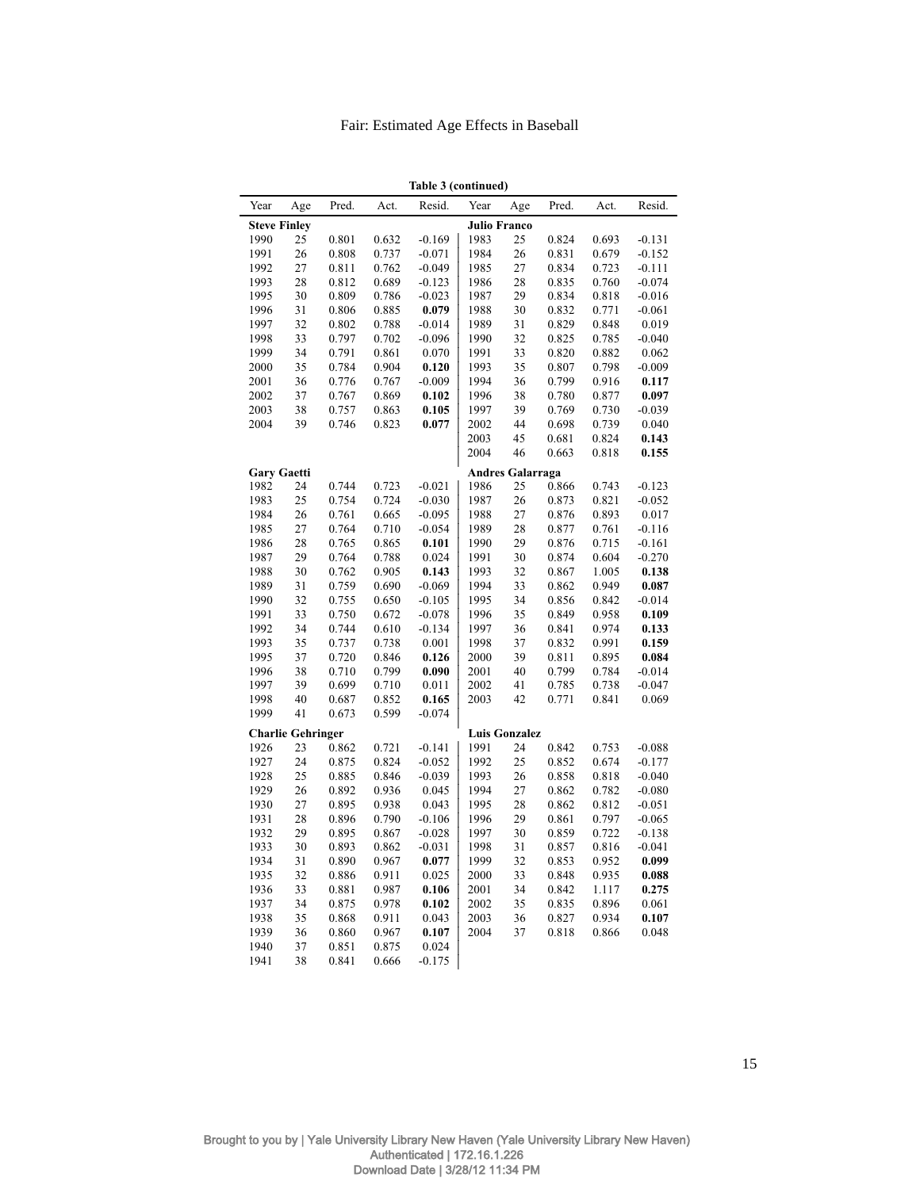**Table 3 (continued)**

| Year | Age | Pred. | Act. | Resid. | Year | Age | Pred. | Act. | Resid. |
|---|---|---|---|---|---|---|---|---|---|
| **Steve Finley** | | | | | **Julio Franco** | | | | |
| 1990 | 25 | 0.801 | 0.632 | -0.169 | 1983 | 25 | 0.824 | 0.693 | -0.131 |
| 1991 | 26 | 0.808 | 0.737 | -0.071 | 1984 | 26 | 0.831 | 0.679 | -0.152 |
| 1992 | 27 | 0.811 | 0.762 | -0.049 | 1985 | 27 | 0.834 | 0.723 | -0.111 |
| 1993 | 28 | 0.812 | 0.689 | -0.123 | 1986 | 28 | 0.835 | 0.760 | -0.074 |
| 1995 | 30 | 0.809 | 0.786 | -0.023 | 1987 | 29 | 0.834 | 0.818 | -0.016 |
| 1996 | 31 | 0.806 | 0.885 | **0.079** | 1988 | 30 | 0.832 | 0.771 | -0.061 |
| 1997 | 32 | 0.802 | 0.788 | -0.014 | 1989 | 31 | 0.829 | 0.848 | 0.019 |
| 1998 | 33 | 0.797 | 0.702 | -0.096 | 1990 | 32 | 0.825 | 0.785 | -0.040 |
| 1999 | 34 | 0.791 | 0.861 | 0.070 | 1991 | 33 | 0.820 | 0.882 | 0.062 |
| 2000 | 35 | 0.784 | 0.904 | **0.120** | 1993 | 35 | 0.807 | 0.798 | -0.009 |
| 2001 | 36 | 0.776 | 0.767 | -0.009 | 1994 | 36 | 0.799 | 0.916 | **0.117** |
| 2002 | 37 | 0.767 | 0.869 | **0.102** | 1996 | 38 | 0.780 | 0.877 | **0.097** |
| 2003 | 38 | 0.757 | 0.863 | **0.105** | 1997 | 39 | 0.769 | 0.730 | -0.039 |
| 2004 | 39 | 0.746 | 0.823 | **0.077** | 2002 | 44 | 0.698 | 0.739 | 0.040 |
| | | | | | 2003 | 45 | 0.681 | 0.824 | **0.143** |
| | | | | | 2004 | 46 | 0.663 | 0.818 | **0.155** |
| **Gary Gaetti** | | | | | **Andres Galarraga** | | | | |
| 1982 | 24 | 0.744 | 0.723 | -0.021 | 1986 | 25 | 0.866 | 0.743 | -0.123 |
| 1983 | 25 | 0.754 | 0.724 | -0.030 | 1987 | 26 | 0.873 | 0.821 | -0.052 |
| 1984 | 26 | 0.761 | 0.665 | -0.095 | 1988 | 27 | 0.876 | 0.893 | 0.017 |
| 1985 | 27 | 0.764 | 0.710 | -0.054 | 1989 | 28 | 0.877 | 0.761 | -0.116 |
| 1986 | 28 | 0.765 | 0.865 | **0.101** | 1990 | 29 | 0.876 | 0.715 | -0.161 |
| 1987 | 29 | 0.764 | 0.788 | 0.024 | 1991 | 30 | 0.874 | 0.604 | -0.270 |
| 1988 | 30 | 0.762 | 0.905 | **0.143** | 1993 | 32 | 0.867 | 1.005 | **0.138** |
| 1989 | 31 | 0.759 | 0.690 | -0.069 | 1994 | 33 | 0.862 | 0.949 | **0.087** |
| 1990 | 32 | 0.755 | 0.650 | -0.105 | 1995 | 34 | 0.856 | 0.842 | -0.014 |
| 1991 | 33 | 0.750 | 0.672 | -0.078 | 1996 | 35 | 0.849 | 0.958 | **0.109** |
| 1992 | 34 | 0.744 | 0.610 | -0.134 | 1997 | 36 | 0.841 | 0.974 | **0.133** |
| 1993 | 35 | 0.737 | 0.738 | 0.001 | 1998 | 37 | 0.832 | 0.991 | **0.159** |
| 1995 | 37 | 0.720 | 0.846 | **0.126** | 2000 | 39 | 0.811 | 0.895 | **0.084** |
| 1996 | 38 | 0.710 | 0.799 | **0.090** | 2001 | 40 | 0.799 | 0.784 | -0.014 |
| 1997 | 39 | 0.699 | 0.710 | 0.011 | 2002 | 41 | 0.785 | 0.738 | -0.047 |
| 1998 | 40 | 0.687 | 0.852 | **0.165** | 2003 | 42 | 0.771 | 0.841 | 0.069 |
| 1999 | 41 | 0.673 | 0.599 | -0.074 | | | | | |
| **Charlie Gehringer** | | | | | **Luis Gonzalez** | | | | |
| 1926 | 23 | 0.862 | 0.721 | -0.141 | 1991 | 24 | 0.842 | 0.753 | -0.088 |
| 1927 | 24 | 0.875 | 0.824 | -0.052 | 1992 | 25 | 0.852 | 0.674 | -0.177 |
| 1928 | 25 | 0.885 | 0.846 | -0.039 | 1993 | 26 | 0.858 | 0.818 | -0.040 |
| 1929 | 26 | 0.892 | 0.936 | 0.045 | 1994 | 27 | 0.862 | 0.782 | -0.080 |
| 1930 | 27 | 0.895 | 0.938 | 0.043 | 1995 | 28 | 0.862 | 0.812 | -0.051 |
| 1931 | 28 | 0.896 | 0.790 | -0.106 | 1996 | 29 | 0.861 | 0.797 | -0.065 |
| 1932 | 29 | 0.895 | 0.867 | -0.028 | 1997 | 30 | 0.859 | 0.722 | -0.138 |
| 1933 | 30 | 0.893 | 0.862 | -0.031 | 1998 | 31 | 0.857 | 0.816 | -0.041 |
| 1934 | 31 | 0.890 | 0.967 | **0.077** | 1999 | 32 | 0.853 | 0.952 | **0.099** |
| 1935 | 32 | 0.886 | 0.911 | 0.025 | 2000 | 33 | 0.848 | 0.935 | **0.088** |
| 1936 | 33 | 0.881 | 0.987 | **0.106** | 2001 | 34 | 0.842 | 1.117 | **0.275** |
| 1937 | 34 | 0.875 | 0.978 | **0.102** | 2002 | 35 | 0.835 | 0.896 | 0.061 |
| 1938 | 35 | 0.868 | 0.911 | 0.043 | 2003 | 36 | 0.827 | 0.934 | **0.107** |
| 1939 | 36 | 0.860 | 0.967 | **0.107** | 2004 | 37 | 0.818 | 0.866 | 0.048 |
| 1940 | 37 | 0.851 | 0.875 | 0.024 | | | | | |
| 1941 | 38 | 0.841 | 0.666 | -0.175 | | | | | |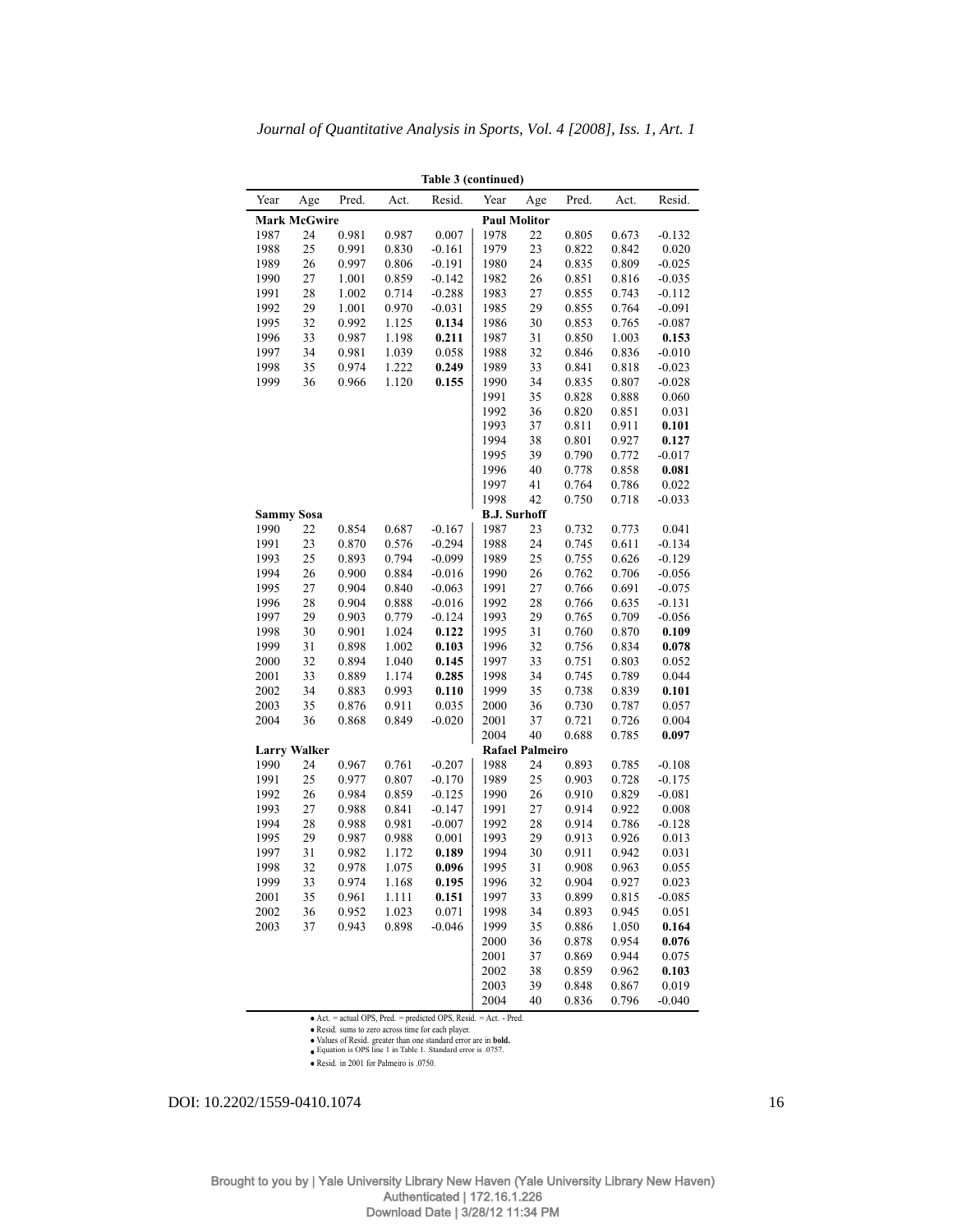**Table 3 (continued)**

| Year | Age | Pred. | Act. | Resid. | Year | Age | Pred. | Act. | Resid. |
|---|---|---|---|---|---|---|---|---|---|
| **Mark McGwire** | | | | | **Paul Molitor** | | | | |
| 1987 | 24 | 0.981 | 0.987 | 0.007 | 1978 | 22 | 0.805 | 0.673 | -0.132 |
| 1988 | 25 | 0.991 | 0.830 | -0.161 | 1979 | 23 | 0.822 | 0.842 | 0.020 |
| 1989 | 26 | 0.997 | 0.806 | -0.191 | 1980 | 24 | 0.835 | 0.809 | -0.025 |
| 1990 | 27 | 1.001 | 0.859 | -0.142 | 1982 | 26 | 0.851 | 0.816 | -0.035 |
| 1991 | 28 | 1.002 | 0.714 | -0.288 | 1983 | 27 | 0.855 | 0.743 | -0.112 |
| 1992 | 29 | 1.001 | 0.970 | -0.031 | 1985 | 29 | 0.855 | 0.764 | -0.091 |
| 1995 | 32 | 0.992 | 1.125 | **0.134** | 1986 | 30 | 0.853 | 0.765 | -0.087 |
| 1996 | 33 | 0.987 | 1.198 | **0.211** | 1987 | 31 | 0.850 | 1.003 | **0.153** |
| 1997 | 34 | 0.981 | 1.039 | 0.058 | 1988 | 32 | 0.846 | 0.836 | -0.010 |
| 1998 | 35 | 0.974 | 1.222 | **0.249** | 1989 | 33 | 0.841 | 0.818 | -0.023 |
| 1999 | 36 | 0.966 | 1.120 | **0.155** | 1990 | 34 | 0.835 | 0.807 | -0.028 |
| | | | | | 1991 | 35 | 0.828 | 0.888 | 0.060 |
| | | | | | 1992 | 36 | 0.820 | 0.851 | 0.031 |
| | | | | | 1993 | 37 | 0.811 | 0.911 | **0.101** |
| | | | | | 1994 | 38 | 0.801 | 0.927 | **0.127** |
| | | | | | 1995 | 39 | 0.790 | 0.772 | -0.017 |
| | | | | | 1996 | 40 | 0.778 | 0.858 | **0.081** |
| | | | | | 1997 | 41 | 0.764 | 0.786 | 0.022 |
| | | | | | 1998 | 42 | 0.750 | 0.718 | -0.033 |
| **Sammy Sosa** | | | | | **B.J. Surhoff** | | | | |
| 1990 | 22 | 0.854 | 0.687 | -0.167 | 1987 | 23 | 0.732 | 0.773 | 0.041 |
| 1991 | 23 | 0.870 | 0.576 | -0.294 | 1988 | 24 | 0.745 | 0.611 | -0.134 |
| 1993 | 25 | 0.893 | 0.794 | -0.099 | 1989 | 25 | 0.755 | 0.626 | -0.129 |
| 1994 | 26 | 0.900 | 0.884 | -0.016 | 1990 | 26 | 0.762 | 0.706 | -0.056 |
| 1995 | 27 | 0.904 | 0.840 | -0.063 | 1991 | 27 | 0.766 | 0.691 | -0.075 |
| 1996 | 28 | 0.904 | 0.888 | -0.016 | 1992 | 28 | 0.766 | 0.635 | -0.131 |
| 1997 | 29 | 0.903 | 0.779 | -0.124 | 1993 | 29 | 0.765 | 0.709 | -0.056 |
| 1998 | 30 | 0.901 | 1.024 | **0.122** | 1995 | 31 | 0.760 | 0.870 | **0.109** |
| 1999 | 31 | 0.898 | 1.002 | **0.103** | 1996 | 32 | 0.756 | 0.834 | **0.078** |
| 2000 | 32 | 0.894 | 1.040 | **0.145** | 1997 | 33 | 0.751 | 0.803 | 0.052 |
| 2001 | 33 | 0.889 | 1.174 | **0.285** | 1998 | 34 | 0.745 | 0.789 | 0.044 |
| 2002 | 34 | 0.883 | 0.993 | **0.110** | 1999 | 35 | 0.738 | 0.839 | **0.101** |
| 2003 | 35 | 0.876 | 0.911 | 0.035 | 2000 | 36 | 0.730 | 0.787 | 0.057 |
| 2004 | 36 | 0.868 | 0.849 | -0.020 | 2001 | 37 | 0.721 | 0.726 | 0.004 |
| | | | | | 2004 | 40 | 0.688 | 0.785 | **0.097** |
| **Larry Walker** | | | | | **Rafael Palmeiro** | | | | |
| 1990 | 24 | 0.967 | 0.761 | -0.207 | 1988 | 24 | 0.893 | 0.785 | -0.108 |
| 1991 | 25 | 0.977 | 0.807 | -0.170 | 1989 | 25 | 0.903 | 0.728 | -0.175 |
| 1992 | 26 | 0.984 | 0.859 | -0.125 | 1990 | 26 | 0.910 | 0.829 | -0.081 |
| 1993 | 27 | 0.988 | 0.841 | -0.147 | 1991 | 27 | 0.914 | 0.922 | 0.008 |
| 1994 | 28 | 0.988 | 0.981 | -0.007 | 1992 | 28 | 0.914 | 0.786 | -0.128 |
| 1995 | 29 | 0.987 | 0.988 | 0.001 | 1993 | 29 | 0.913 | 0.926 | 0.013 |
| 1997 | 31 | 0.982 | 1.172 | **0.189** | 1994 | 30 | 0.911 | 0.942 | 0.031 |
| 1998 | 32 | 0.978 | 1.075 | **0.096** | 1995 | 31 | 0.908 | 0.963 | 0.055 |
| 1999 | 33 | 0.974 | 1.168 | **0.195** | 1996 | 32 | 0.904 | 0.927 | 0.023 |
| 2001 | 35 | 0.961 | 1.111 | **0.151** | 1997 | 33 | 0.899 | 0.815 | -0.085 |
| 2002 | 36 | 0.952 | 1.023 | 0.071 | 1998 | 34 | 0.893 | 0.945 | 0.051 |
| 2003 | 37 | 0.943 | 0.898 | -0.046 | 1999 | 35 | 0.886 | 1.050 | **0.164** |
| | | | | | 2000 | 36 | 0.878 | 0.954 | **0.076** |
| | | | | | 2001 | 37 | 0.869 | 0.944 | 0.075 |
| | | | | | 2002 | 38 | 0.859 | 0.962 | **0.103** |
| | | | | | 2003 | 39 | 0.848 | 0.867 | 0.019 |
| | | | | | 2004 | 40 | 0.836 | 0.796 | -0.040 |

- Act. = actual OPS, Pred. = predicted OPS, Resid. = Act. - Pred.
- Resid. sums to zero across time for each player.
- Values of Resid. greater than one standard error are in **bold.**
- Equation is OPS line 1 in Table 1. Standard error is .0757.
- Resid. in 2001 for Palmeiro is .0750.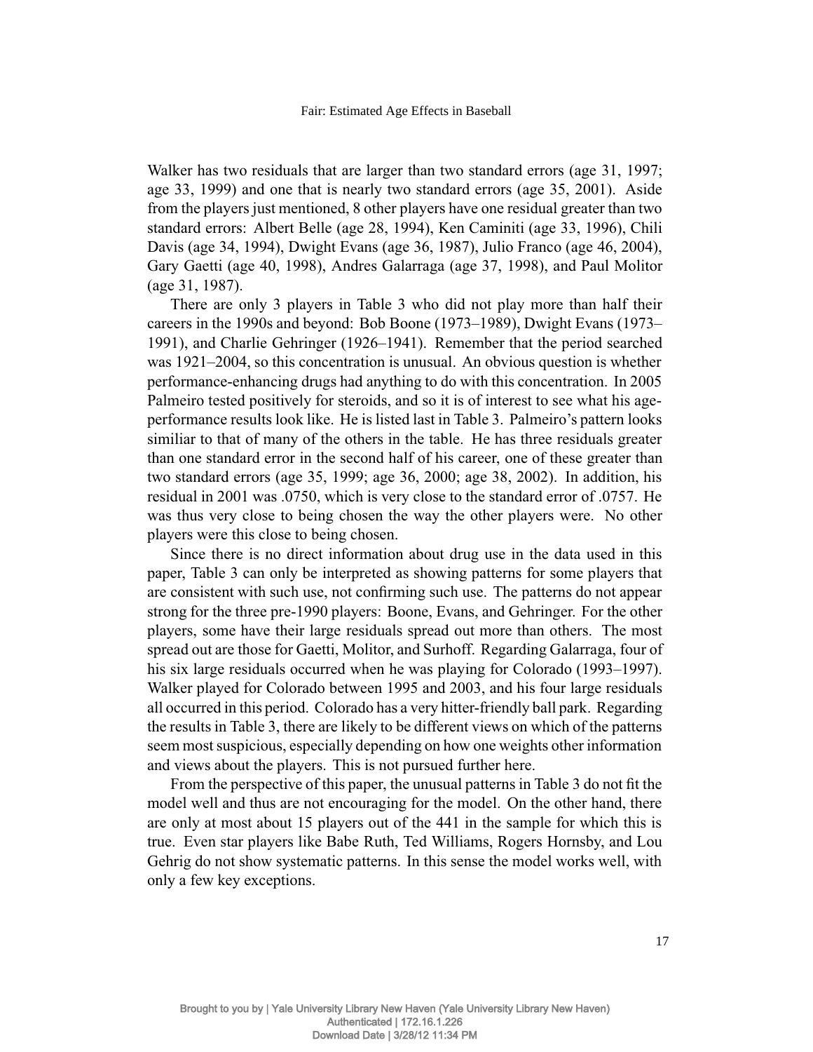Walker has two residuals that are larger than two standard errors (age 31, 1997; age 33, 1999) and one that is nearly two standard errors (age 35, 2001). Aside from the players just mentioned, 8 other players have one residual greater than two standard errors: Albert Belle (age 28, 1994), Ken Caminiti (age 33, 1996), Chili Davis (age 34, 1994), Dwight Evans (age 36, 1987), Julio Franco (age 46, 2004), Gary Gaetti (age 40, 1998), Andres Galarraga (age 37, 1998), and Paul Molitor (age 31, 1987).

There are only 3 players in Table 3 who did not play more than half their careers in the 1990s and beyond: Bob Boone (1973–1989), Dwight Evans (1973–1991), and Charlie Gehringer (1926–1941). Remember that the period searched was 1921–2004, so this concentration is unusual. An obvious question is whether performance-enhancing drugs had anything to do with this concentration. In 2005 Palmeiro tested positively for steroids, and so it is of interest to see what his age-performance results look like. He is listed last in Table 3. Palmeiro's pattern looks similiar to that of many of the others in the table. He has three residuals greater than one standard error in the second half of his career, one of these greater than two standard errors (age 35, 1999; age 36, 2000; age 38, 2002). In addition, his residual in 2001 was .0750, which is very close to the standard error of .0757. He was thus very close to being chosen the way the other players were. No other players were this close to being chosen.

Since there is no direct information about drug use in the data used in this paper, Table 3 can only be interpreted as showing patterns for some players that are consistent with such use, not confirming such use. The patterns do not appear strong for the three pre-1990 players: Boone, Evans, and Gehringer. For the other players, some have their large residuals spread out more than others. The most spread out are those for Gaetti, Molitor, and Surhoff. Regarding Galarraga, four of his six large residuals occurred when he was playing for Colorado (1993–1997). Walker played for Colorado between 1995 and 2003, and his four large residuals all occurred in this period. Colorado has a very hitter-friendly ball park. Regarding the results in Table 3, there are likely to be different views on which of the patterns seem most suspicious, especially depending on how one weights other information and views about the players. This is not pursued further here.

From the perspective of this paper, the unusual patterns in Table 3 do not fit the model well and thus are not encouraging for the model. On the other hand, there are only at most about 15 players out of the 441 in the sample for which this is true. Even star players like Babe Ruth, Ted Williams, Rogers Hornsby, and Lou Gehrig do not show systematic patterns. In this sense the model works well, with only a few key exceptions.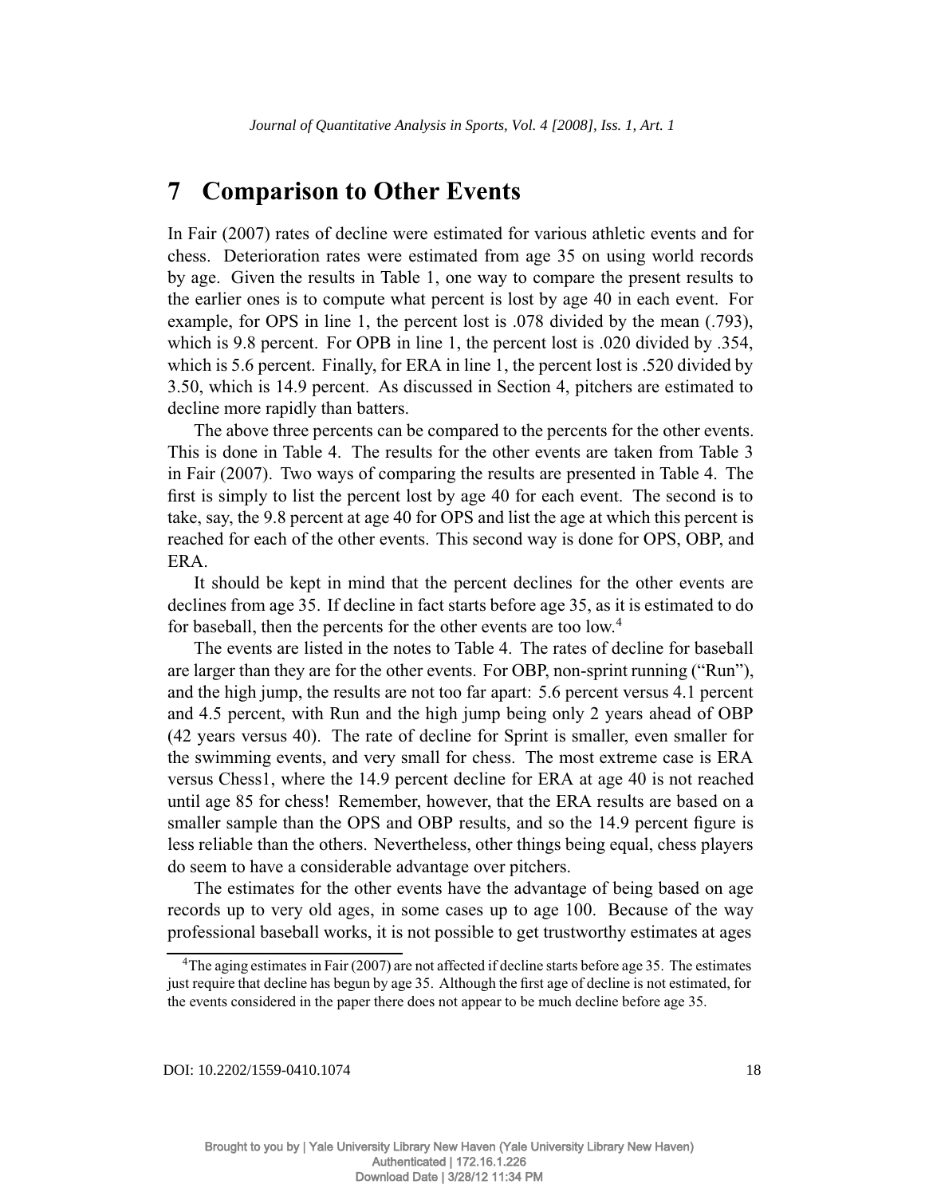## 7 Comparison to Other Events

In Fair (2007) rates of decline were estimated for various athletic events and for chess. Deterioration rates were estimated from age 35 on using world records by age. Given the results in Table 1, one way to compare the present results to the earlier ones is to compute what percent is lost by age 40 in each event. For example, for OPS in line 1, the percent lost is .078 divided by the mean (.793), which is 9.8 percent. For OPB in line 1, the percent lost is .020 divided by .354, which is 5.6 percent. Finally, for ERA in line 1, the percent lost is .520 divided by 3.50, which is 14.9 percent. As discussed in Section 4, pitchers are estimated to decline more rapidly than batters.

The above three percents can be compared to the percents for the other events. This is done in Table 4. The results for the other events are taken from Table 3 in Fair (2007). Two ways of comparing the results are presented in Table 4. The first is simply to list the percent lost by age 40 for each event. The second is to take, say, the 9.8 percent at age 40 for OPS and list the age at which this percent is reached for each of the other events. This second way is done for OPS, OBP, and ERA.

It should be kept in mind that the percent declines for the other events are declines from age 35. If decline in fact starts before age 35, as it is estimated to do for baseball, then the percents for the other events are too low.[4]

The events are listed in the notes to Table 4. The rates of decline for baseball are larger than they are for the other events. For OBP, non-sprint running ("Run"), and the high jump, the results are not too far apart: 5.6 percent versus 4.1 percent and 4.5 percent, with Run and the high jump being only 2 years ahead of OBP (42 years versus 40). The rate of decline for Sprint is smaller, even smaller for the swimming events, and very small for chess. The most extreme case is ERA versus Chess1, where the 14.9 percent decline for ERA at age 40 is not reached until age 85 for chess! Remember, however, that the ERA results are based on a smaller sample than the OPS and OBP results, and so the 14.9 percent figure is less reliable than the others. Nevertheless, other things being equal, chess players do seem to have a considerable advantage over pitchers.

The estimates for the other events have the advantage of being based on age records up to very old ages, in some cases up to age 100. Because of the way professional baseball works, it is not possible to get trustworthy estimates at ages

[4]The aging estimates in Fair (2007) are not affected if decline starts before age 35. The estimates just require that decline has begun by age 35. Although the first age of decline is not estimated, for the events considered in the paper there does not appear to be much decline before age 35.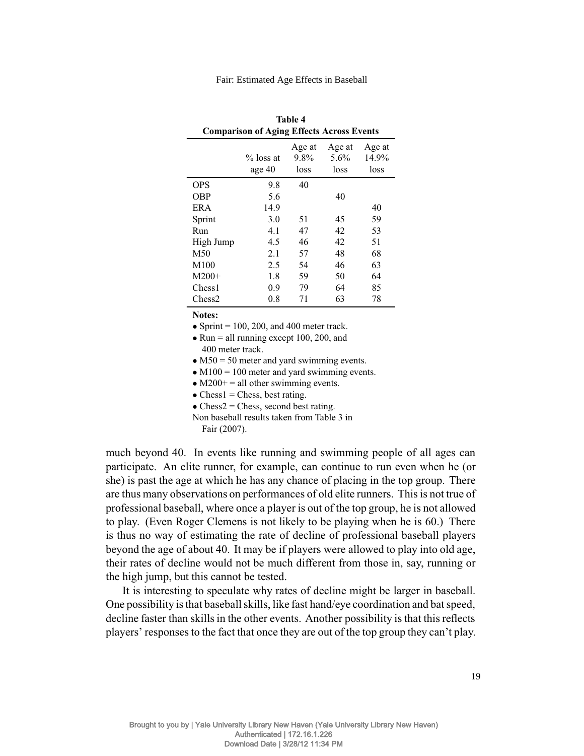**Table 4**
**Comparison of Aging Effects Across Events**

| | % loss at age 40 | Age at 9.8% loss | Age at 5.6% loss | Age at 14.9% loss |
|---|---|---|---|---|
| OPS | 9.8 | 40 | | |
| OBP | 5.6 | | 40 | |
| ERA | 14.9 | | | 40 |
| Sprint | 3.0 | 51 | 45 | 59 |
| Run | 4.1 | 47 | 42 | 53 |
| High Jump | 4.5 | 46 | 42 | 51 |
| M50 | 2.1 | 57 | 48 | 68 |
| M100 | 2.5 | 54 | 46 | 63 |
| M200+ | 1.8 | 59 | 50 | 64 |
| Chess1 | 0.9 | 79 | 64 | 85 |
| Chess2 | 0.8 | 71 | 63 | 78 |

**Notes:**

- Sprint = 100, 200, and 400 meter track.
- Run = all running except 100, 200, and 400 meter track.
- M50 = 50 meter and yard swimming events.
- M100 = 100 meter and yard swimming events.
- M200+ = all other swimming events.
- Chess1 = Chess, best rating.
- Chess2 = Chess, second best rating.

Non baseball results taken from Table 3 in Fair (2007).

much beyond 40. In events like running and swimming people of all ages can participate. An elite runner, for example, can continue to run even when he (or she) is past the age at which he has any chance of placing in the top group. There are thus many observations on performances of old elite runners. This is not true of professional baseball, where once a player is out of the top group, he is not allowed to play. (Even Roger Clemens is not likely to be playing when he is 60.) There is thus no way of estimating the rate of decline of professional baseball players beyond the age of about 40. It may be if players were allowed to play into old age, their rates of decline would not be much different from those in, say, running or the high jump, but this cannot be tested.

It is interesting to speculate why rates of decline might be larger in baseball. One possibility is that baseball skills, like fast hand/eye coordination and bat speed, decline faster than skills in the other events. Another possibility is that this reflects players' responses to the fact that once they are out of the top group they can't play.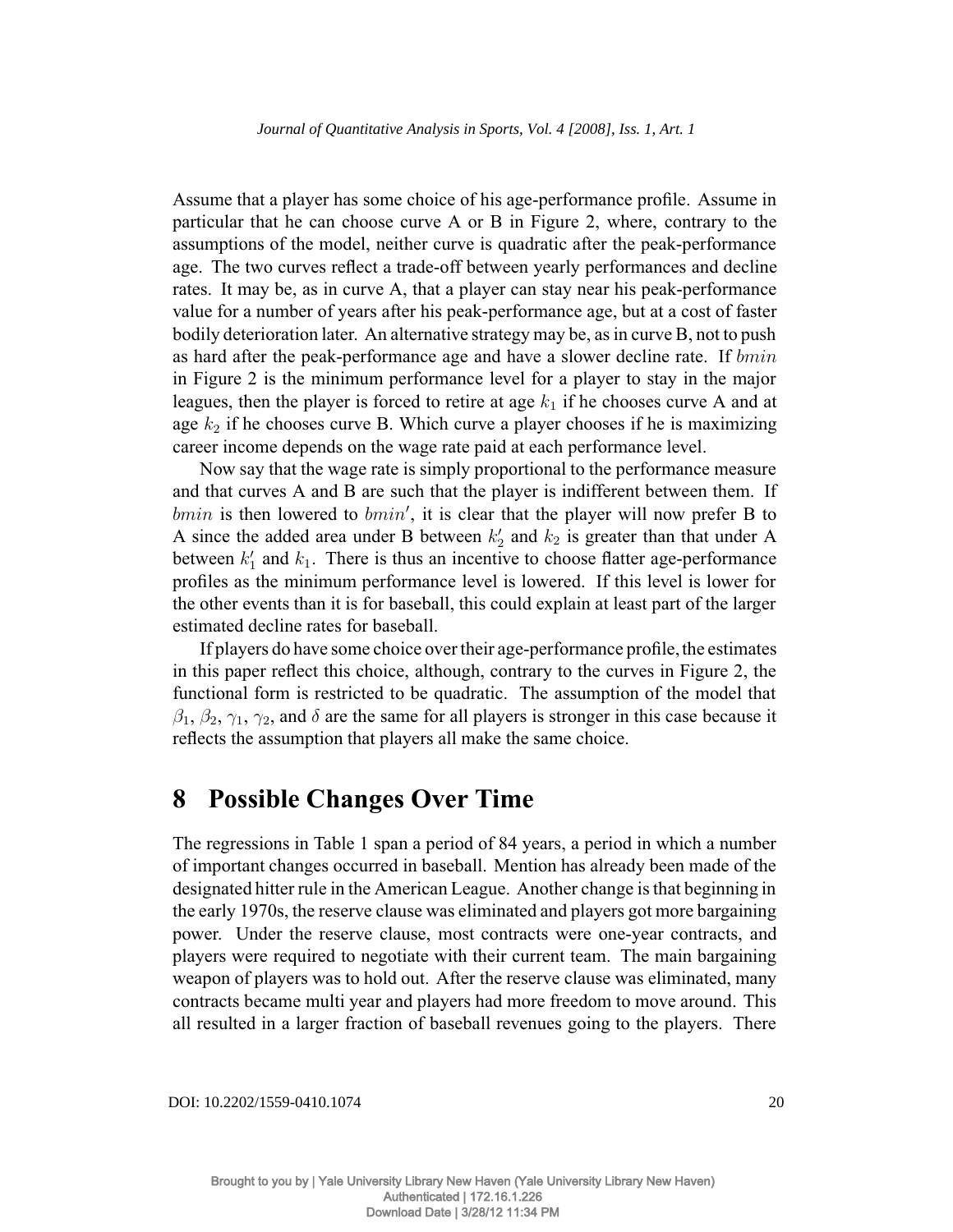Assume that a player has some choice of his age-performance profile. Assume in particular that he can choose curve A or B in Figure 2, where, contrary to the assumptions of the model, neither curve is quadratic after the peak-performance age. The two curves reflect a trade-off between yearly performances and decline rates. It may be, as in curve A, that a player can stay near his peak-performance value for a number of years after his peak-performance age, but at a cost of faster bodily deterioration later. An alternative strategy may be, as in curve B, not to push as hard after the peak-performance age and have a slower decline rate. If $bmin$ in Figure 2 is the minimum performance level for a player to stay in the major leagues, then the player is forced to retire at age $k_1$ if he chooses curve A and at age $k_2$ if he chooses curve B. Which curve a player chooses if he is maximizing career income depends on the wage rate paid at each performance level.

Now say that the wage rate is simply proportional to the performance measure and that curves A and B are such that the player is indifferent between them. If $bmin$ is then lowered to $bmin'$, it is clear that the player will now prefer B to A since the added area under B between $k_2'$ and $k_2$ is greater than that under A between $k_1'$ and $k_1$. There is thus an incentive to choose flatter age-performance profiles as the minimum performance level is lowered. If this level is lower for the other events than it is for baseball, this could explain at least part of the larger estimated decline rates for baseball.

If players do have some choice over their age-performance profile, the estimates in this paper reflect this choice, although, contrary to the curves in Figure 2, the functional form is restricted to be quadratic. The assumption of the model that $\beta_1$, $\beta_2$, $\gamma_1$, $\gamma_2$, and $\delta$ are the same for all players is stronger in this case because it reflects the assumption that players all make the same choice.

# 8 Possible Changes Over Time

The regressions in Table 1 span a period of 84 years, a period in which a number of important changes occurred in baseball. Mention has already been made of the designated hitter rule in the American League. Another change is that beginning in the early 1970s, the reserve clause was eliminated and players got more bargaining power. Under the reserve clause, most contracts were one-year contracts, and players were required to negotiate with their current team. The main bargaining weapon of players was to hold out. After the reserve clause was eliminated, many contracts became multi year and players had more freedom to move around. This all resulted in a larger fraction of baseball revenues going to the players. There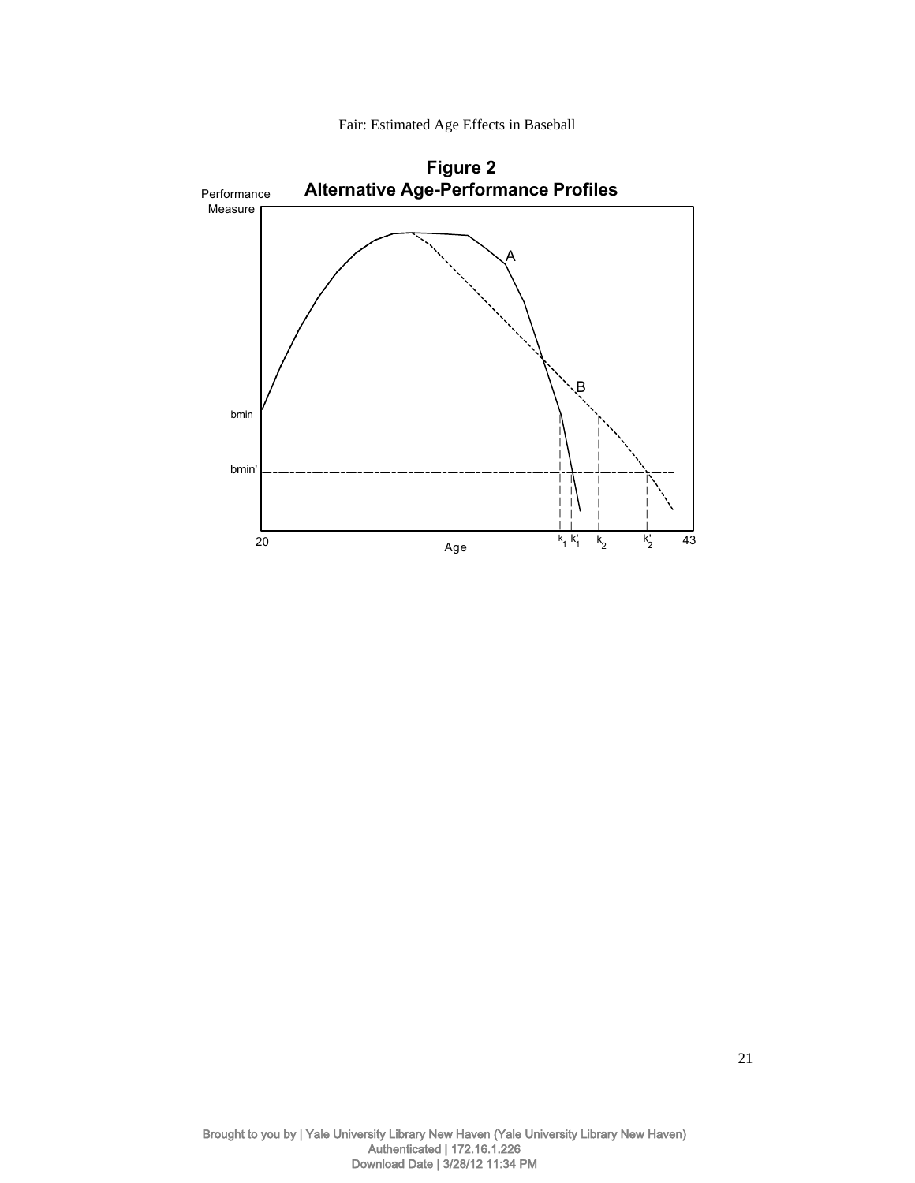**Figure 2**
**Alternative Age-Performance Profiles**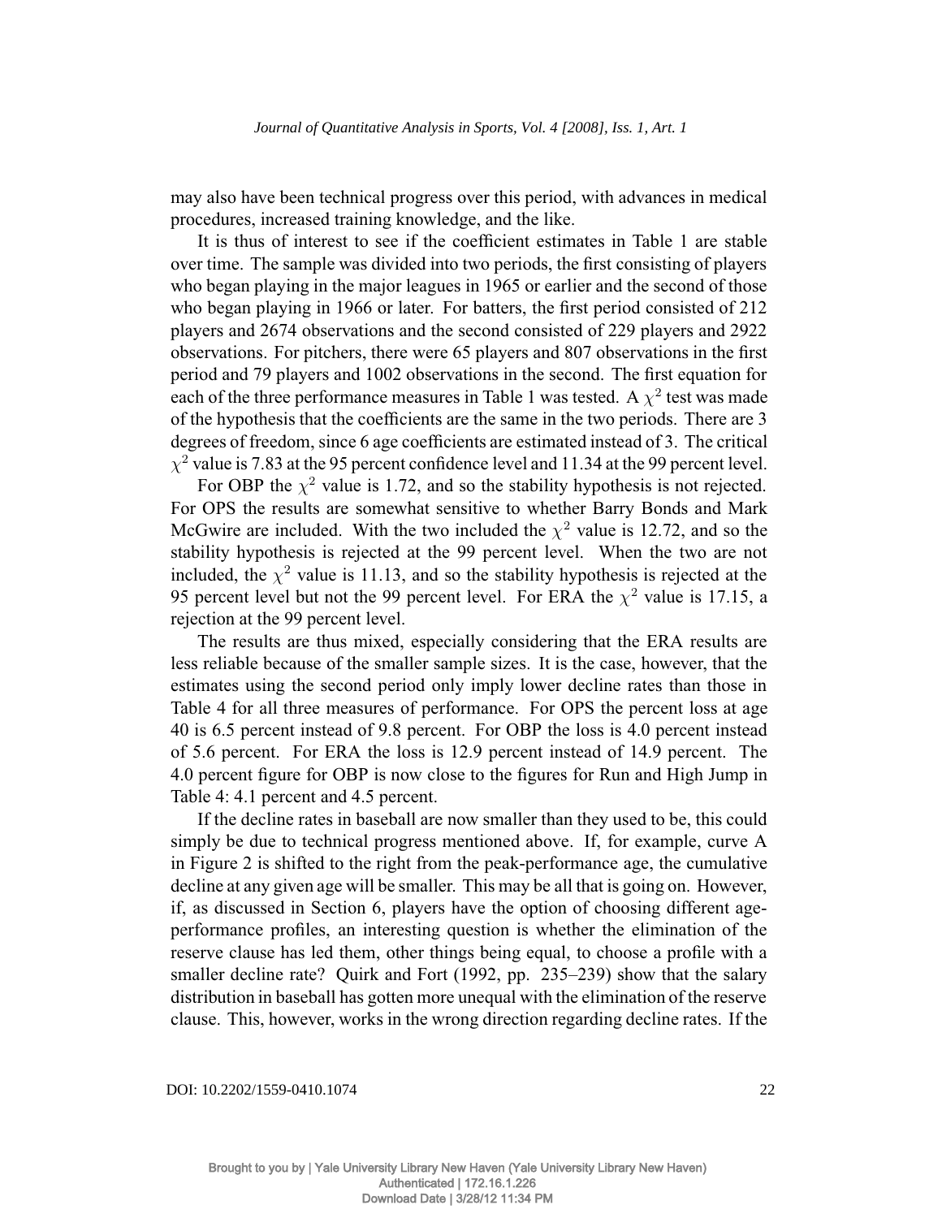may also have been technical progress over this period, with advances in medical procedures, increased training knowledge, and the like.

It is thus of interest to see if the coefficient estimates in Table 1 are stable over time. The sample was divided into two periods, the first consisting of players who began playing in the major leagues in 1965 or earlier and the second of those who began playing in 1966 or later. For batters, the first period consisted of 212 players and 2674 observations and the second consisted of 229 players and 2922 observations. For pitchers, there were 65 players and 807 observations in the first period and 79 players and 1002 observations in the second. The first equation for each of the three performance measures in Table 1 was tested. A $\chi^2$ test was made of the hypothesis that the coefficients are the same in the two periods. There are 3 degrees of freedom, since 6 age coefficients are estimated instead of 3. The critical $\chi^2$ value is 7.83 at the 95 percent confidence level and 11.34 at the 99 percent level.

For OBP the $\chi^2$ value is 1.72, and so the stability hypothesis is not rejected. For OPS the results are somewhat sensitive to whether Barry Bonds and Mark McGwire are included. With the two included the $\chi^2$ value is 12.72, and so the stability hypothesis is rejected at the 99 percent level. When the two are not included, the $\chi^2$ value is 11.13, and so the stability hypothesis is rejected at the 95 percent level but not the 99 percent level. For ERA the $\chi^2$ value is 17.15, a rejection at the 99 percent level.

The results are thus mixed, especially considering that the ERA results are less reliable because of the smaller sample sizes. It is the case, however, that the estimates using the second period only imply lower decline rates than those in Table 4 for all three measures of performance. For OPS the percent loss at age 40 is 6.5 percent instead of 9.8 percent. For OBP the loss is 4.0 percent instead of 5.6 percent. For ERA the loss is 12.9 percent instead of 14.9 percent. The 4.0 percent figure for OBP is now close to the figures for Run and High Jump in Table 4: 4.1 percent and 4.5 percent.

If the decline rates in baseball are now smaller than they used to be, this could simply be due to technical progress mentioned above. If, for example, curve A in Figure 2 is shifted to the right from the peak-performance age, the cumulative decline at any given age will be smaller. This may be all that is going on. However, if, as discussed in Section 6, players have the option of choosing different age-performance profiles, an interesting question is whether the elimination of the reserve clause has led them, other things being equal, to choose a profile with a smaller decline rate? Quirk and Fort (1992, pp. 235–239) show that the salary distribution in baseball has gotten more unequal with the elimination of the reserve clause. This, however, works in the wrong direction regarding decline rates. If the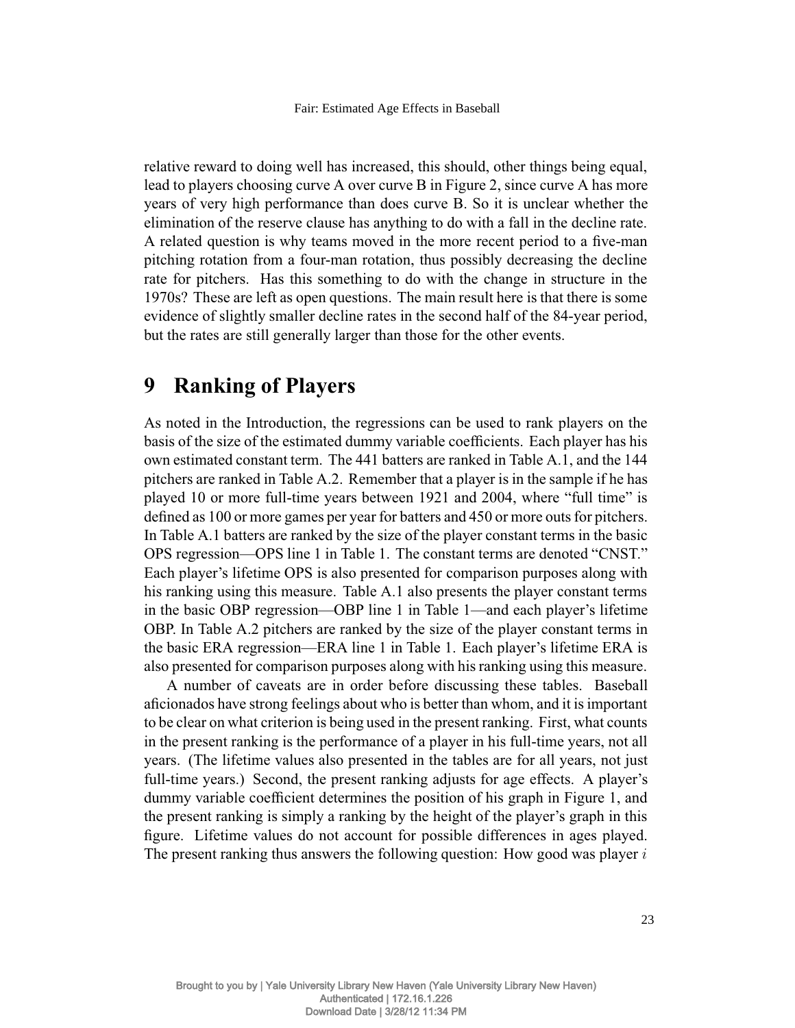relative reward to doing well has increased, this should, other things being equal, lead to players choosing curve A over curve B in Figure 2, since curve A has more years of very high performance than does curve B. So it is unclear whether the elimination of the reserve clause has anything to do with a fall in the decline rate. A related question is why teams moved in the more recent period to a five-man pitching rotation from a four-man rotation, thus possibly decreasing the decline rate for pitchers. Has this something to do with the change in structure in the 1970s? These are left as open questions. The main result here is that there is some evidence of slightly smaller decline rates in the second half of the 84-year period, but the rates are still generally larger than those for the other events.

# 9 Ranking of Players

As noted in the Introduction, the regressions can be used to rank players on the basis of the size of the estimated dummy variable coefficients. Each player has his own estimated constant term. The 441 batters are ranked in Table A.1, and the 144 pitchers are ranked in Table A.2. Remember that a player is in the sample if he has played 10 or more full-time years between 1921 and 2004, where "full time" is defined as 100 or more games per year for batters and 450 or more outs for pitchers. In Table A.1 batters are ranked by the size of the player constant terms in the basic OPS regression—OPS line 1 in Table 1. The constant terms are denoted "CNST." Each player's lifetime OPS is also presented for comparison purposes along with his ranking using this measure. Table A.1 also presents the player constant terms in the basic OBP regression—OBP line 1 in Table 1—and each player's lifetime OBP. In Table A.2 pitchers are ranked by the size of the player constant terms in the basic ERA regression—ERA line 1 in Table 1. Each player's lifetime ERA is also presented for comparison purposes along with his ranking using this measure.

A number of caveats are in order before discussing these tables. Baseball aficionados have strong feelings about who is better than whom, and it is important to be clear on what criterion is being used in the present ranking. First, what counts in the present ranking is the performance of a player in his full-time years, not all years. (The lifetime values also presented in the tables are for all years, not just full-time years.) Second, the present ranking adjusts for age effects. A player's dummy variable coefficient determines the position of his graph in Figure 1, and the present ranking is simply a ranking by the height of the player's graph in this figure. Lifetime values do not account for possible differences in ages played. The present ranking thus answers the following question: How good was player $i$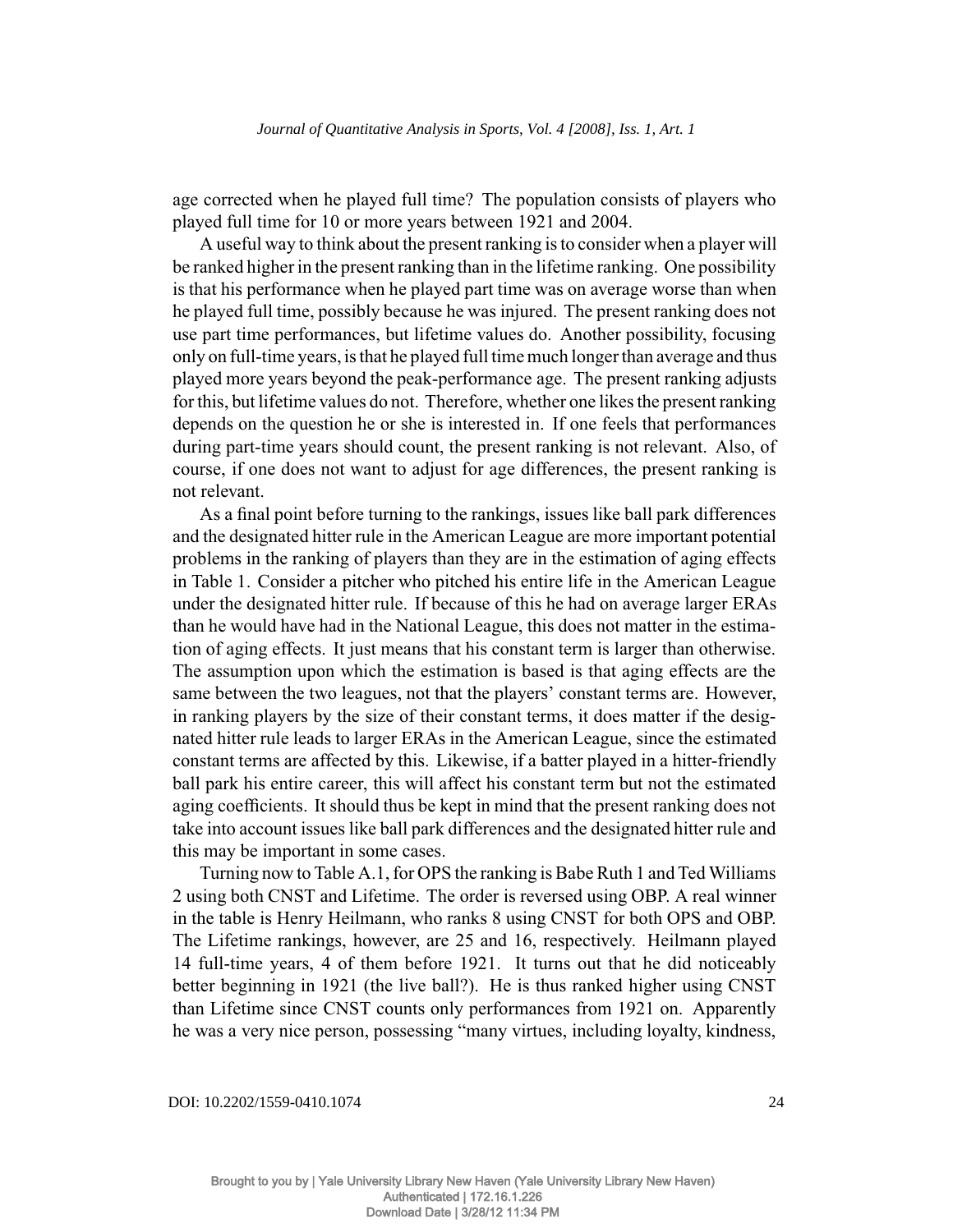age corrected when he played full time? The population consists of players who played full time for 10 or more years between 1921 and 2004.

A useful way to think about the present ranking is to consider when a player will be ranked higher in the present ranking than in the lifetime ranking. One possibility is that his performance when he played part time was on average worse than when he played full time, possibly because he was injured. The present ranking does not use part time performances, but lifetime values do. Another possibility, focusing only on full-time years, is that he played full time much longer than average and thus played more years beyond the peak-performance age. The present ranking adjusts for this, but lifetime values do not. Therefore, whether one likes the present ranking depends on the question he or she is interested in. If one feels that performances during part-time years should count, the present ranking is not relevant. Also, of course, if one does not want to adjust for age differences, the present ranking is not relevant.

As a final point before turning to the rankings, issues like ball park differences and the designated hitter rule in the American League are more important potential problems in the ranking of players than they are in the estimation of aging effects in Table 1. Consider a pitcher who pitched his entire life in the American League under the designated hitter rule. If because of this he had on average larger ERAs than he would have had in the National League, this does not matter in the estimation of aging effects. It just means that his constant term is larger than otherwise. The assumption upon which the estimation is based is that aging effects are the same between the two leagues, not that the players' constant terms are. However, in ranking players by the size of their constant terms, it does matter if the designated hitter rule leads to larger ERAs in the American League, since the estimated constant terms are affected by this. Likewise, if a batter played in a hitter-friendly ball park his entire career, this will affect his constant term but not the estimated aging coefficients. It should thus be kept in mind that the present ranking does not take into account issues like ball park differences and the designated hitter rule and this may be important in some cases.

Turning now to Table A.1, for OPS the ranking is Babe Ruth 1 and Ted Williams 2 using both CNST and Lifetime. The order is reversed using OBP. A real winner in the table is Henry Heilmann, who ranks 8 using CNST for both OPS and OBP. The Lifetime rankings, however, are 25 and 16, respectively. Heilmann played 14 full-time years, 4 of them before 1921. It turns out that he did noticeably better beginning in 1921 (the live ball?). He is thus ranked higher using CNST than Lifetime since CNST counts only performances from 1921 on. Apparently he was a very nice person, possessing "many virtues, including loyalty, kindness,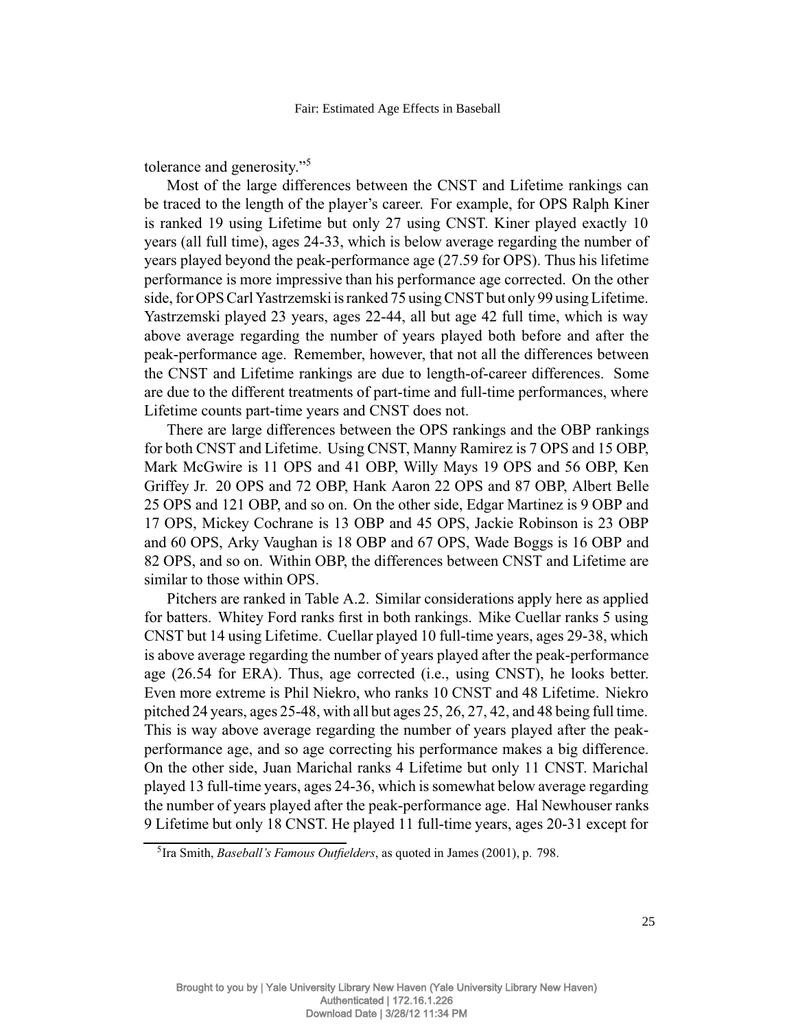tolerance and generosity."[5]

Most of the large differences between the CNST and Lifetime rankings can be traced to the length of the player's career. For example, for OPS Ralph Kiner is ranked 19 using Lifetime but only 27 using CNST. Kiner played exactly 10 years (all full time), ages 24-33, which is below average regarding the number of years played beyond the peak-performance age (27.59 for OPS). Thus his lifetime performance is more impressive than his performance age corrected. On the other side, for OPS Carl Yastrzemski is ranked 75 using CNST but only 99 using Lifetime. Yastrzemski played 23 years, ages 22-44, all but age 42 full time, which is way above average regarding the number of years played both before and after the peak-performance age. Remember, however, that not all the differences between the CNST and Lifetime rankings are due to length-of-career differences. Some are due to the different treatments of part-time and full-time performances, where Lifetime counts part-time years and CNST does not.

There are large differences between the OPS rankings and the OBP rankings for both CNST and Lifetime. Using CNST, Manny Ramirez is 7 OPS and 15 OBP, Mark McGwire is 11 OPS and 41 OBP, Willy Mays 19 OPS and 56 OBP, Ken Griffey Jr. 20 OPS and 72 OBP, Hank Aaron 22 OPS and 87 OBP, Albert Belle 25 OPS and 121 OBP, and so on. On the other side, Edgar Martinez is 9 OBP and 17 OPS, Mickey Cochrane is 13 OBP and 45 OPS, Jackie Robinson is 23 OBP and 60 OPS, Arky Vaughan is 18 OBP and 67 OPS, Wade Boggs is 16 OBP and 82 OPS, and so on. Within OBP, the differences between CNST and Lifetime are similar to those within OPS.

Pitchers are ranked in Table A.2. Similar considerations apply here as applied for batters. Whitey Ford ranks first in both rankings. Mike Cuellar ranks 5 using CNST but 14 using Lifetime. Cuellar played 10 full-time years, ages 29-38, which is above average regarding the number of years played after the peak-performance age (26.54 for ERA). Thus, age corrected (i.e., using CNST), he looks better. Even more extreme is Phil Niekro, who ranks 10 CNST and 48 Lifetime. Niekro pitched 24 years, ages 25-48, with all but ages 25, 26, 27, 42, and 48 being full time. This is way above average regarding the number of years played after the peak-performance age, and so age correcting his performance makes a big difference. On the other side, Juan Marichal ranks 4 Lifetime but only 11 CNST. Marichal played 13 full-time years, ages 24-36, which is somewhat below average regarding the number of years played after the peak-performance age. Hal Newhouser ranks 9 Lifetime but only 18 CNST. He played 11 full-time years, ages 20-31 except for

[5] Ira Smith, *Baseball's Famous Outfielders*, as quoted in James (2001), p. 798.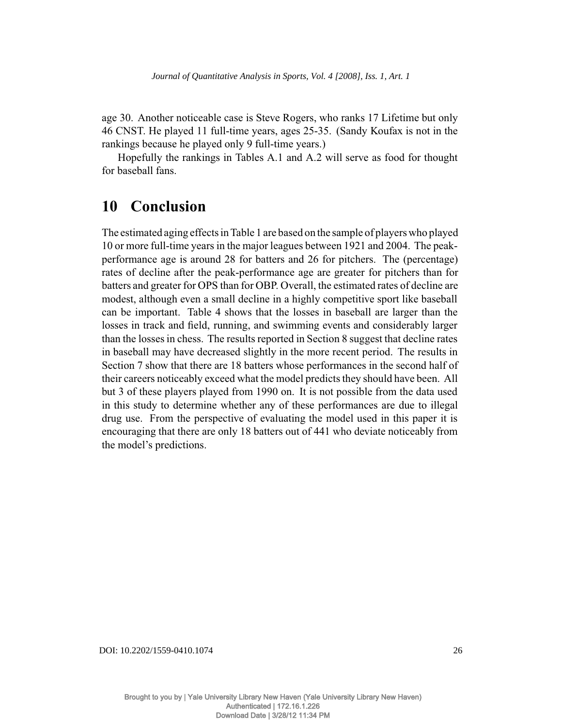age 30. Another noticeable case is Steve Rogers, who ranks 17 Lifetime but only 46 CNST. He played 11 full-time years, ages 25-35. (Sandy Koufax is not in the rankings because he played only 9 full-time years.)

Hopefully the rankings in Tables A.1 and A.2 will serve as food for thought for baseball fans.

# 10 Conclusion

The estimated aging effects in Table 1 are based on the sample of players who played 10 or more full-time years in the major leagues between 1921 and 2004. The peak-performance age is around 28 for batters and 26 for pitchers. The (percentage) rates of decline after the peak-performance age are greater for pitchers than for batters and greater for OPS than for OBP. Overall, the estimated rates of decline are modest, although even a small decline in a highly competitive sport like baseball can be important. Table 4 shows that the losses in baseball are larger than the losses in track and field, running, and swimming events and considerably larger than the losses in chess. The results reported in Section 8 suggest that decline rates in baseball may have decreased slightly in the more recent period. The results in Section 7 show that there are 18 batters whose performances in the second half of their careers noticeably exceed what the model predicts they should have been. All but 3 of these players played from 1990 on. It is not possible from the data used in this study to determine whether any of these performances are due to illegal drug use. From the perspective of evaluating the model used in this paper it is encouraging that there are only 18 batters out of 441 who deviate noticeably from the model's predictions.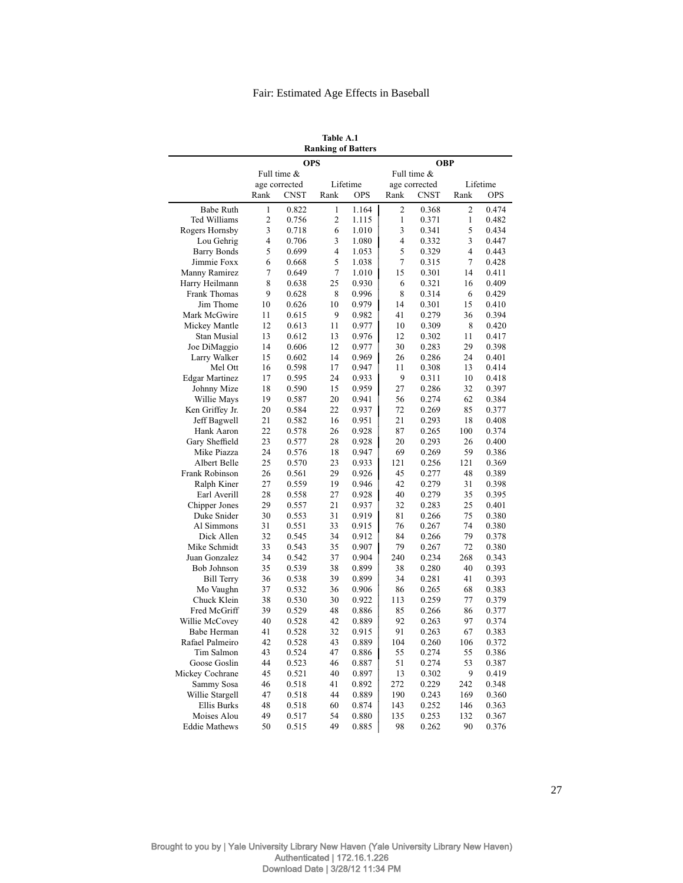**Table A.1**
**Ranking of Batters**

| | OPS | | | | OBP | | | |
|---|---|---|---|---|---|---|---|---|
| | Full time & age corrected | | Lifetime | | Full time & age corrected | | Lifetime | |
| | Rank | CNST | Rank | OPS | Rank | CNST | Rank | OPS |
| Babe Ruth | 1 | 0.822 | 1 | 1.164 | 2 | 0.368 | 2 | 0.474 |
| Ted Williams | 2 | 0.756 | 2 | 1.115 | 1 | 0.371 | 1 | 0.482 |
| Rogers Hornsby | 3 | 0.718 | 6 | 1.010 | 3 | 0.341 | 5 | 0.434 |
| Lou Gehrig | 4 | 0.706 | 3 | 1.080 | 4 | 0.332 | 3 | 0.447 |
| Barry Bonds | 5 | 0.699 | 4 | 1.053 | 5 | 0.329 | 4 | 0.443 |
| Jimmie Foxx | 6 | 0.668 | 5 | 1.038 | 7 | 0.315 | 7 | 0.428 |
| Manny Ramirez | 7 | 0.649 | 7 | 1.010 | 15 | 0.301 | 14 | 0.411 |
| Harry Heilmann | 8 | 0.638 | 25 | 0.930 | 6 | 0.321 | 16 | 0.409 |
| Frank Thomas | 9 | 0.628 | 8 | 0.996 | 8 | 0.314 | 6 | 0.429 |
| Jim Thome | 10 | 0.626 | 10 | 0.979 | 14 | 0.301 | 15 | 0.410 |
| Mark McGwire | 11 | 0.615 | 9 | 0.982 | 41 | 0.279 | 36 | 0.394 |
| Mickey Mantle | 12 | 0.613 | 11 | 0.977 | 10 | 0.309 | 8 | 0.420 |
| Stan Musial | 13 | 0.612 | 13 | 0.976 | 12 | 0.302 | 11 | 0.417 |
| Joe DiMaggio | 14 | 0.606 | 12 | 0.977 | 30 | 0.283 | 29 | 0.398 |
| Larry Walker | 15 | 0.602 | 14 | 0.969 | 26 | 0.286 | 24 | 0.401 |
| Mel Ott | 16 | 0.598 | 17 | 0.947 | 11 | 0.308 | 13 | 0.414 |
| Edgar Martinez | 17 | 0.595 | 24 | 0.933 | 9 | 0.311 | 10 | 0.418 |
| Johnny Mize | 18 | 0.590 | 15 | 0.959 | 27 | 0.286 | 32 | 0.397 |
| Willie Mays | 19 | 0.587 | 20 | 0.941 | 56 | 0.274 | 62 | 0.384 |
| Ken Griffey Jr. | 20 | 0.584 | 22 | 0.937 | 72 | 0.269 | 85 | 0.377 |
| Jeff Bagwell | 21 | 0.582 | 16 | 0.951 | 21 | 0.293 | 18 | 0.408 |
| Hank Aaron | 22 | 0.578 | 26 | 0.928 | 87 | 0.265 | 100 | 0.374 |
| Gary Sheffield | 23 | 0.577 | 28 | 0.928 | 20 | 0.293 | 26 | 0.400 |
| Mike Piazza | 24 | 0.576 | 18 | 0.947 | 69 | 0.269 | 59 | 0.386 |
| Albert Belle | 25 | 0.570 | 23 | 0.933 | 121 | 0.256 | 121 | 0.369 |
| Frank Robinson | 26 | 0.561 | 29 | 0.926 | 45 | 0.277 | 48 | 0.389 |
| Ralph Kiner | 27 | 0.559 | 19 | 0.946 | 42 | 0.279 | 31 | 0.398 |
| Earl Averill | 28 | 0.558 | 27 | 0.928 | 40 | 0.279 | 35 | 0.395 |
| Chipper Jones | 29 | 0.557 | 21 | 0.937 | 32 | 0.283 | 25 | 0.401 |
| Duke Snider | 30 | 0.553 | 31 | 0.919 | 81 | 0.266 | 75 | 0.380 |
| Al Simmons | 31 | 0.551 | 33 | 0.915 | 76 | 0.267 | 74 | 0.380 |
| Dick Allen | 32 | 0.545 | 34 | 0.912 | 84 | 0.266 | 79 | 0.378 |
| Mike Schmidt | 33 | 0.543 | 35 | 0.907 | 79 | 0.267 | 72 | 0.380 |
| Juan Gonzalez | 34 | 0.542 | 37 | 0.904 | 240 | 0.234 | 268 | 0.343 |
| Bob Johnson | 35 | 0.539 | 38 | 0.899 | 38 | 0.280 | 40 | 0.393 |
| Bill Terry | 36 | 0.538 | 39 | 0.899 | 34 | 0.281 | 41 | 0.393 |
| Mo Vaughn | 37 | 0.532 | 36 | 0.906 | 86 | 0.265 | 68 | 0.383 |
| Chuck Klein | 38 | 0.530 | 30 | 0.922 | 113 | 0.259 | 77 | 0.379 |
| Fred McGriff | 39 | 0.529 | 48 | 0.886 | 85 | 0.266 | 86 | 0.377 |
| Willie McCovey | 40 | 0.528 | 42 | 0.889 | 92 | 0.263 | 97 | 0.374 |
| Babe Herman | 41 | 0.528 | 32 | 0.915 | 91 | 0.263 | 67 | 0.383 |
| Rafael Palmeiro | 42 | 0.528 | 43 | 0.889 | 104 | 0.260 | 106 | 0.372 |
| Tim Salmon | 43 | 0.524 | 47 | 0.886 | 55 | 0.274 | 55 | 0.386 |
| Goose Goslin | 44 | 0.523 | 46 | 0.887 | 51 | 0.274 | 53 | 0.387 |
| Mickey Cochrane | 45 | 0.521 | 40 | 0.897 | 13 | 0.302 | 9 | 0.419 |
| Sammy Sosa | 46 | 0.518 | 41 | 0.892 | 272 | 0.229 | 242 | 0.348 |
| Willie Stargell | 47 | 0.518 | 44 | 0.889 | 190 | 0.243 | 169 | 0.360 |
| Ellis Burks | 48 | 0.518 | 60 | 0.874 | 143 | 0.252 | 146 | 0.363 |
| Moises Alou | 49 | 0.517 | 54 | 0.880 | 135 | 0.253 | 132 | 0.367 |
| Eddie Mathews | 50 | 0.515 | 49 | 0.885 | 98 | 0.262 | 90 | 0.376 |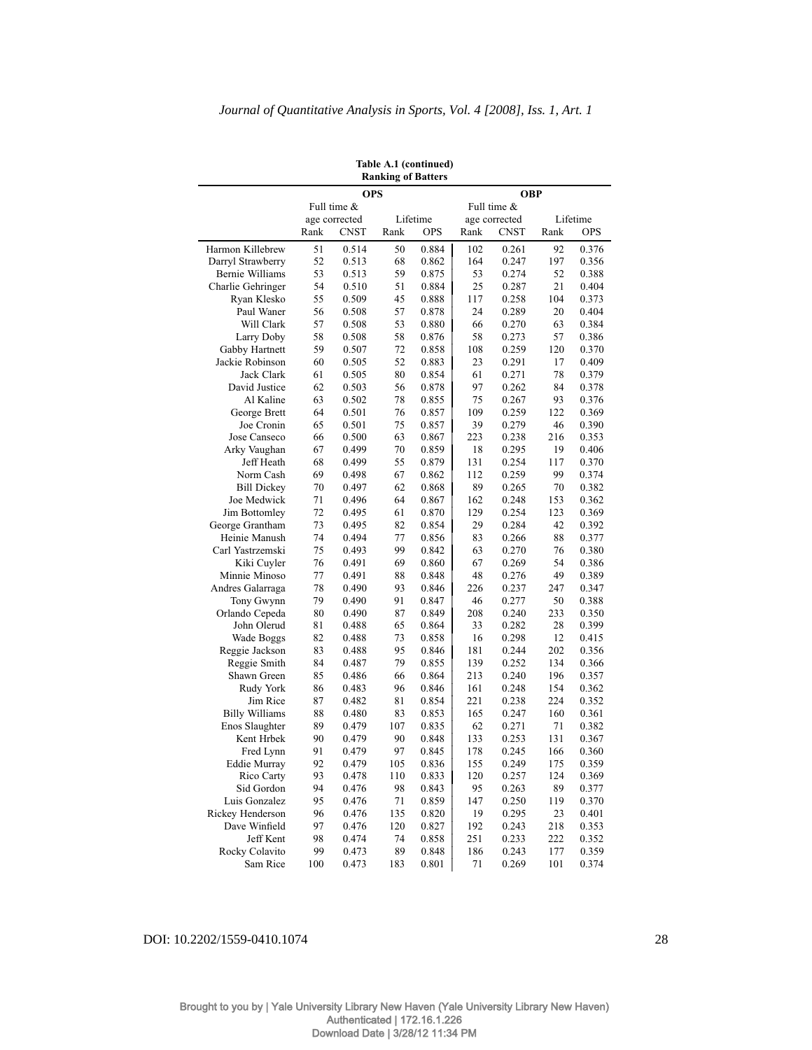**Table A.1 (continued)**
**Ranking of Batters**

| | OPS | | | | OBP | | | |
|---|---|---|---|---|---|---|---|---|
| | Full time & age corrected | | Lifetime | | Full time & age corrected | | Lifetime | |
| | Rank | CNST | Rank | OPS | Rank | CNST | Rank | OPS |
| Harmon Killebrew | 51 | 0.514 | 50 | 0.884 | 102 | 0.261 | 92 | 0.376 |
| Darryl Strawberry | 52 | 0.513 | 68 | 0.862 | 164 | 0.247 | 197 | 0.356 |
| Bernie Williams | 53 | 0.513 | 59 | 0.875 | 53 | 0.274 | 52 | 0.388 |
| Charlie Gehringer | 54 | 0.510 | 51 | 0.884 | 25 | 0.287 | 21 | 0.404 |
| Ryan Klesko | 55 | 0.509 | 45 | 0.888 | 117 | 0.258 | 104 | 0.373 |
| Paul Waner | 56 | 0.508 | 57 | 0.878 | 24 | 0.289 | 20 | 0.404 |
| Will Clark | 57 | 0.508 | 53 | 0.880 | 66 | 0.270 | 63 | 0.384 |
| Larry Doby | 58 | 0.508 | 58 | 0.876 | 58 | 0.273 | 57 | 0.386 |
| Gabby Hartnett | 59 | 0.507 | 72 | 0.858 | 108 | 0.259 | 120 | 0.370 |
| Jackie Robinson | 60 | 0.505 | 52 | 0.883 | 23 | 0.291 | 17 | 0.409 |
| Jack Clark | 61 | 0.505 | 80 | 0.854 | 61 | 0.271 | 78 | 0.379 |
| David Justice | 62 | 0.503 | 56 | 0.878 | 97 | 0.262 | 84 | 0.378 |
| Al Kaline | 63 | 0.502 | 78 | 0.855 | 75 | 0.267 | 93 | 0.376 |
| George Brett | 64 | 0.501 | 76 | 0.857 | 109 | 0.259 | 122 | 0.369 |
| Joe Cronin | 65 | 0.501 | 75 | 0.857 | 39 | 0.279 | 46 | 0.390 |
| Jose Canseco | 66 | 0.500 | 63 | 0.867 | 223 | 0.238 | 216 | 0.353 |
| Arky Vaughan | 67 | 0.499 | 70 | 0.859 | 18 | 0.295 | 19 | 0.406 |
| Jeff Heath | 68 | 0.499 | 55 | 0.879 | 131 | 0.254 | 117 | 0.370 |
| Norm Cash | 69 | 0.498 | 67 | 0.862 | 112 | 0.259 | 99 | 0.374 |
| Bill Dickey | 70 | 0.497 | 62 | 0.868 | 89 | 0.265 | 70 | 0.382 |
| Joe Medwick | 71 | 0.496 | 64 | 0.867 | 162 | 0.248 | 153 | 0.362 |
| Jim Bottomley | 72 | 0.495 | 61 | 0.870 | 129 | 0.254 | 123 | 0.369 |
| George Grantham | 73 | 0.495 | 82 | 0.854 | 29 | 0.284 | 42 | 0.392 |
| Heinie Manush | 74 | 0.494 | 77 | 0.856 | 83 | 0.266 | 88 | 0.377 |
| Carl Yastrzemski | 75 | 0.493 | 99 | 0.842 | 63 | 0.270 | 76 | 0.380 |
| Kiki Cuyler | 76 | 0.491 | 69 | 0.860 | 67 | 0.269 | 54 | 0.386 |
| Minnie Minoso | 77 | 0.491 | 88 | 0.848 | 48 | 0.276 | 49 | 0.389 |
| Andres Galarraga | 78 | 0.490 | 93 | 0.846 | 226 | 0.237 | 247 | 0.347 |
| Tony Gwynn | 79 | 0.490 | 91 | 0.847 | 46 | 0.277 | 50 | 0.388 |
| Orlando Cepeda | 80 | 0.490 | 87 | 0.849 | 208 | 0.240 | 233 | 0.350 |
| John Olerud | 81 | 0.488 | 65 | 0.864 | 33 | 0.282 | 28 | 0.399 |
| Wade Boggs | 82 | 0.488 | 73 | 0.858 | 16 | 0.298 | 12 | 0.415 |
| Reggie Jackson | 83 | 0.488 | 95 | 0.846 | 181 | 0.244 | 202 | 0.356 |
| Reggie Smith | 84 | 0.487 | 79 | 0.855 | 139 | 0.252 | 134 | 0.366 |
| Shawn Green | 85 | 0.486 | 66 | 0.864 | 213 | 0.240 | 196 | 0.357 |
| Rudy York | 86 | 0.483 | 96 | 0.846 | 161 | 0.248 | 154 | 0.362 |
| Jim Rice | 87 | 0.482 | 81 | 0.854 | 221 | 0.238 | 224 | 0.352 |
| Billy Williams | 88 | 0.480 | 83 | 0.853 | 165 | 0.247 | 160 | 0.361 |
| Enos Slaughter | 89 | 0.479 | 107 | 0.835 | 62 | 0.271 | 71 | 0.382 |
| Kent Hrbek | 90 | 0.479 | 90 | 0.848 | 133 | 0.253 | 131 | 0.367 |
| Fred Lynn | 91 | 0.479 | 97 | 0.845 | 178 | 0.245 | 166 | 0.360 |
| Eddie Murray | 92 | 0.479 | 105 | 0.836 | 155 | 0.249 | 175 | 0.359 |
| Rico Carty | 93 | 0.478 | 110 | 0.833 | 120 | 0.257 | 124 | 0.369 |
| Sid Gordon | 94 | 0.476 | 98 | 0.843 | 95 | 0.263 | 89 | 0.377 |
| Luis Gonzalez | 95 | 0.476 | 71 | 0.859 | 147 | 0.250 | 119 | 0.370 |
| Rickey Henderson | 96 | 0.476 | 135 | 0.820 | 19 | 0.295 | 23 | 0.401 |
| Dave Winfield | 97 | 0.476 | 120 | 0.827 | 192 | 0.243 | 218 | 0.353 |
| Jeff Kent | 98 | 0.474 | 74 | 0.858 | 251 | 0.233 | 222 | 0.352 |
| Rocky Colavito | 99 | 0.473 | 89 | 0.848 | 186 | 0.243 | 177 | 0.359 |
| Sam Rice | 100 | 0.473 | 183 | 0.801 | 71 | 0.269 | 101 | 0.374 |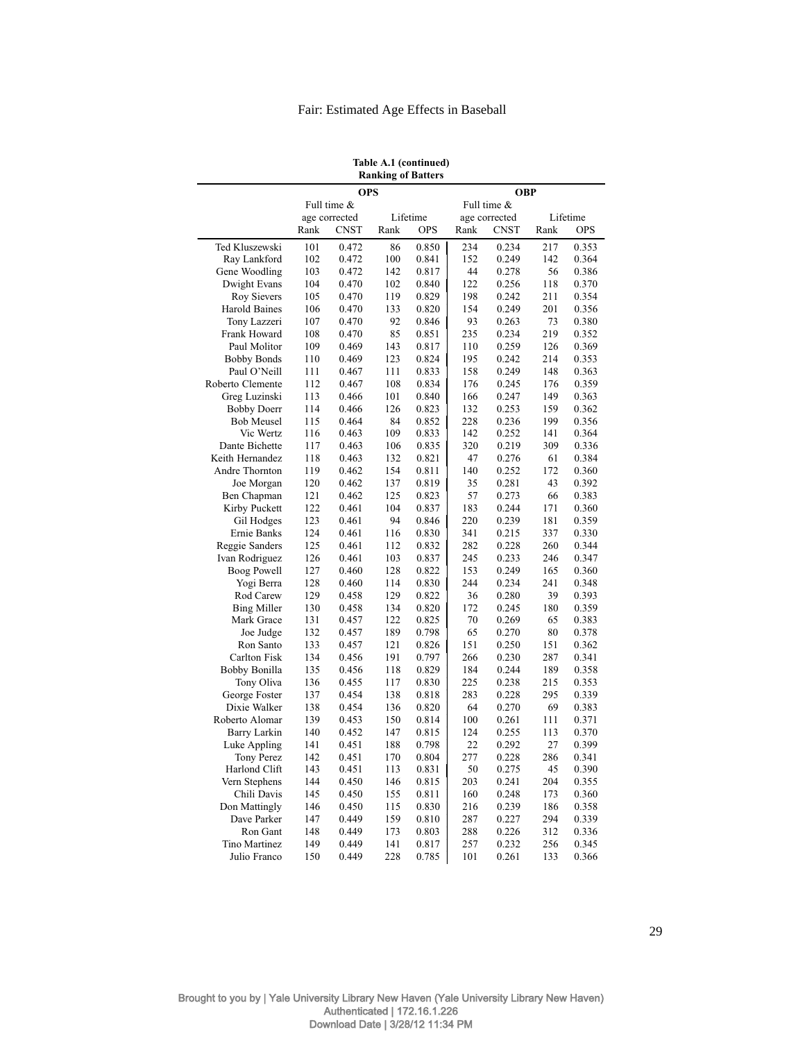**Table A.1 (continued)**
**Ranking of Batters**

| | OPS | | | | OBP | | | |
|---|---|---|---|---|---|---|---|---|
| | Full time & age corrected | | Lifetime | | Full time & age corrected | | Lifetime | |
| | Rank | CNST | Rank | OPS | Rank | CNST | Rank | OPS |
| Ted Kluszewski | 101 | 0.472 | 86 | 0.850 | 234 | 0.234 | 217 | 0.353 |
| Ray Lankford | 102 | 0.472 | 100 | 0.841 | 152 | 0.249 | 142 | 0.364 |
| Gene Woodling | 103 | 0.472 | 142 | 0.817 | 44 | 0.278 | 56 | 0.386 |
| Dwight Evans | 104 | 0.470 | 102 | 0.840 | 122 | 0.256 | 118 | 0.370 |
| Roy Sievers | 105 | 0.470 | 119 | 0.829 | 198 | 0.242 | 211 | 0.354 |
| Harold Baines | 106 | 0.470 | 133 | 0.820 | 154 | 0.249 | 201 | 0.356 |
| Tony Lazzeri | 107 | 0.470 | 92 | 0.846 | 93 | 0.263 | 73 | 0.380 |
| Frank Howard | 108 | 0.470 | 85 | 0.851 | 235 | 0.234 | 219 | 0.352 |
| Paul Molitor | 109 | 0.469 | 143 | 0.817 | 110 | 0.259 | 126 | 0.369 |
| Bobby Bonds | 110 | 0.469 | 123 | 0.824 | 195 | 0.242 | 214 | 0.353 |
| Paul O'Neill | 111 | 0.467 | 111 | 0.833 | 158 | 0.249 | 148 | 0.363 |
| Roberto Clemente | 112 | 0.467 | 108 | 0.834 | 176 | 0.245 | 176 | 0.359 |
| Greg Luzinski | 113 | 0.466 | 101 | 0.840 | 166 | 0.247 | 149 | 0.363 |
| Bobby Doerr | 114 | 0.466 | 126 | 0.823 | 132 | 0.253 | 159 | 0.362 |
| Bob Meusel | 115 | 0.464 | 84 | 0.852 | 228 | 0.236 | 199 | 0.356 |
| Vic Wertz | 116 | 0.463 | 109 | 0.833 | 142 | 0.252 | 141 | 0.364 |
| Dante Bichette | 117 | 0.463 | 106 | 0.835 | 320 | 0.219 | 309 | 0.336 |
| Keith Hernandez | 118 | 0.463 | 132 | 0.821 | 47 | 0.276 | 61 | 0.384 |
| Andre Thornton | 119 | 0.462 | 154 | 0.811 | 140 | 0.252 | 172 | 0.360 |
| Joe Morgan | 120 | 0.462 | 137 | 0.819 | 35 | 0.281 | 43 | 0.392 |
| Ben Chapman | 121 | 0.462 | 125 | 0.823 | 57 | 0.273 | 66 | 0.383 |
| Kirby Puckett | 122 | 0.461 | 104 | 0.837 | 183 | 0.244 | 171 | 0.360 |
| Gil Hodges | 123 | 0.461 | 94 | 0.846 | 220 | 0.239 | 181 | 0.359 |
| Ernie Banks | 124 | 0.461 | 116 | 0.830 | 341 | 0.215 | 337 | 0.330 |
| Reggie Sanders | 125 | 0.461 | 112 | 0.832 | 282 | 0.228 | 260 | 0.344 |
| Ivan Rodriguez | 126 | 0.461 | 103 | 0.837 | 245 | 0.233 | 246 | 0.347 |
| Boog Powell | 127 | 0.460 | 128 | 0.822 | 153 | 0.249 | 165 | 0.360 |
| Yogi Berra | 128 | 0.460 | 114 | 0.830 | 244 | 0.234 | 241 | 0.348 |
| Rod Carew | 129 | 0.458 | 129 | 0.822 | 36 | 0.280 | 39 | 0.393 |
| Bing Miller | 130 | 0.458 | 134 | 0.820 | 172 | 0.245 | 180 | 0.359 |
| Mark Grace | 131 | 0.457 | 122 | 0.825 | 70 | 0.269 | 65 | 0.383 |
| Joe Judge | 132 | 0.457 | 189 | 0.798 | 65 | 0.270 | 80 | 0.378 |
| Ron Santo | 133 | 0.457 | 121 | 0.826 | 151 | 0.250 | 151 | 0.362 |
| Carlton Fisk | 134 | 0.456 | 191 | 0.797 | 266 | 0.230 | 287 | 0.341 |
| Bobby Bonilla | 135 | 0.456 | 118 | 0.829 | 184 | 0.244 | 189 | 0.358 |
| Tony Oliva | 136 | 0.455 | 117 | 0.830 | 225 | 0.238 | 215 | 0.353 |
| George Foster | 137 | 0.454 | 138 | 0.818 | 283 | 0.228 | 295 | 0.339 |
| Dixie Walker | 138 | 0.454 | 136 | 0.820 | 64 | 0.270 | 69 | 0.383 |
| Roberto Alomar | 139 | 0.453 | 150 | 0.814 | 100 | 0.261 | 111 | 0.371 |
| Barry Larkin | 140 | 0.452 | 147 | 0.815 | 124 | 0.255 | 113 | 0.370 |
| Luke Appling | 141 | 0.451 | 188 | 0.798 | 22 | 0.292 | 27 | 0.399 |
| Tony Perez | 142 | 0.451 | 170 | 0.804 | 277 | 0.228 | 286 | 0.341 |
| Harlond Clift | 143 | 0.451 | 113 | 0.831 | 50 | 0.275 | 45 | 0.390 |
| Vern Stephens | 144 | 0.450 | 146 | 0.815 | 203 | 0.241 | 204 | 0.355 |
| Chili Davis | 145 | 0.450 | 155 | 0.811 | 160 | 0.248 | 173 | 0.360 |
| Don Mattingly | 146 | 0.450 | 115 | 0.830 | 216 | 0.239 | 186 | 0.358 |
| Dave Parker | 147 | 0.449 | 159 | 0.810 | 287 | 0.227 | 294 | 0.339 |
| Ron Gant | 148 | 0.449 | 173 | 0.803 | 288 | 0.226 | 312 | 0.336 |
| Tino Martinez | 149 | 0.449 | 141 | 0.817 | 257 | 0.232 | 256 | 0.345 |
| Julio Franco | 150 | 0.449 | 228 | 0.785 | 101 | 0.261 | 133 | 0.366 |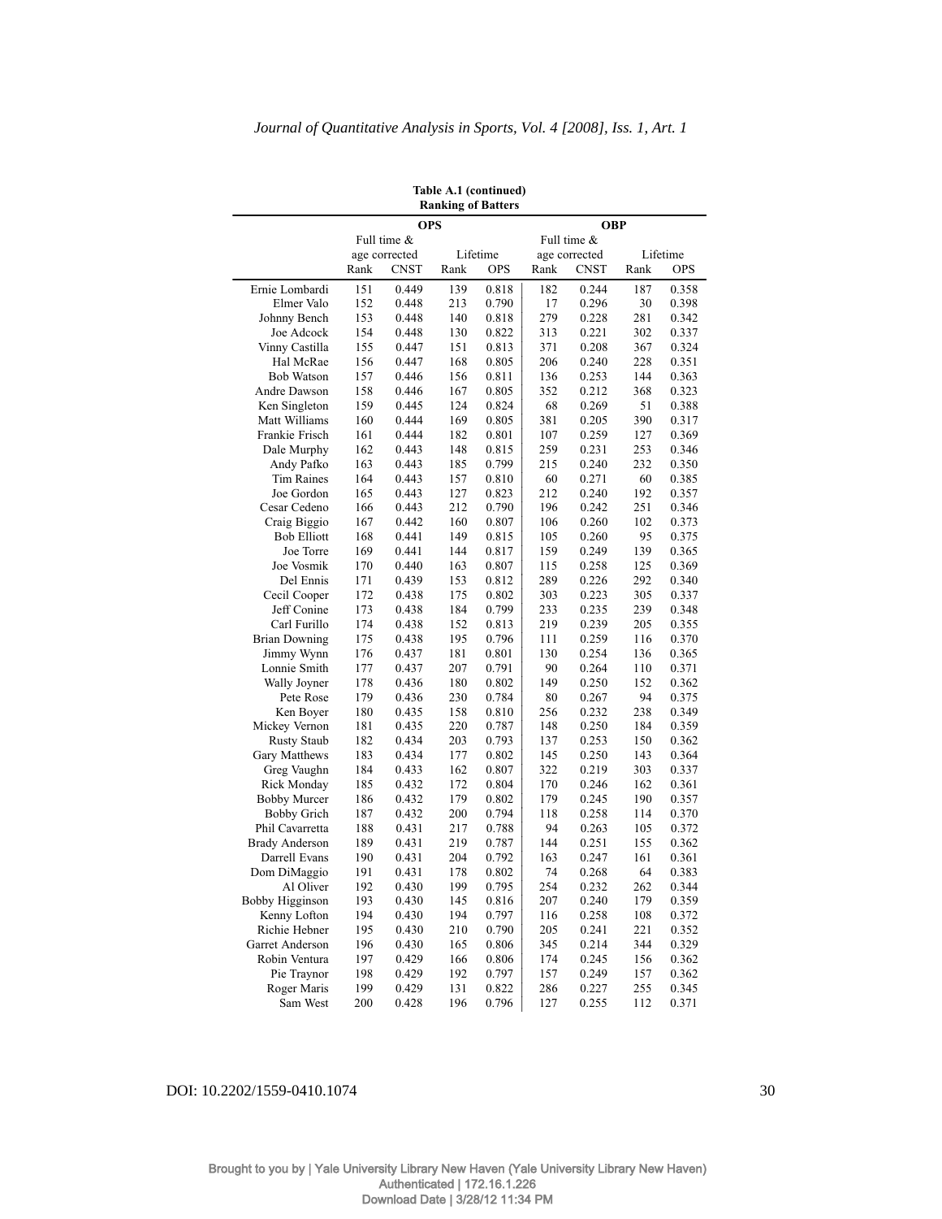**Table A.1 (continued)**
**Ranking of Batters**

| | OPS | | | | OBP | | | |
|---|---|---|---|---|---|---|---|---|
| | Full time & age corrected | | Lifetime | | Full time & age corrected | | Lifetime | |
| | Rank | CNST | Rank | OPS | Rank | CNST | Rank | OPS |
| Ernie Lombardi | 151 | 0.449 | 139 | 0.818 | 182 | 0.244 | 187 | 0.358 |
| Elmer Valo | 152 | 0.448 | 213 | 0.790 | 17 | 0.296 | 30 | 0.398 |
| Johnny Bench | 153 | 0.448 | 140 | 0.818 | 279 | 0.228 | 281 | 0.342 |
| Joe Adcock | 154 | 0.448 | 130 | 0.822 | 313 | 0.221 | 302 | 0.337 |
| Vinny Castilla | 155 | 0.447 | 151 | 0.813 | 371 | 0.208 | 367 | 0.324 |
| Hal McRae | 156 | 0.447 | 168 | 0.805 | 206 | 0.240 | 228 | 0.351 |
| Bob Watson | 157 | 0.446 | 156 | 0.811 | 136 | 0.253 | 144 | 0.363 |
| Andre Dawson | 158 | 0.446 | 167 | 0.805 | 352 | 0.212 | 368 | 0.323 |
| Ken Singleton | 159 | 0.445 | 124 | 0.824 | 68 | 0.269 | 51 | 0.388 |
| Matt Williams | 160 | 0.444 | 169 | 0.805 | 381 | 0.205 | 390 | 0.317 |
| Frankie Frisch | 161 | 0.444 | 182 | 0.801 | 107 | 0.259 | 127 | 0.369 |
| Dale Murphy | 162 | 0.443 | 148 | 0.815 | 259 | 0.231 | 253 | 0.346 |
| Andy Pafko | 163 | 0.443 | 185 | 0.799 | 215 | 0.240 | 232 | 0.350 |
| Tim Raines | 164 | 0.443 | 157 | 0.810 | 60 | 0.271 | 60 | 0.385 |
| Joe Gordon | 165 | 0.443 | 127 | 0.823 | 212 | 0.240 | 192 | 0.357 |
| Cesar Cedeno | 166 | 0.443 | 212 | 0.790 | 196 | 0.242 | 251 | 0.346 |
| Craig Biggio | 167 | 0.442 | 160 | 0.807 | 106 | 0.260 | 102 | 0.373 |
| Bob Elliott | 168 | 0.441 | 149 | 0.815 | 105 | 0.260 | 95 | 0.375 |
| Joe Torre | 169 | 0.441 | 144 | 0.817 | 159 | 0.249 | 139 | 0.365 |
| Joe Vosmik | 170 | 0.440 | 163 | 0.807 | 115 | 0.258 | 125 | 0.369 |
| Del Ennis | 171 | 0.439 | 153 | 0.812 | 289 | 0.226 | 292 | 0.340 |
| Cecil Cooper | 172 | 0.438 | 175 | 0.802 | 303 | 0.223 | 305 | 0.337 |
| Jeff Conine | 173 | 0.438 | 184 | 0.799 | 233 | 0.235 | 239 | 0.348 |
| Carl Furillo | 174 | 0.438 | 152 | 0.813 | 219 | 0.239 | 205 | 0.355 |
| Brian Downing | 175 | 0.438 | 195 | 0.796 | 111 | 0.259 | 116 | 0.370 |
| Jimmy Wynn | 176 | 0.437 | 181 | 0.801 | 130 | 0.254 | 136 | 0.365 |
| Lonnie Smith | 177 | 0.437 | 207 | 0.791 | 90 | 0.264 | 110 | 0.371 |
| Wally Joyner | 178 | 0.436 | 180 | 0.802 | 149 | 0.250 | 152 | 0.362 |
| Pete Rose | 179 | 0.436 | 230 | 0.784 | 80 | 0.267 | 94 | 0.375 |
| Ken Boyer | 180 | 0.435 | 158 | 0.810 | 256 | 0.232 | 238 | 0.349 |
| Mickey Vernon | 181 | 0.435 | 220 | 0.787 | 148 | 0.250 | 184 | 0.359 |
| Rusty Staub | 182 | 0.434 | 203 | 0.793 | 137 | 0.253 | 150 | 0.362 |
| Gary Matthews | 183 | 0.434 | 177 | 0.802 | 145 | 0.250 | 143 | 0.364 |
| Greg Vaughn | 184 | 0.433 | 162 | 0.807 | 322 | 0.219 | 303 | 0.337 |
| Rick Monday | 185 | 0.432 | 172 | 0.804 | 170 | 0.246 | 162 | 0.361 |
| Bobby Murcer | 186 | 0.432 | 179 | 0.802 | 179 | 0.245 | 190 | 0.357 |
| Bobby Grich | 187 | 0.432 | 200 | 0.794 | 118 | 0.258 | 114 | 0.370 |
| Phil Cavarretta | 188 | 0.431 | 217 | 0.788 | 94 | 0.263 | 105 | 0.372 |
| Brady Anderson | 189 | 0.431 | 219 | 0.787 | 144 | 0.251 | 155 | 0.362 |
| Darrell Evans | 190 | 0.431 | 204 | 0.792 | 163 | 0.247 | 161 | 0.361 |
| Dom DiMaggio | 191 | 0.431 | 178 | 0.802 | 74 | 0.268 | 64 | 0.383 |
| Al Oliver | 192 | 0.430 | 199 | 0.795 | 254 | 0.232 | 262 | 0.344 |
| Bobby Higginson | 193 | 0.430 | 145 | 0.816 | 207 | 0.240 | 179 | 0.359 |
| Kenny Lofton | 194 | 0.430 | 194 | 0.797 | 116 | 0.258 | 108 | 0.372 |
| Richie Hebner | 195 | 0.430 | 210 | 0.790 | 205 | 0.241 | 221 | 0.352 |
| Garret Anderson | 196 | 0.430 | 165 | 0.806 | 345 | 0.214 | 344 | 0.329 |
| Robin Ventura | 197 | 0.429 | 166 | 0.806 | 174 | 0.245 | 156 | 0.362 |
| Pie Traynor | 198 | 0.429 | 192 | 0.797 | 157 | 0.249 | 157 | 0.362 |
| Roger Maris | 199 | 0.429 | 131 | 0.822 | 286 | 0.227 | 255 | 0.345 |
| Sam West | 200 | 0.428 | 196 | 0.796 | 127 | 0.255 | 112 | 0.371 |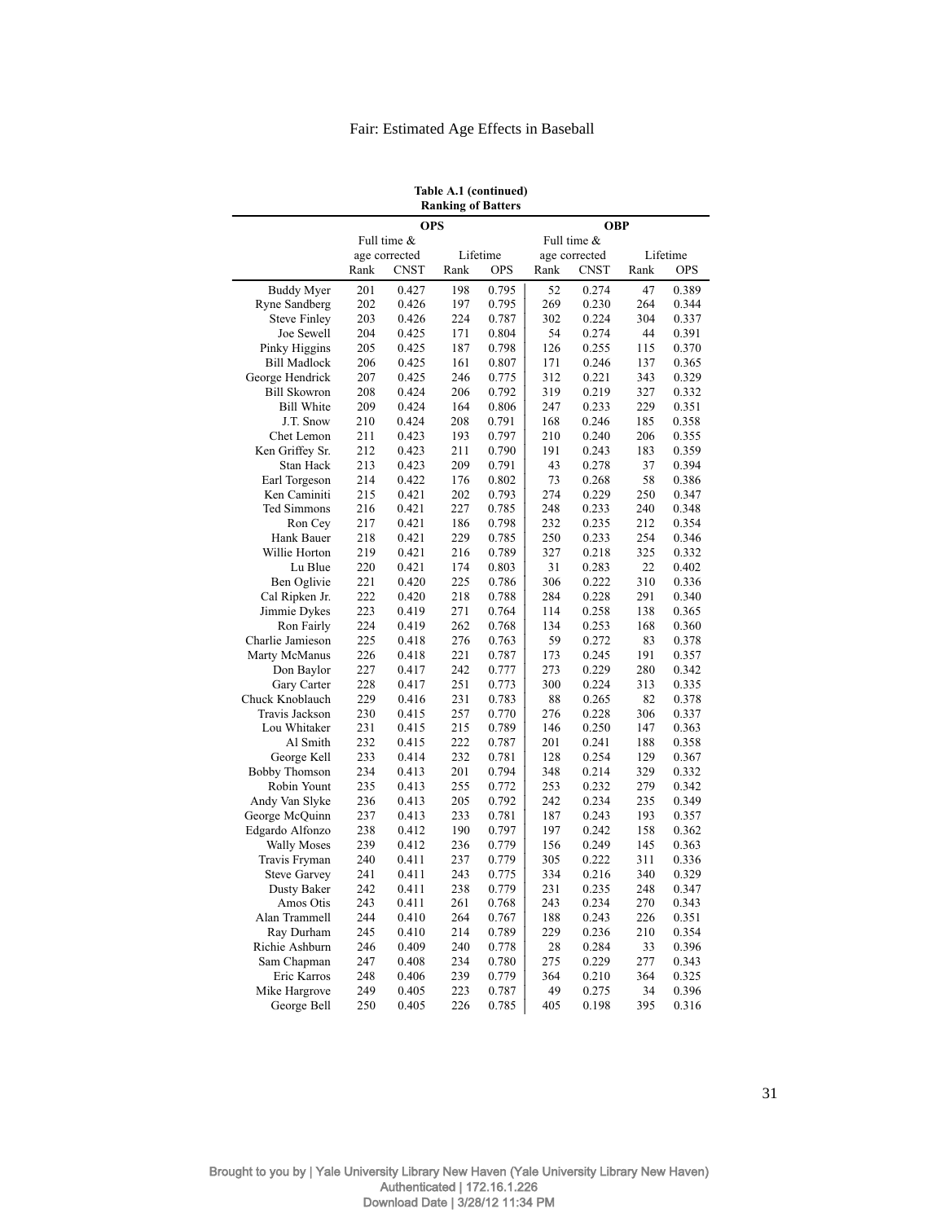**Table A.1 (continued)**
**Ranking of Batters**

| | OPS | | | | OBP | | | |
|---|---|---|---|---|---|---|---|---|
| | Full time & age corrected | | Lifetime | | Full time & age corrected | | Lifetime | |
| | Rank | CNST | Rank | OPS | Rank | CNST | Rank | OPS |
| Buddy Myer | 201 | 0.427 | 198 | 0.795 | 52 | 0.274 | 47 | 0.389 |
| Ryne Sandberg | 202 | 0.426 | 197 | 0.795 | 269 | 0.230 | 264 | 0.344 |
| Steve Finley | 203 | 0.426 | 224 | 0.787 | 302 | 0.224 | 304 | 0.337 |
| Joe Sewell | 204 | 0.425 | 171 | 0.804 | 54 | 0.274 | 44 | 0.391 |
| Pinky Higgins | 205 | 0.425 | 187 | 0.798 | 126 | 0.255 | 115 | 0.370 |
| Bill Madlock | 206 | 0.425 | 161 | 0.807 | 171 | 0.246 | 137 | 0.365 |
| George Hendrick | 207 | 0.425 | 246 | 0.775 | 312 | 0.221 | 343 | 0.329 |
| Bill Skowron | 208 | 0.424 | 206 | 0.792 | 319 | 0.219 | 327 | 0.332 |
| Bill White | 209 | 0.424 | 164 | 0.806 | 247 | 0.233 | 229 | 0.351 |
| J.T. Snow | 210 | 0.424 | 208 | 0.791 | 168 | 0.246 | 185 | 0.358 |
| Chet Lemon | 211 | 0.423 | 193 | 0.797 | 210 | 0.240 | 206 | 0.355 |
| Ken Griffey Sr. | 212 | 0.423 | 211 | 0.790 | 191 | 0.243 | 183 | 0.359 |
| Stan Hack | 213 | 0.423 | 209 | 0.791 | 43 | 0.278 | 37 | 0.394 |
| Earl Torgeson | 214 | 0.422 | 176 | 0.802 | 73 | 0.268 | 58 | 0.386 |
| Ken Caminiti | 215 | 0.421 | 202 | 0.793 | 274 | 0.229 | 250 | 0.347 |
| Ted Simmons | 216 | 0.421 | 227 | 0.785 | 248 | 0.233 | 240 | 0.348 |
| Ron Cey | 217 | 0.421 | 186 | 0.798 | 232 | 0.235 | 212 | 0.354 |
| Hank Bauer | 218 | 0.421 | 229 | 0.785 | 250 | 0.233 | 254 | 0.346 |
| Willie Horton | 219 | 0.421 | 216 | 0.789 | 327 | 0.218 | 325 | 0.332 |
| Lu Blue | 220 | 0.421 | 174 | 0.803 | 31 | 0.283 | 22 | 0.402 |
| Ben Oglivie | 221 | 0.420 | 225 | 0.786 | 306 | 0.222 | 310 | 0.336 |
| Cal Ripken Jr. | 222 | 0.420 | 218 | 0.788 | 284 | 0.228 | 291 | 0.340 |
| Jimmie Dykes | 223 | 0.419 | 271 | 0.764 | 114 | 0.258 | 138 | 0.365 |
| Ron Fairly | 224 | 0.419 | 262 | 0.768 | 134 | 0.253 | 168 | 0.360 |
| Charlie Jamieson | 225 | 0.418 | 276 | 0.763 | 59 | 0.272 | 83 | 0.378 |
| Marty McManus | 226 | 0.418 | 221 | 0.787 | 173 | 0.245 | 191 | 0.357 |
| Don Baylor | 227 | 0.417 | 242 | 0.777 | 273 | 0.229 | 280 | 0.342 |
| Gary Carter | 228 | 0.417 | 251 | 0.773 | 300 | 0.224 | 313 | 0.335 |
| Chuck Knoblauch | 229 | 0.416 | 231 | 0.783 | 88 | 0.265 | 82 | 0.378 |
| Travis Jackson | 230 | 0.415 | 257 | 0.770 | 276 | 0.228 | 306 | 0.337 |
| Lou Whitaker | 231 | 0.415 | 215 | 0.789 | 146 | 0.250 | 147 | 0.363 |
| Al Smith | 232 | 0.415 | 222 | 0.787 | 201 | 0.241 | 188 | 0.358 |
| George Kell | 233 | 0.414 | 232 | 0.781 | 128 | 0.254 | 129 | 0.367 |
| Bobby Thomson | 234 | 0.413 | 201 | 0.794 | 348 | 0.214 | 329 | 0.332 |
| Robin Yount | 235 | 0.413 | 255 | 0.772 | 253 | 0.232 | 279 | 0.342 |
| Andy Van Slyke | 236 | 0.413 | 205 | 0.792 | 242 | 0.234 | 235 | 0.349 |
| George McQuinn | 237 | 0.413 | 233 | 0.781 | 187 | 0.243 | 193 | 0.357 |
| Edgardo Alfonzo | 238 | 0.412 | 190 | 0.797 | 197 | 0.242 | 158 | 0.362 |
| Wally Moses | 239 | 0.412 | 236 | 0.779 | 156 | 0.249 | 145 | 0.363 |
| Travis Fryman | 240 | 0.411 | 237 | 0.779 | 305 | 0.222 | 311 | 0.336 |
| Steve Garvey | 241 | 0.411 | 243 | 0.775 | 334 | 0.216 | 340 | 0.329 |
| Dusty Baker | 242 | 0.411 | 238 | 0.779 | 231 | 0.235 | 248 | 0.347 |
| Amos Otis | 243 | 0.411 | 261 | 0.768 | 243 | 0.234 | 270 | 0.343 |
| Alan Trammell | 244 | 0.410 | 264 | 0.767 | 188 | 0.243 | 226 | 0.351 |
| Ray Durham | 245 | 0.410 | 214 | 0.789 | 229 | 0.236 | 210 | 0.354 |
| Richie Ashburn | 246 | 0.409 | 240 | 0.778 | 28 | 0.284 | 33 | 0.396 |
| Sam Chapman | 247 | 0.408 | 234 | 0.780 | 275 | 0.229 | 277 | 0.343 |
| Eric Karros | 248 | 0.406 | 239 | 0.779 | 364 | 0.210 | 364 | 0.325 |
| Mike Hargrove | 249 | 0.405 | 223 | 0.787 | 49 | 0.275 | 34 | 0.396 |
| George Bell | 250 | 0.405 | 226 | 0.785 | 405 | 0.198 | 395 | 0.316 |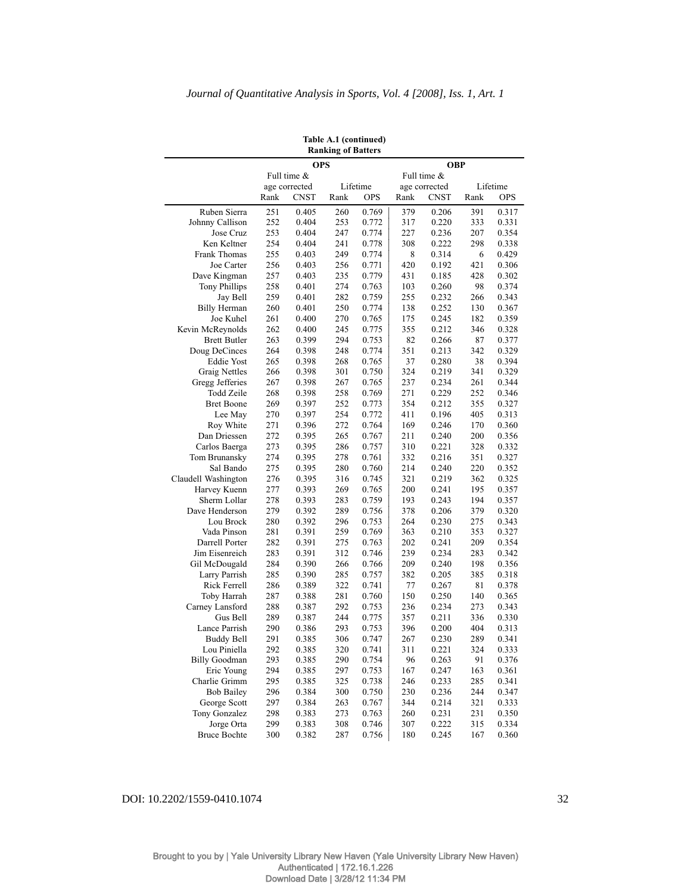**Table A.1 (continued)**
**Ranking of Batters**

| | OPS | | | | OBP | | | |
|---|---|---|---|---|---|---|---|---|
| | Full time & age corrected | | Lifetime | | Full time & age corrected | | Lifetime | |
| | Rank | CNST | Rank | OPS | Rank | CNST | Rank | OPS |
| Ruben Sierra | 251 | 0.405 | 260 | 0.769 | 379 | 0.206 | 391 | 0.317 |
| Johnny Callison | 252 | 0.404 | 253 | 0.772 | 317 | 0.220 | 333 | 0.331 |
| Jose Cruz | 253 | 0.404 | 247 | 0.774 | 227 | 0.236 | 207 | 0.354 |
| Ken Keltner | 254 | 0.404 | 241 | 0.778 | 308 | 0.222 | 298 | 0.338 |
| Frank Thomas | 255 | 0.403 | 249 | 0.774 | 8 | 0.314 | 6 | 0.429 |
| Joe Carter | 256 | 0.403 | 256 | 0.771 | 420 | 0.192 | 421 | 0.306 |
| Dave Kingman | 257 | 0.403 | 235 | 0.779 | 431 | 0.185 | 428 | 0.302 |
| Tony Phillips | 258 | 0.401 | 274 | 0.763 | 103 | 0.260 | 98 | 0.374 |
| Jay Bell | 259 | 0.401 | 282 | 0.759 | 255 | 0.232 | 266 | 0.343 |
| Billy Herman | 260 | 0.401 | 250 | 0.774 | 138 | 0.252 | 130 | 0.367 |
| Joe Kuhel | 261 | 0.400 | 270 | 0.765 | 175 | 0.245 | 182 | 0.359 |
| Kevin McReynolds | 262 | 0.400 | 245 | 0.775 | 355 | 0.212 | 346 | 0.328 |
| Brett Butler | 263 | 0.399 | 294 | 0.753 | 82 | 0.266 | 87 | 0.377 |
| Doug DeCinces | 264 | 0.398 | 248 | 0.774 | 351 | 0.213 | 342 | 0.329 |
| Eddie Yost | 265 | 0.398 | 268 | 0.765 | 37 | 0.280 | 38 | 0.394 |
| Graig Nettles | 266 | 0.398 | 301 | 0.750 | 324 | 0.219 | 341 | 0.329 |
| Gregg Jefferies | 267 | 0.398 | 267 | 0.765 | 237 | 0.234 | 261 | 0.344 |
| Todd Zeile | 268 | 0.398 | 258 | 0.769 | 271 | 0.229 | 252 | 0.346 |
| Bret Boone | 269 | 0.397 | 252 | 0.773 | 354 | 0.212 | 355 | 0.327 |
| Lee May | 270 | 0.397 | 254 | 0.772 | 411 | 0.196 | 405 | 0.313 |
| Roy White | 271 | 0.396 | 272 | 0.764 | 169 | 0.246 | 170 | 0.360 |
| Dan Driessen | 272 | 0.395 | 265 | 0.767 | 211 | 0.240 | 200 | 0.356 |
| Carlos Baerga | 273 | 0.395 | 286 | 0.757 | 310 | 0.221 | 328 | 0.332 |
| Tom Brunansky | 274 | 0.395 | 278 | 0.761 | 332 | 0.216 | 351 | 0.327 |
| Sal Bando | 275 | 0.395 | 280 | 0.760 | 214 | 0.240 | 220 | 0.352 |
| Claudell Washington | 276 | 0.395 | 316 | 0.745 | 321 | 0.219 | 362 | 0.325 |
| Harvey Kuenn | 277 | 0.393 | 269 | 0.765 | 200 | 0.241 | 195 | 0.357 |
| Sherm Lollar | 278 | 0.393 | 283 | 0.759 | 193 | 0.243 | 194 | 0.357 |
| Dave Henderson | 279 | 0.392 | 289 | 0.756 | 378 | 0.206 | 379 | 0.320 |
| Lou Brock | 280 | 0.392 | 296 | 0.753 | 264 | 0.230 | 275 | 0.343 |
| Vada Pinson | 281 | 0.391 | 259 | 0.769 | 363 | 0.210 | 353 | 0.327 |
| Darrell Porter | 282 | 0.391 | 275 | 0.763 | 202 | 0.241 | 209 | 0.354 |
| Jim Eisenreich | 283 | 0.391 | 312 | 0.746 | 239 | 0.234 | 283 | 0.342 |
| Gil McDougald | 284 | 0.390 | 266 | 0.766 | 209 | 0.240 | 198 | 0.356 |
| Larry Parrish | 285 | 0.390 | 285 | 0.757 | 382 | 0.205 | 385 | 0.318 |
| Rick Ferrell | 286 | 0.389 | 322 | 0.741 | 77 | 0.267 | 81 | 0.378 |
| Toby Harrah | 287 | 0.388 | 281 | 0.760 | 150 | 0.250 | 140 | 0.365 |
| Carney Lansford | 288 | 0.387 | 292 | 0.753 | 236 | 0.234 | 273 | 0.343 |
| Gus Bell | 289 | 0.387 | 244 | 0.775 | 357 | 0.211 | 336 | 0.330 |
| Lance Parrish | 290 | 0.386 | 293 | 0.753 | 396 | 0.200 | 404 | 0.313 |
| Buddy Bell | 291 | 0.385 | 306 | 0.747 | 267 | 0.230 | 289 | 0.341 |
| Lou Piniella | 292 | 0.385 | 320 | 0.741 | 311 | 0.221 | 324 | 0.333 |
| Billy Goodman | 293 | 0.385 | 290 | 0.754 | 96 | 0.263 | 91 | 0.376 |
| Eric Young | 294 | 0.385 | 297 | 0.753 | 167 | 0.247 | 163 | 0.361 |
| Charlie Grimm | 295 | 0.385 | 325 | 0.738 | 246 | 0.233 | 285 | 0.341 |
| Bob Bailey | 296 | 0.384 | 300 | 0.750 | 230 | 0.236 | 244 | 0.347 |
| George Scott | 297 | 0.384 | 263 | 0.767 | 344 | 0.214 | 321 | 0.333 |
| Tony Gonzalez | 298 | 0.383 | 273 | 0.763 | 260 | 0.231 | 231 | 0.350 |
| Jorge Orta | 299 | 0.383 | 308 | 0.746 | 307 | 0.222 | 315 | 0.334 |
| Bruce Bochte | 300 | 0.382 | 287 | 0.756 | 180 | 0.245 | 167 | 0.360 |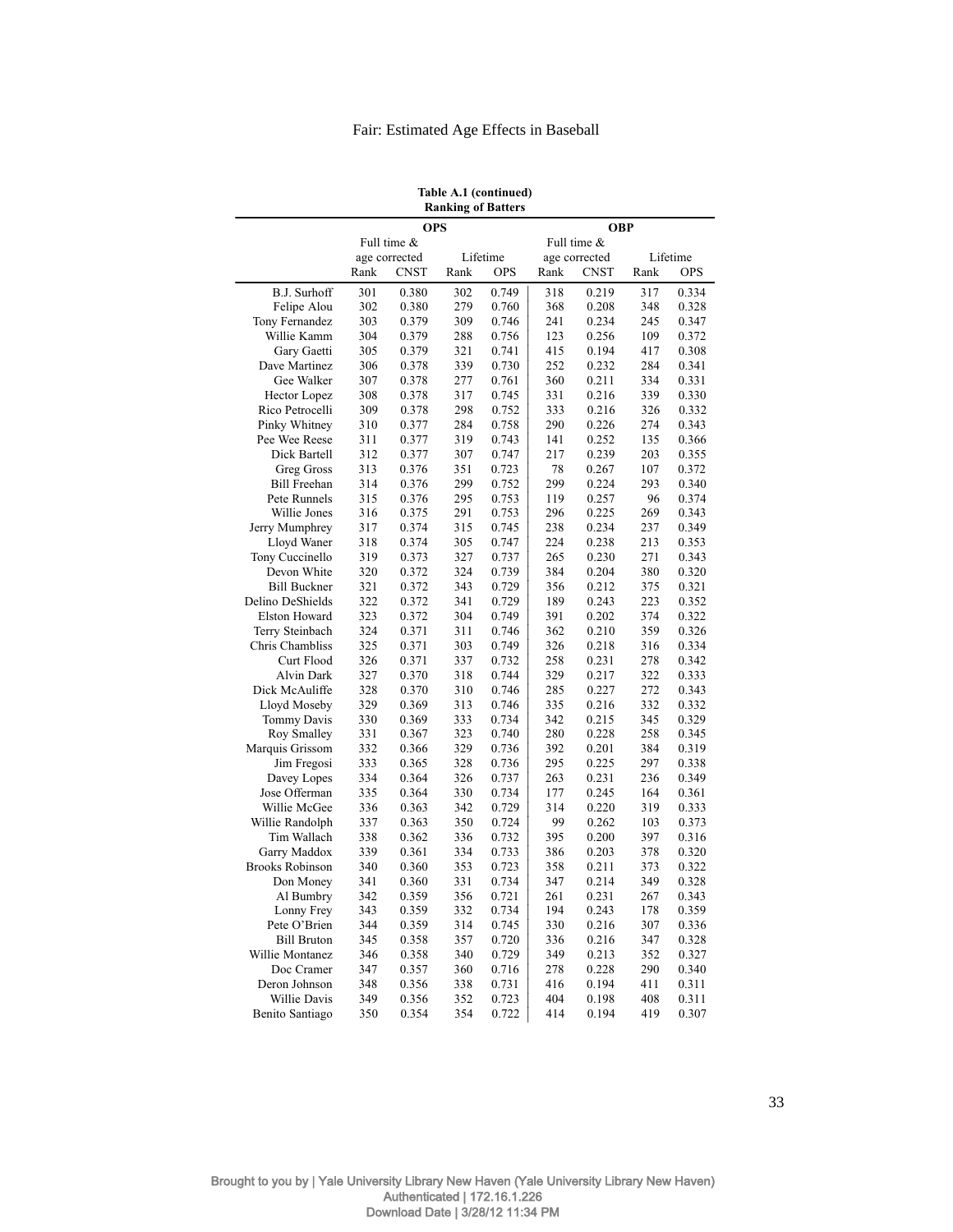**Table A.1 (continued)**
**Ranking of Batters**

| | OPS | | | | OBP | | | |
|---|---|---|---|---|---|---|---|---|
| | Full time & age corrected | | Lifetime | | Full time & age corrected | | Lifetime | |
| | Rank | CNST | Rank | OPS | Rank | CNST | Rank | OPS |
| B.J. Surhoff | 301 | 0.380 | 302 | 0.749 | 318 | 0.219 | 317 | 0.334 |
| Felipe Alou | 302 | 0.380 | 279 | 0.760 | 368 | 0.208 | 348 | 0.328 |
| Tony Fernandez | 303 | 0.379 | 309 | 0.746 | 241 | 0.234 | 245 | 0.347 |
| Willie Kamm | 304 | 0.379 | 288 | 0.756 | 123 | 0.256 | 109 | 0.372 |
| Gary Gaetti | 305 | 0.379 | 321 | 0.741 | 415 | 0.194 | 417 | 0.308 |
| Dave Martinez | 306 | 0.378 | 339 | 0.730 | 252 | 0.232 | 284 | 0.341 |
| Gee Walker | 307 | 0.378 | 277 | 0.761 | 360 | 0.211 | 334 | 0.331 |
| Hector Lopez | 308 | 0.378 | 317 | 0.745 | 331 | 0.216 | 339 | 0.330 |
| Rico Petrocelli | 309 | 0.378 | 298 | 0.752 | 333 | 0.216 | 326 | 0.332 |
| Pinky Whitney | 310 | 0.377 | 284 | 0.758 | 290 | 0.226 | 274 | 0.343 |
| Pee Wee Reese | 311 | 0.377 | 319 | 0.743 | 141 | 0.252 | 135 | 0.366 |
| Dick Bartell | 312 | 0.377 | 307 | 0.747 | 217 | 0.239 | 203 | 0.355 |
| Greg Gross | 313 | 0.376 | 351 | 0.723 | 78 | 0.267 | 107 | 0.372 |
| Bill Freehan | 314 | 0.376 | 299 | 0.752 | 299 | 0.224 | 293 | 0.340 |
| Pete Runnels | 315 | 0.376 | 295 | 0.753 | 119 | 0.257 | 96 | 0.374 |
| Willie Jones | 316 | 0.375 | 291 | 0.753 | 296 | 0.225 | 269 | 0.343 |
| Jerry Mumphrey | 317 | 0.374 | 315 | 0.745 | 238 | 0.234 | 237 | 0.349 |
| Lloyd Waner | 318 | 0.374 | 305 | 0.747 | 224 | 0.238 | 213 | 0.353 |
| Tony Cuccinello | 319 | 0.373 | 327 | 0.737 | 265 | 0.230 | 271 | 0.343 |
| Devon White | 320 | 0.372 | 324 | 0.739 | 384 | 0.204 | 380 | 0.320 |
| Bill Buckner | 321 | 0.372 | 343 | 0.729 | 356 | 0.212 | 375 | 0.321 |
| Delino DeShields | 322 | 0.372 | 341 | 0.729 | 189 | 0.243 | 223 | 0.352 |
| Elston Howard | 323 | 0.372 | 304 | 0.749 | 391 | 0.202 | 374 | 0.322 |
| Terry Steinbach | 324 | 0.371 | 311 | 0.746 | 362 | 0.210 | 359 | 0.326 |
| Chris Chambliss | 325 | 0.371 | 303 | 0.749 | 326 | 0.218 | 316 | 0.334 |
| Curt Flood | 326 | 0.371 | 337 | 0.732 | 258 | 0.231 | 278 | 0.342 |
| Alvin Dark | 327 | 0.370 | 318 | 0.744 | 329 | 0.217 | 322 | 0.333 |
| Dick McAuliffe | 328 | 0.370 | 310 | 0.746 | 285 | 0.227 | 272 | 0.343 |
| Lloyd Moseby | 329 | 0.369 | 313 | 0.746 | 335 | 0.216 | 332 | 0.332 |
| Tommy Davis | 330 | 0.369 | 333 | 0.734 | 342 | 0.215 | 345 | 0.329 |
| Roy Smalley | 331 | 0.367 | 323 | 0.740 | 280 | 0.228 | 258 | 0.345 |
| Marquis Grissom | 332 | 0.366 | 329 | 0.736 | 392 | 0.201 | 384 | 0.319 |
| Jim Fregosi | 333 | 0.365 | 328 | 0.736 | 295 | 0.225 | 297 | 0.338 |
| Davey Lopes | 334 | 0.364 | 326 | 0.737 | 263 | 0.231 | 236 | 0.349 |
| Jose Offerman | 335 | 0.364 | 330 | 0.734 | 177 | 0.245 | 164 | 0.361 |
| Willie McGee | 336 | 0.363 | 342 | 0.729 | 314 | 0.220 | 319 | 0.333 |
| Willie Randolph | 337 | 0.363 | 350 | 0.724 | 99 | 0.262 | 103 | 0.373 |
| Tim Wallach | 338 | 0.362 | 336 | 0.732 | 395 | 0.200 | 397 | 0.316 |
| Garry Maddox | 339 | 0.361 | 334 | 0.733 | 386 | 0.203 | 378 | 0.320 |
| Brooks Robinson | 340 | 0.360 | 353 | 0.723 | 358 | 0.211 | 373 | 0.322 |
| Don Money | 341 | 0.360 | 331 | 0.734 | 347 | 0.214 | 349 | 0.328 |
| Al Bumbry | 342 | 0.359 | 356 | 0.721 | 261 | 0.231 | 267 | 0.343 |
| Lonny Frey | 343 | 0.359 | 332 | 0.734 | 194 | 0.243 | 178 | 0.359 |
| Pete O'Brien | 344 | 0.359 | 314 | 0.745 | 330 | 0.216 | 307 | 0.336 |
| Bill Bruton | 345 | 0.358 | 357 | 0.720 | 336 | 0.216 | 347 | 0.328 |
| Willie Montanez | 346 | 0.358 | 340 | 0.729 | 349 | 0.213 | 352 | 0.327 |
| Doc Cramer | 347 | 0.357 | 360 | 0.716 | 278 | 0.228 | 290 | 0.340 |
| Deron Johnson | 348 | 0.356 | 338 | 0.731 | 416 | 0.194 | 411 | 0.311 |
| Willie Davis | 349 | 0.356 | 352 | 0.723 | 404 | 0.198 | 408 | 0.311 |
| Benito Santiago | 350 | 0.354 | 354 | 0.722 | 414 | 0.194 | 419 | 0.307 |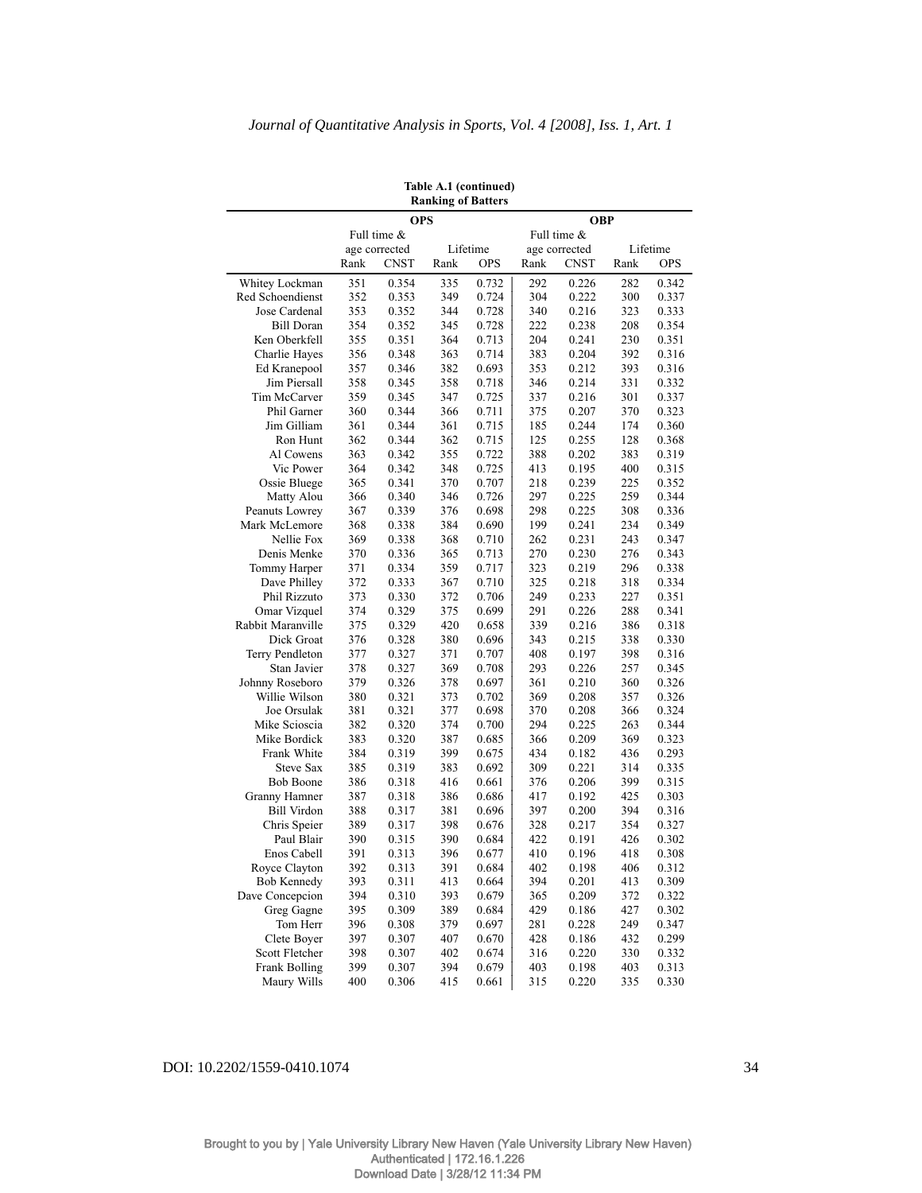**Table A.1 (continued)**
**Ranking of Batters**

| | OPS | | | | OBP | | | |
|---|---|---|---|---|---|---|---|---|
| | Full time & age corrected | | Lifetime | | Full time & age corrected | | Lifetime | |
| | Rank | CNST | Rank | OPS | Rank | CNST | Rank | OPS |
| Whitey Lockman | 351 | 0.354 | 335 | 0.732 | 292 | 0.226 | 282 | 0.342 |
| Red Schoendienst | 352 | 0.353 | 349 | 0.724 | 304 | 0.222 | 300 | 0.337 |
| Jose Cardenal | 353 | 0.352 | 344 | 0.728 | 340 | 0.216 | 323 | 0.333 |
| Bill Doran | 354 | 0.352 | 345 | 0.728 | 222 | 0.238 | 208 | 0.354 |
| Ken Oberkfell | 355 | 0.351 | 364 | 0.713 | 204 | 0.241 | 230 | 0.351 |
| Charlie Hayes | 356 | 0.348 | 363 | 0.714 | 383 | 0.204 | 392 | 0.316 |
| Ed Kranepool | 357 | 0.346 | 382 | 0.693 | 353 | 0.212 | 393 | 0.316 |
| Jim Piersall | 358 | 0.345 | 358 | 0.718 | 346 | 0.214 | 331 | 0.332 |
| Tim McCarver | 359 | 0.345 | 347 | 0.725 | 337 | 0.216 | 301 | 0.337 |
| Phil Garner | 360 | 0.344 | 366 | 0.711 | 375 | 0.207 | 370 | 0.323 |
| Jim Gilliam | 361 | 0.344 | 361 | 0.715 | 185 | 0.244 | 174 | 0.360 |
| Ron Hunt | 362 | 0.344 | 362 | 0.715 | 125 | 0.255 | 128 | 0.368 |
| Al Cowens | 363 | 0.342 | 355 | 0.722 | 388 | 0.202 | 383 | 0.319 |
| Vic Power | 364 | 0.342 | 348 | 0.725 | 413 | 0.195 | 400 | 0.315 |
| Ossie Bluege | 365 | 0.341 | 370 | 0.707 | 218 | 0.239 | 225 | 0.352 |
| Matty Alou | 366 | 0.340 | 346 | 0.726 | 297 | 0.225 | 259 | 0.344 |
| Peanuts Lowrey | 367 | 0.339 | 376 | 0.698 | 298 | 0.225 | 308 | 0.336 |
| Mark McLemore | 368 | 0.338 | 384 | 0.690 | 199 | 0.241 | 234 | 0.349 |
| Nellie Fox | 369 | 0.338 | 368 | 0.710 | 262 | 0.231 | 243 | 0.347 |
| Denis Menke | 370 | 0.336 | 365 | 0.713 | 270 | 0.230 | 276 | 0.343 |
| Tommy Harper | 371 | 0.334 | 359 | 0.717 | 323 | 0.219 | 296 | 0.338 |
| Dave Philley | 372 | 0.333 | 367 | 0.710 | 325 | 0.218 | 318 | 0.334 |
| Phil Rizzuto | 373 | 0.330 | 372 | 0.706 | 249 | 0.233 | 227 | 0.351 |
| Omar Vizquel | 374 | 0.329 | 375 | 0.699 | 291 | 0.226 | 288 | 0.341 |
| Rabbit Maranville | 375 | 0.329 | 420 | 0.658 | 339 | 0.216 | 386 | 0.318 |
| Dick Groat | 376 | 0.328 | 380 | 0.696 | 343 | 0.215 | 338 | 0.330 |
| Terry Pendleton | 377 | 0.327 | 371 | 0.707 | 408 | 0.197 | 398 | 0.316 |
| Stan Javier | 378 | 0.327 | 369 | 0.708 | 293 | 0.226 | 257 | 0.345 |
| Johnny Roseboro | 379 | 0.326 | 378 | 0.697 | 361 | 0.210 | 360 | 0.326 |
| Willie Wilson | 380 | 0.321 | 373 | 0.702 | 369 | 0.208 | 357 | 0.326 |
| Joe Orsulak | 381 | 0.321 | 377 | 0.698 | 370 | 0.208 | 366 | 0.324 |
| Mike Scioscia | 382 | 0.320 | 374 | 0.700 | 294 | 0.225 | 263 | 0.344 |
| Mike Bordick | 383 | 0.320 | 387 | 0.685 | 366 | 0.209 | 369 | 0.323 |
| Frank White | 384 | 0.319 | 399 | 0.675 | 434 | 0.182 | 436 | 0.293 |
| Steve Sax | 385 | 0.319 | 383 | 0.692 | 309 | 0.221 | 314 | 0.335 |
| Bob Boone | 386 | 0.318 | 416 | 0.661 | 376 | 0.206 | 399 | 0.315 |
| Granny Hamner | 387 | 0.318 | 386 | 0.686 | 417 | 0.192 | 425 | 0.303 |
| Bill Virdon | 388 | 0.317 | 381 | 0.696 | 397 | 0.200 | 394 | 0.316 |
| Chris Speier | 389 | 0.317 | 398 | 0.676 | 328 | 0.217 | 354 | 0.327 |
| Paul Blair | 390 | 0.315 | 390 | 0.684 | 422 | 0.191 | 426 | 0.302 |
| Enos Cabell | 391 | 0.313 | 396 | 0.677 | 410 | 0.196 | 418 | 0.308 |
| Royce Clayton | 392 | 0.313 | 391 | 0.684 | 402 | 0.198 | 406 | 0.312 |
| Bob Kennedy | 393 | 0.311 | 413 | 0.664 | 394 | 0.201 | 413 | 0.309 |
| Dave Concepcion | 394 | 0.310 | 393 | 0.679 | 365 | 0.209 | 372 | 0.322 |
| Greg Gagne | 395 | 0.309 | 389 | 0.684 | 429 | 0.186 | 427 | 0.302 |
| Tom Herr | 396 | 0.308 | 379 | 0.697 | 281 | 0.228 | 249 | 0.347 |
| Clete Boyer | 397 | 0.307 | 407 | 0.670 | 428 | 0.186 | 432 | 0.299 |
| Scott Fletcher | 398 | 0.307 | 402 | 0.674 | 316 | 0.220 | 330 | 0.332 |
| Frank Bolling | 399 | 0.307 | 394 | 0.679 | 403 | 0.198 | 403 | 0.313 |
| Maury Wills | 400 | 0.306 | 415 | 0.661 | 315 | 0.220 | 335 | 0.330 |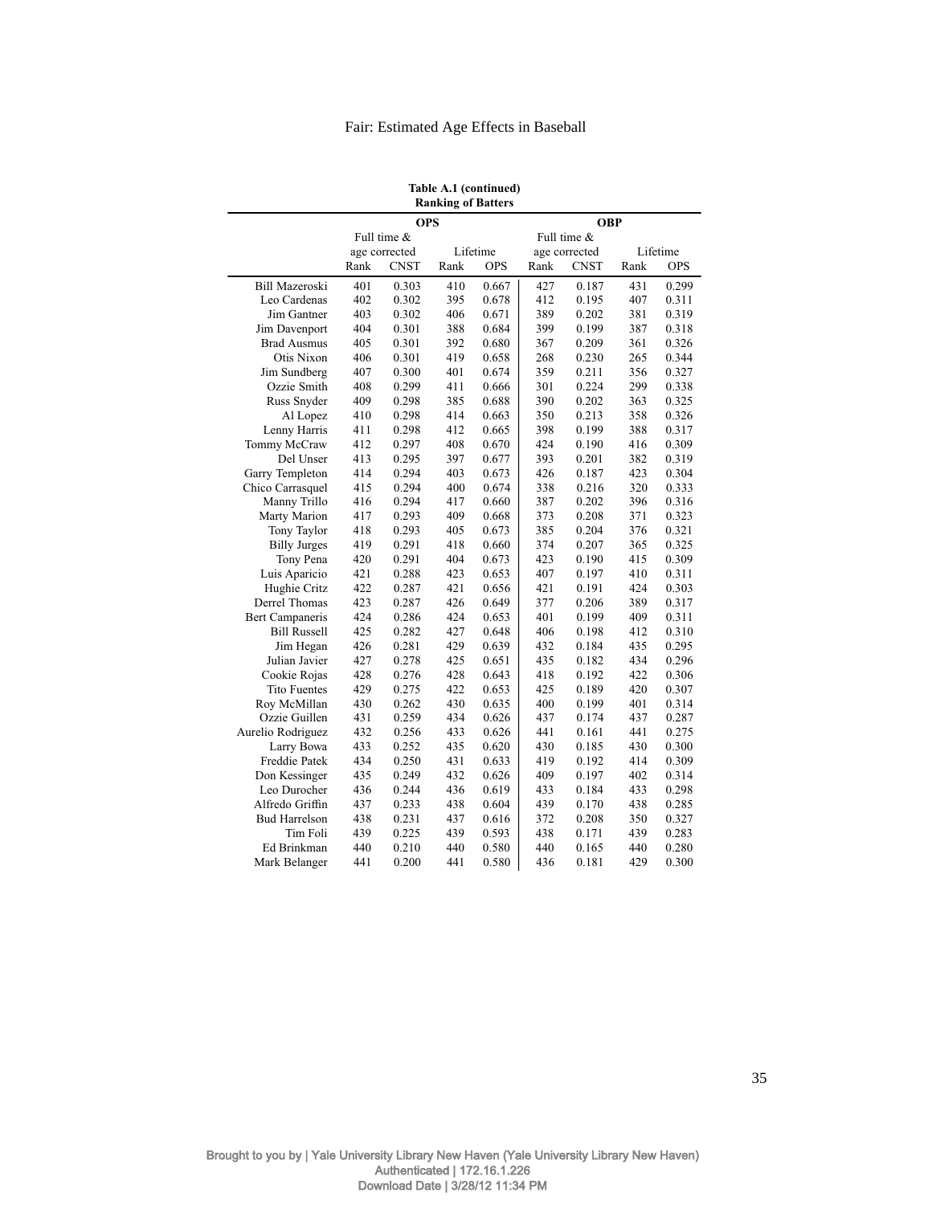**Table A.1 (continued)**
**Ranking of Batters**

| | OPS | | | | OBP | | | |
|---|---|---|---|---|---|---|---|---|
| | Full time & age corrected | | Lifetime | | Full time & age corrected | | Lifetime | |
| | Rank | CNST | Rank | OPS | Rank | CNST | Rank | OPS |
| Bill Mazeroski | 401 | 0.303 | 410 | 0.667 | 427 | 0.187 | 431 | 0.299 |
| Leo Cardenas | 402 | 0.302 | 395 | 0.678 | 412 | 0.195 | 407 | 0.311 |
| Jim Gantner | 403 | 0.302 | 406 | 0.671 | 389 | 0.202 | 381 | 0.319 |
| Jim Davenport | 404 | 0.301 | 388 | 0.684 | 399 | 0.199 | 387 | 0.318 |
| Brad Ausmus | 405 | 0.301 | 392 | 0.680 | 367 | 0.209 | 361 | 0.326 |
| Otis Nixon | 406 | 0.301 | 419 | 0.658 | 268 | 0.230 | 265 | 0.344 |
| Jim Sundberg | 407 | 0.300 | 401 | 0.674 | 359 | 0.211 | 356 | 0.327 |
| Ozzie Smith | 408 | 0.299 | 411 | 0.666 | 301 | 0.224 | 299 | 0.338 |
| Russ Snyder | 409 | 0.298 | 385 | 0.688 | 390 | 0.202 | 363 | 0.325 |
| Al Lopez | 410 | 0.298 | 414 | 0.663 | 350 | 0.213 | 358 | 0.326 |
| Lenny Harris | 411 | 0.298 | 412 | 0.665 | 398 | 0.199 | 388 | 0.317 |
| Tommy McCraw | 412 | 0.297 | 408 | 0.670 | 424 | 0.190 | 416 | 0.309 |
| Del Unser | 413 | 0.295 | 397 | 0.677 | 393 | 0.201 | 382 | 0.319 |
| Garry Templeton | 414 | 0.294 | 403 | 0.673 | 426 | 0.187 | 423 | 0.304 |
| Chico Carrasquel | 415 | 0.294 | 400 | 0.674 | 338 | 0.216 | 320 | 0.333 |
| Manny Trillo | 416 | 0.294 | 417 | 0.660 | 387 | 0.202 | 396 | 0.316 |
| Marty Marion | 417 | 0.293 | 409 | 0.668 | 373 | 0.208 | 371 | 0.323 |
| Tony Taylor | 418 | 0.293 | 405 | 0.673 | 385 | 0.204 | 376 | 0.321 |
| Billy Jurges | 419 | 0.291 | 418 | 0.660 | 374 | 0.207 | 365 | 0.325 |
| Tony Pena | 420 | 0.291 | 404 | 0.673 | 423 | 0.190 | 415 | 0.309 |
| Luis Aparicio | 421 | 0.288 | 423 | 0.653 | 407 | 0.197 | 410 | 0.311 |
| Hughie Critz | 422 | 0.287 | 421 | 0.656 | 421 | 0.191 | 424 | 0.303 |
| Derrel Thomas | 423 | 0.287 | 426 | 0.649 | 377 | 0.206 | 389 | 0.317 |
| Bert Campaneris | 424 | 0.286 | 424 | 0.653 | 401 | 0.199 | 409 | 0.311 |
| Bill Russell | 425 | 0.282 | 427 | 0.648 | 406 | 0.198 | 412 | 0.310 |
| Jim Hegan | 426 | 0.281 | 429 | 0.639 | 432 | 0.184 | 435 | 0.295 |
| Julian Javier | 427 | 0.278 | 425 | 0.651 | 435 | 0.182 | 434 | 0.296 |
| Cookie Rojas | 428 | 0.276 | 428 | 0.643 | 418 | 0.192 | 422 | 0.306 |
| Tito Fuentes | 429 | 0.275 | 422 | 0.653 | 425 | 0.189 | 420 | 0.307 |
| Roy McMillan | 430 | 0.262 | 430 | 0.635 | 400 | 0.199 | 401 | 0.314 |
| Ozzie Guillen | 431 | 0.259 | 434 | 0.626 | 437 | 0.174 | 437 | 0.287 |
| Aurelio Rodriguez | 432 | 0.256 | 433 | 0.626 | 441 | 0.161 | 441 | 0.275 |
| Larry Bowa | 433 | 0.252 | 435 | 0.620 | 430 | 0.185 | 430 | 0.300 |
| Freddie Patek | 434 | 0.250 | 431 | 0.633 | 419 | 0.192 | 414 | 0.309 |
| Don Kessinger | 435 | 0.249 | 432 | 0.626 | 409 | 0.197 | 402 | 0.314 |
| Leo Durocher | 436 | 0.244 | 436 | 0.619 | 433 | 0.184 | 433 | 0.298 |
| Alfredo Griffin | 437 | 0.233 | 438 | 0.604 | 439 | 0.170 | 438 | 0.285 |
| Bud Harrelson | 438 | 0.231 | 437 | 0.616 | 372 | 0.208 | 350 | 0.327 |
| Tim Foli | 439 | 0.225 | 439 | 0.593 | 438 | 0.171 | 439 | 0.283 |
| Ed Brinkman | 440 | 0.210 | 440 | 0.580 | 440 | 0.165 | 440 | 0.280 |
| Mark Belanger | 441 | 0.200 | 441 | 0.580 | 436 | 0.181 | 429 | 0.300 |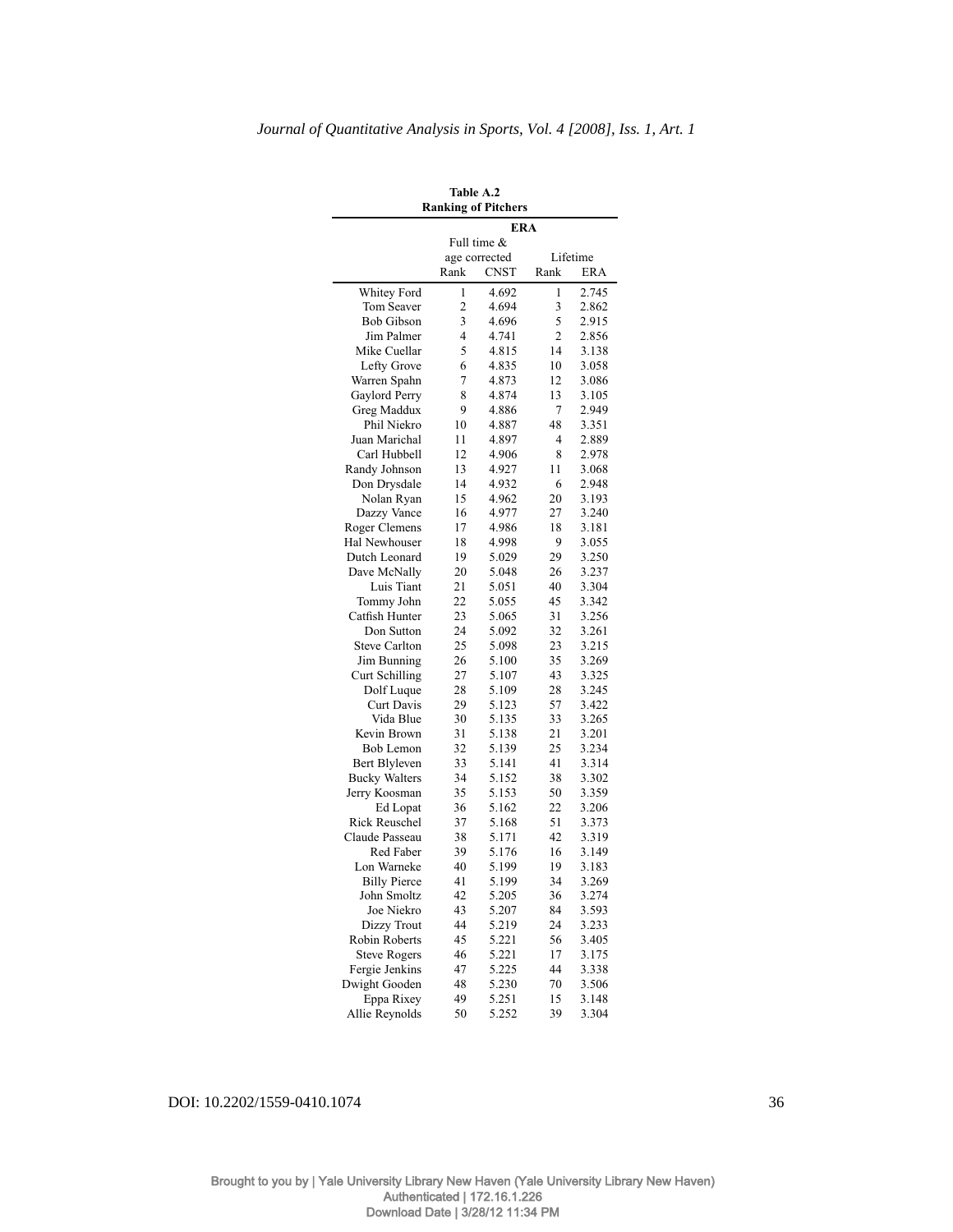**Table A.2**
**Ranking of Pitchers**

| | ERA | | | |
|---|---|---|---|---|
| | Full time & age corrected | | Lifetime | |
| | Rank | CNST | Rank | ERA |
| Whitey Ford | 1 | 4.692 | 1 | 2.745 |
| Tom Seaver | 2 | 4.694 | 3 | 2.862 |
| Bob Gibson | 3 | 4.696 | 5 | 2.915 |
| Jim Palmer | 4 | 4.741 | 2 | 2.856 |
| Mike Cuellar | 5 | 4.815 | 14 | 3.138 |
| Lefty Grove | 6 | 4.835 | 10 | 3.058 |
| Warren Spahn | 7 | 4.873 | 12 | 3.086 |
| Gaylord Perry | 8 | 4.874 | 13 | 3.105 |
| Greg Maddux | 9 | 4.886 | 7 | 2.949 |
| Phil Niekro | 10 | 4.887 | 48 | 3.351 |
| Juan Marichal | 11 | 4.897 | 4 | 2.889 |
| Carl Hubbell | 12 | 4.906 | 8 | 2.978 |
| Randy Johnson | 13 | 4.927 | 11 | 3.068 |
| Don Drysdale | 14 | 4.932 | 6 | 2.948 |
| Nolan Ryan | 15 | 4.962 | 20 | 3.193 |
| Dazzy Vance | 16 | 4.977 | 27 | 3.240 |
| Roger Clemens | 17 | 4.986 | 18 | 3.181 |
| Hal Newhouser | 18 | 4.998 | 9 | 3.055 |
| Dutch Leonard | 19 | 5.029 | 29 | 3.250 |
| Dave McNally | 20 | 5.048 | 26 | 3.237 |
| Luis Tiant | 21 | 5.051 | 40 | 3.304 |
| Tommy John | 22 | 5.055 | 45 | 3.342 |
| Catfish Hunter | 23 | 5.065 | 31 | 3.256 |
| Don Sutton | 24 | 5.092 | 32 | 3.261 |
| Steve Carlton | 25 | 5.098 | 23 | 3.215 |
| Jim Bunning | 26 | 5.100 | 35 | 3.269 |
| Curt Schilling | 27 | 5.107 | 43 | 3.325 |
| Dolf Luque | 28 | 5.109 | 28 | 3.245 |
| Curt Davis | 29 | 5.123 | 57 | 3.422 |
| Vida Blue | 30 | 5.135 | 33 | 3.265 |
| Kevin Brown | 31 | 5.138 | 21 | 3.201 |
| Bob Lemon | 32 | 5.139 | 25 | 3.234 |
| Bert Blyleven | 33 | 5.141 | 41 | 3.314 |
| Bucky Walters | 34 | 5.152 | 38 | 3.302 |
| Jerry Koosman | 35 | 5.153 | 50 | 3.359 |
| Ed Lopat | 36 | 5.162 | 22 | 3.206 |
| Rick Reuschel | 37 | 5.168 | 51 | 3.373 |
| Claude Passeau | 38 | 5.171 | 42 | 3.319 |
| Red Faber | 39 | 5.176 | 16 | 3.149 |
| Lon Warneke | 40 | 5.199 | 19 | 3.183 |
| Billy Pierce | 41 | 5.199 | 34 | 3.269 |
| John Smoltz | 42 | 5.205 | 36 | 3.274 |
| Joe Niekro | 43 | 5.207 | 84 | 3.593 |
| Dizzy Trout | 44 | 5.219 | 24 | 3.233 |
| Robin Roberts | 45 | 5.221 | 56 | 3.405 |
| Steve Rogers | 46 | 5.221 | 17 | 3.175 |
| Fergie Jenkins | 47 | 5.225 | 44 | 3.338 |
| Dwight Gooden | 48 | 5.230 | 70 | 3.506 |
| Eppa Rixey | 49 | 5.251 | 15 | 3.148 |
| Allie Reynolds | 50 | 5.252 | 39 | 3.304 |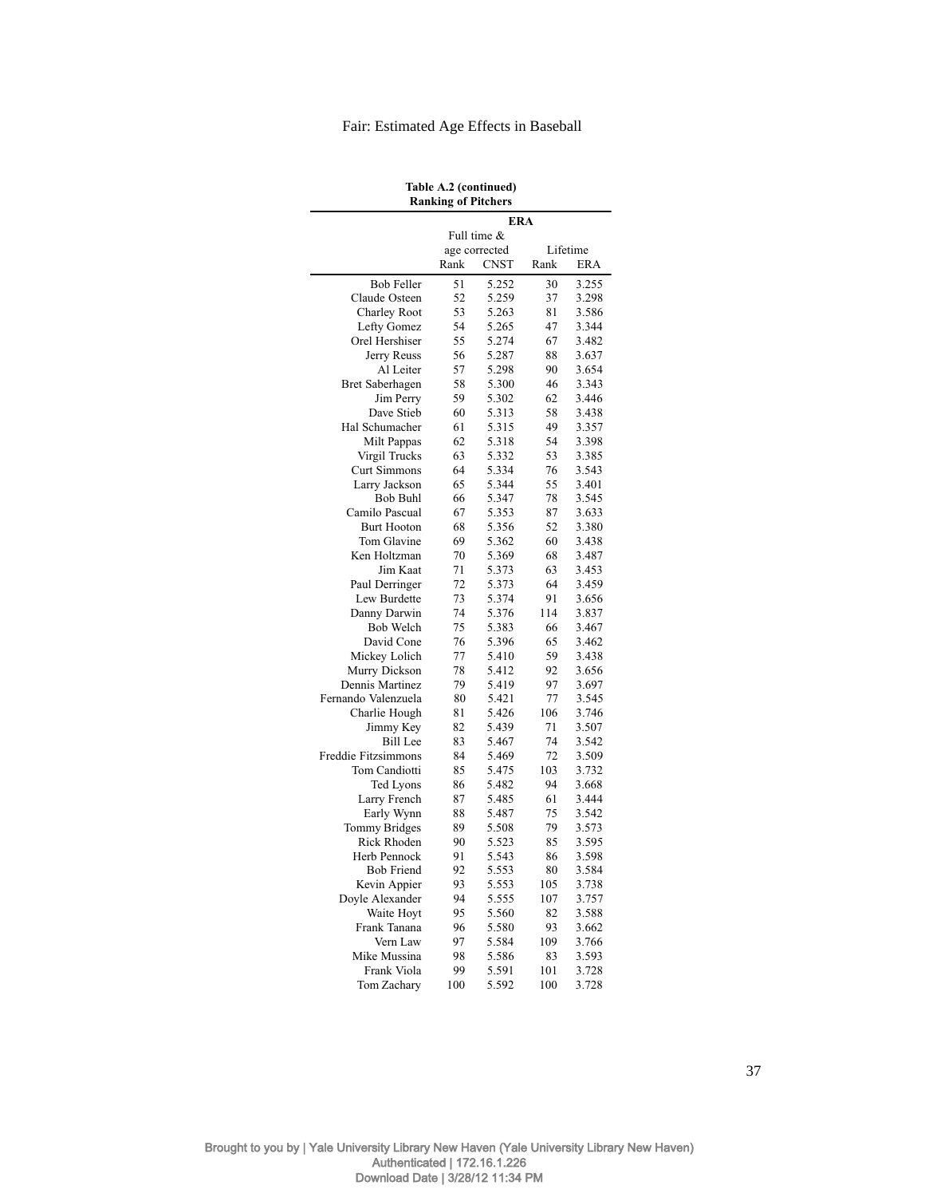**Table A.2 (continued)**
**Ranking of Pitchers**

| | ERA | | | |
|---|---|---|---|---|
| | Full time & age corrected | | Lifetime | |
| | Rank | CNST | Rank | ERA |
| Bob Feller | 51 | 5.252 | 30 | 3.255 |
| Claude Osteen | 52 | 5.259 | 37 | 3.298 |
| Charley Root | 53 | 5.263 | 81 | 3.586 |
| Lefty Gomez | 54 | 5.265 | 47 | 3.344 |
| Orel Hershiser | 55 | 5.274 | 67 | 3.482 |
| Jerry Reuss | 56 | 5.287 | 88 | 3.637 |
| Al Leiter | 57 | 5.298 | 90 | 3.654 |
| Bret Saberhagen | 58 | 5.300 | 46 | 3.343 |
| Jim Perry | 59 | 5.302 | 62 | 3.446 |
| Dave Stieb | 60 | 5.313 | 58 | 3.438 |
| Hal Schumacher | 61 | 5.315 | 49 | 3.357 |
| Milt Pappas | 62 | 5.318 | 54 | 3.398 |
| Virgil Trucks | 63 | 5.332 | 53 | 3.385 |
| Curt Simmons | 64 | 5.334 | 76 | 3.543 |
| Larry Jackson | 65 | 5.344 | 55 | 3.401 |
| Bob Buhl | 66 | 5.347 | 78 | 3.545 |
| Camilo Pascual | 67 | 5.353 | 87 | 3.633 |
| Burt Hooton | 68 | 5.356 | 52 | 3.380 |
| Tom Glavine | 69 | 5.362 | 60 | 3.438 |
| Ken Holtzman | 70 | 5.369 | 68 | 3.487 |
| Jim Kaat | 71 | 5.373 | 63 | 3.453 |
| Paul Derringer | 72 | 5.373 | 64 | 3.459 |
| Lew Burdette | 73 | 5.374 | 91 | 3.656 |
| Danny Darwin | 74 | 5.376 | 114 | 3.837 |
| Bob Welch | 75 | 5.383 | 66 | 3.467 |
| David Cone | 76 | 5.396 | 65 | 3.462 |
| Mickey Lolich | 77 | 5.410 | 59 | 3.438 |
| Murry Dickson | 78 | 5.412 | 92 | 3.656 |
| Dennis Martinez | 79 | 5.419 | 97 | 3.697 |
| Fernando Valenzuela | 80 | 5.421 | 77 | 3.545 |
| Charlie Hough | 81 | 5.426 | 106 | 3.746 |
| Jimmy Key | 82 | 5.439 | 71 | 3.507 |
| Bill Lee | 83 | 5.467 | 74 | 3.542 |
| Freddie Fitzsimmons | 84 | 5.469 | 72 | 3.509 |
| Tom Candiotti | 85 | 5.475 | 103 | 3.732 |
| Ted Lyons | 86 | 5.482 | 94 | 3.668 |
| Larry French | 87 | 5.485 | 61 | 3.444 |
| Early Wynn | 88 | 5.487 | 75 | 3.542 |
| Tommy Bridges | 89 | 5.508 | 79 | 3.573 |
| Rick Rhoden | 90 | 5.523 | 85 | 3.595 |
| Herb Pennock | 91 | 5.543 | 86 | 3.598 |
| Bob Friend | 92 | 5.553 | 80 | 3.584 |
| Kevin Appier | 93 | 5.553 | 105 | 3.738 |
| Doyle Alexander | 94 | 5.555 | 107 | 3.757 |
| Waite Hoyt | 95 | 5.560 | 82 | 3.588 |
| Frank Tanana | 96 | 5.580 | 93 | 3.662 |
| Vern Law | 97 | 5.584 | 109 | 3.766 |
| Mike Mussina | 98 | 5.586 | 83 | 3.593 |
| Frank Viola | 99 | 5.591 | 101 | 3.728 |
| Tom Zachary | 100 | 5.592 | 100 | 3.728 |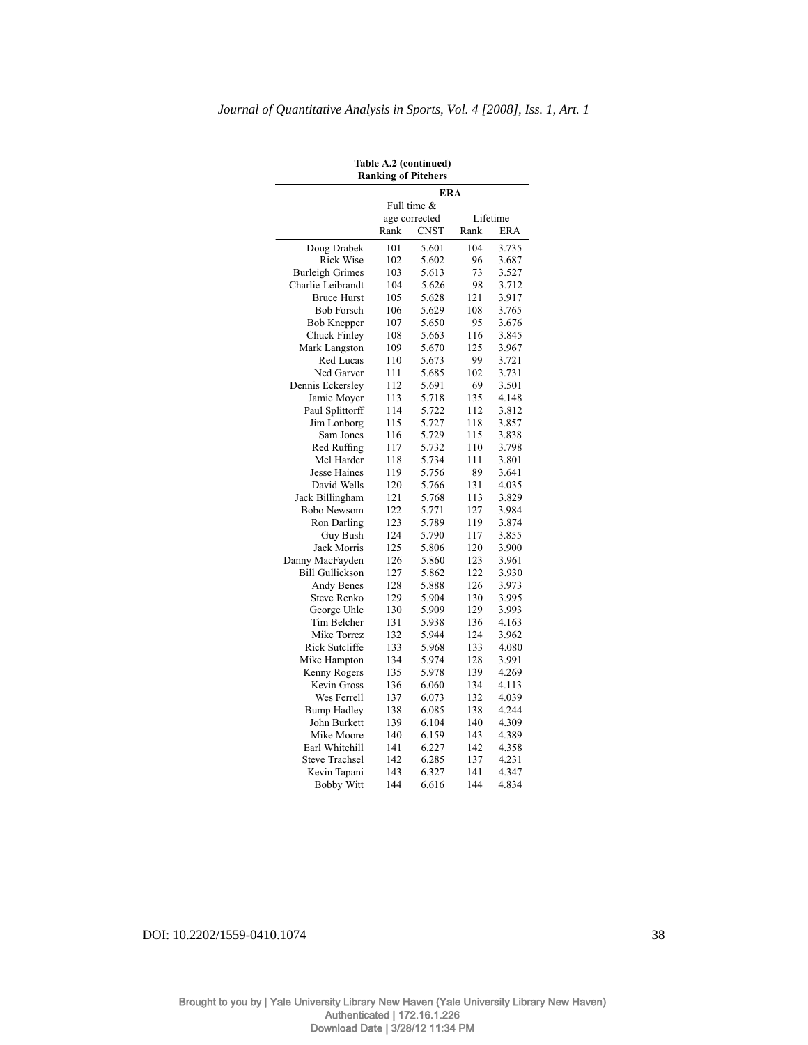**Table A.2 (continued)**
**Ranking of Pitchers**

| | ERA | | | |
|---|---|---|---|---|
| | Full time & age corrected | | Lifetime | |
| | Rank | CNST | Rank | ERA |
| Doug Drabek | 101 | 5.601 | 104 | 3.735 |
| Rick Wise | 102 | 5.602 | 96 | 3.687 |
| Burleigh Grimes | 103 | 5.613 | 73 | 3.527 |
| Charlie Leibrandt | 104 | 5.626 | 98 | 3.712 |
| Bruce Hurst | 105 | 5.628 | 121 | 3.917 |
| Bob Forsch | 106 | 5.629 | 108 | 3.765 |
| Bob Knepper | 107 | 5.650 | 95 | 3.676 |
| Chuck Finley | 108 | 5.663 | 116 | 3.845 |
| Mark Langston | 109 | 5.670 | 125 | 3.967 |
| Red Lucas | 110 | 5.673 | 99 | 3.721 |
| Ned Garver | 111 | 5.685 | 102 | 3.731 |
| Dennis Eckersley | 112 | 5.691 | 69 | 3.501 |
| Jamie Moyer | 113 | 5.718 | 135 | 4.148 |
| Paul Splittorff | 114 | 5.722 | 112 | 3.812 |
| Jim Lonborg | 115 | 5.727 | 118 | 3.857 |
| Sam Jones | 116 | 5.729 | 115 | 3.838 |
| Red Ruffing | 117 | 5.732 | 110 | 3.798 |
| Mel Harder | 118 | 5.734 | 111 | 3.801 |
| Jesse Haines | 119 | 5.756 | 89 | 3.641 |
| David Wells | 120 | 5.766 | 131 | 4.035 |
| Jack Billingham | 121 | 5.768 | 113 | 3.829 |
| Bobo Newsom | 122 | 5.771 | 127 | 3.984 |
| Ron Darling | 123 | 5.789 | 119 | 3.874 |
| Guy Bush | 124 | 5.790 | 117 | 3.855 |
| Jack Morris | 125 | 5.806 | 120 | 3.900 |
| Danny MacFayden | 126 | 5.860 | 123 | 3.961 |
| Bill Gullickson | 127 | 5.862 | 122 | 3.930 |
| Andy Benes | 128 | 5.888 | 126 | 3.973 |
| Steve Renko | 129 | 5.904 | 130 | 3.995 |
| George Uhle | 130 | 5.909 | 129 | 3.993 |
| Tim Belcher | 131 | 5.938 | 136 | 4.163 |
| Mike Torrez | 132 | 5.944 | 124 | 3.962 |
| Rick Sutcliffe | 133 | 5.968 | 133 | 4.080 |
| Mike Hampton | 134 | 5.974 | 128 | 3.991 |
| Kenny Rogers | 135 | 5.978 | 139 | 4.269 |
| Kevin Gross | 136 | 6.060 | 134 | 4.113 |
| Wes Ferrell | 137 | 6.073 | 132 | 4.039 |
| Bump Hadley | 138 | 6.085 | 138 | 4.244 |
| John Burkett | 139 | 6.104 | 140 | 4.309 |
| Mike Moore | 140 | 6.159 | 143 | 4.389 |
| Earl Whitehill | 141 | 6.227 | 142 | 4.358 |
| Steve Trachsel | 142 | 6.285 | 137 | 4.231 |
| Kevin Tapani | 143 | 6.327 | 141 | 4.347 |
| Bobby Witt | 144 | 6.616 | 144 | 4.834 |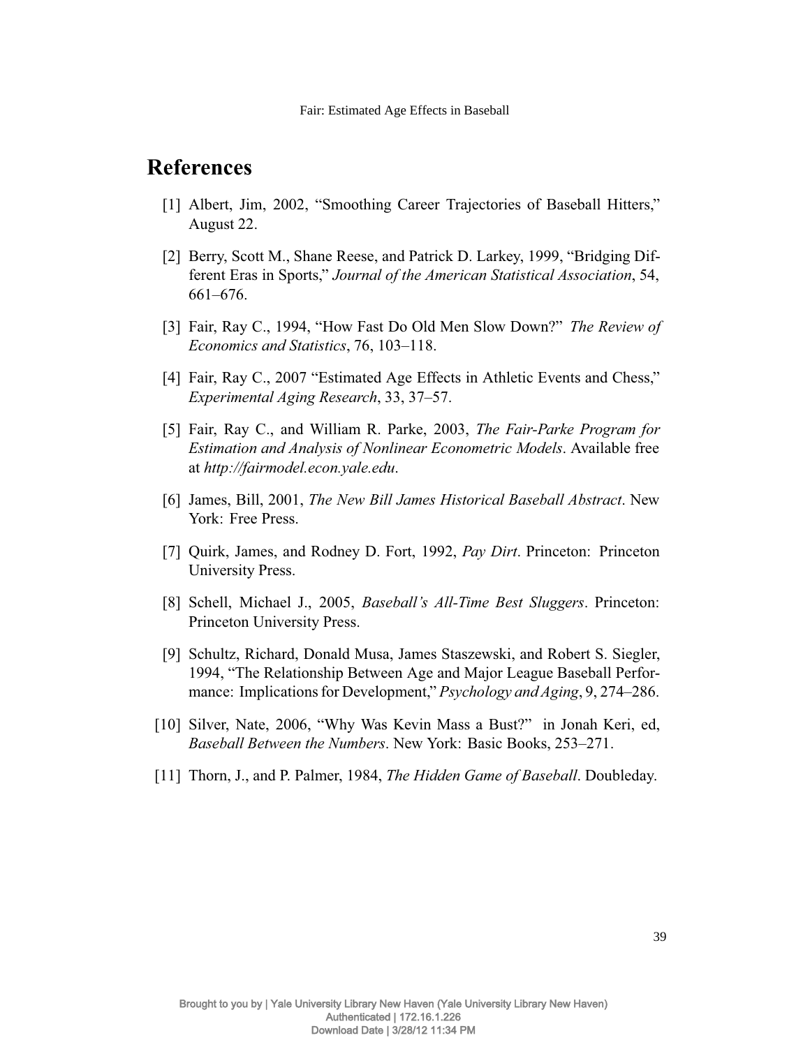# References

[1] Albert, Jim, 2002, "Smoothing Career Trajectories of Baseball Hitters," August 22.

[2] Berry, Scott M., Shane Reese, and Patrick D. Larkey, 1999, "Bridging Different Eras in Sports," *Journal of the American Statistical Association*, 54, 661–676.

[3] Fair, Ray C., 1994, "How Fast Do Old Men Slow Down?" *The Review of Economics and Statistics*, 76, 103–118.

[4] Fair, Ray C., 2007 "Estimated Age Effects in Athletic Events and Chess," *Experimental Aging Research*, 33, 37–57.

[5] Fair, Ray C., and William R. Parke, 2003, *The Fair-Parke Program for Estimation and Analysis of Nonlinear Econometric Models*. Available free at *http://fairmodel.econ.yale.edu*.

[6] James, Bill, 2001, *The New Bill James Historical Baseball Abstract*. New York: Free Press.

[7] Quirk, James, and Rodney D. Fort, 1992, *Pay Dirt*. Princeton: Princeton University Press.

[8] Schell, Michael J., 2005, *Baseball's All-Time Best Sluggers*. Princeton: Princeton University Press.

[9] Schultz, Richard, Donald Musa, James Staszewski, and Robert S. Siegler, 1994, "The Relationship Between Age and Major League Baseball Performance: Implications for Development," *Psychology and Aging*, 9, 274–286.

[10] Silver, Nate, 2006, "Why Was Kevin Mass a Bust?" in Jonah Keri, ed, *Baseball Between the Numbers*. New York: Basic Books, 253–271.

[11] Thorn, J., and P. Palmer, 1984, *The Hidden Game of Baseball*. Doubleday.